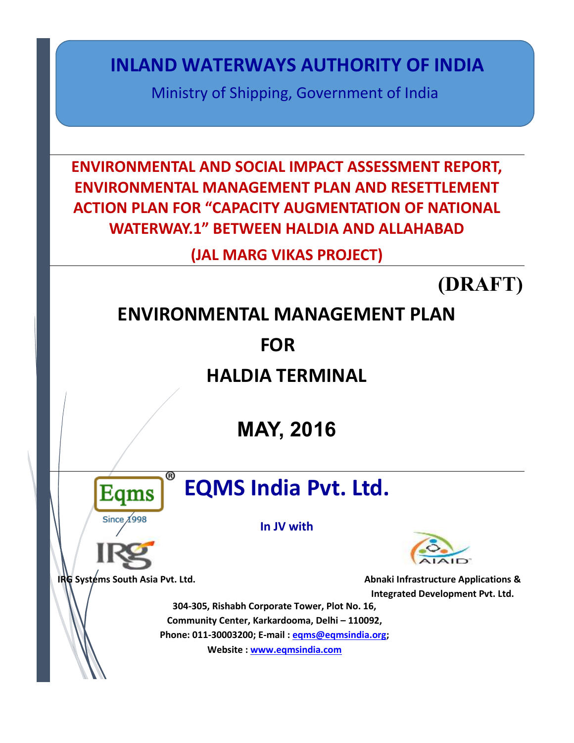# INLAND WATERWAYS AUTHORITY OF INDIA

Ministry of Shipping, Government of India

## ENVIRONMENTAL AND SOCIAL IMPACT ASSESSMENT REPORT, ENVIRONMENTAL MANAGEMENT PLAN AND RESETTLEMENT ACTION PLAN FOR "CAPACITY AUGMENTATION OF NATIONAL WATERWAY.1" BETWEEN HALDIA AND ALLAHABAD

## (JAL MARG VIKAS PROJECT)

**(DRAFT)**

# ENVIRONMENTAL MANAGEMENT PLAN

# FOR

# HALDIA TERMINAL

## MAY, 2016

# EQMS India Pvt. Ltd.

Eqms® Since 1998

**In JV with**

**IRG Systems South Asia Pvt. Ltd.**

**Abnaki Infrastructure Applications & Integrated Development Pvt. Ltd.**

**304-305, Rishabh Corporate Tower, Plot No. 16, Community Center, Karkardooma, Delhi – 110092, Phone: 011-30003200; E-mail : eqms@eqmsindia.org; Website : www.eqmsindia.com**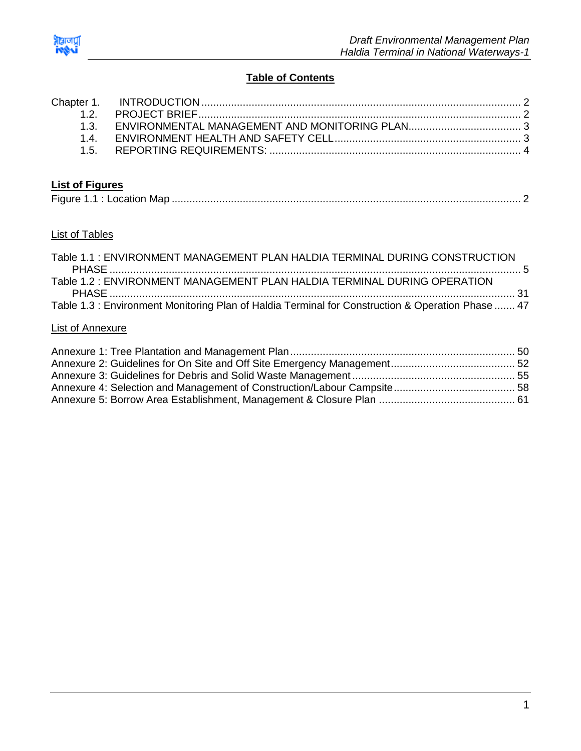## Table of Contents

Chapter 1. INTRODUCTION ............................................................................................................ 2
1.2. PROJECT BRIEF ............................................................................................................ 2
1.3. ENVIRONMENTAL MANAGEMENT AND MONITORING PLAN ...................................... 3
1.4. ENVIRONMENT HEALTH AND SAFETY CELL .............................................................. 3
1.5. REPORTING REQUIREMENTS: .................................................................................... 4

**List of Figures**

Figure 1.1 : Location Map ..................................................................................................... 2

List of Tables

Table 1.1 : ENVIRONMENT MANAGEMENT PLAN HALDIA TERMINAL DURING CONSTRUCTION PHASE ............................................................................................................................ 5
Table 1.2 : ENVIRONMENT MANAGEMENT PLAN HALDIA TERMINAL DURING OPERATION PHASE .......................................................................................................................... 31
Table 1.3 : Environment Monitoring Plan of Haldia Terminal for Construction & Operation Phase ....... 47

List of Annexure

Annexure 1: Tree Plantation and Management Plan ........................................................................... 50
Annexure 2: Guidelines for On Site and Off Site Emergency Management ......................................... 52
Annexure 3: Guidelines for Debris and Solid Waste Management ...................................................... 55
Annexure 4: Selection and Management of Construction/Labour Campsite ........................................ 58
Annexure 5: Borrow Area Establishment, Management & Closure Plan ............................................. 61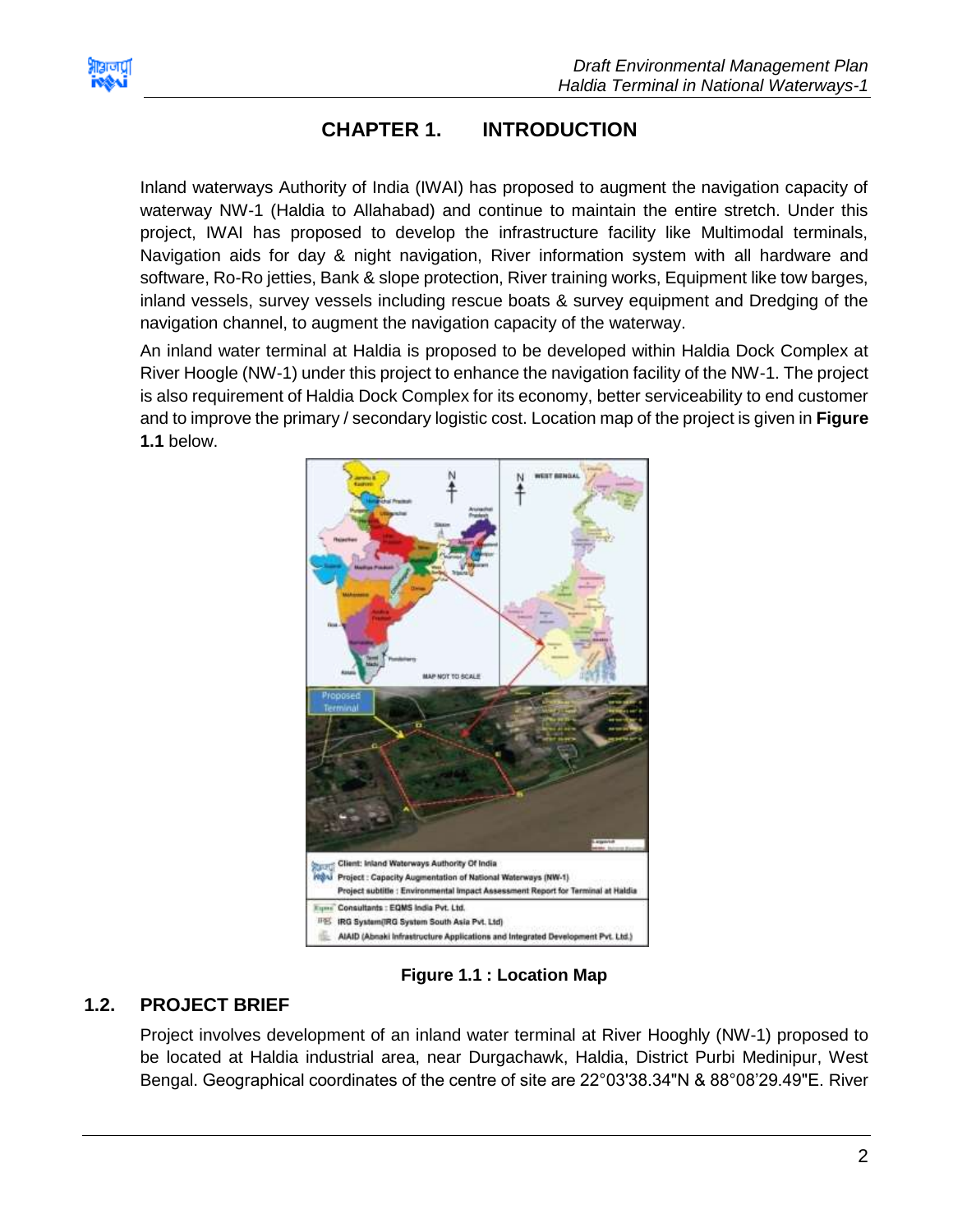# CHAPTER 1. INTRODUCTION

Inland waterways Authority of India (IWAI) has proposed to augment the navigation capacity of waterway NW-1 (Haldia to Allahabad) and continue to maintain the entire stretch. Under this project, IWAI has proposed to develop the infrastructure facility like Multimodal terminals, Navigation aids for day & night navigation, River information system with all hardware and software, Ro-Ro jetties, Bank & slope protection, River training works, Equipment like tow barges, inland vessels, survey vessels including rescue boats & survey equipment and Dredging of the navigation channel, to augment the navigation capacity of the waterway.

An inland water terminal at Haldia is proposed to be developed within Haldia Dock Complex at River Hoogle (NW-1) under this project to enhance the navigation facility of the NW-1. The project is also requirement of Haldia Dock Complex for its economy, better serviceability to end customer and to improve the primary / secondary logistic cost. Location map of the project is given in **Figure 1.1** below.

**Figure 1.1 : Location Map**

## 1.2. PROJECT BRIEF

Project involves development of an inland water terminal at River Hooghly (NW-1) proposed to be located at Haldia industrial area, near Durgachawk, Haldia, District Purbi Medinipur, West Bengal. Geographical coordinates of the centre of site are 22°03'38.34"N & 88°08'29.49"E. River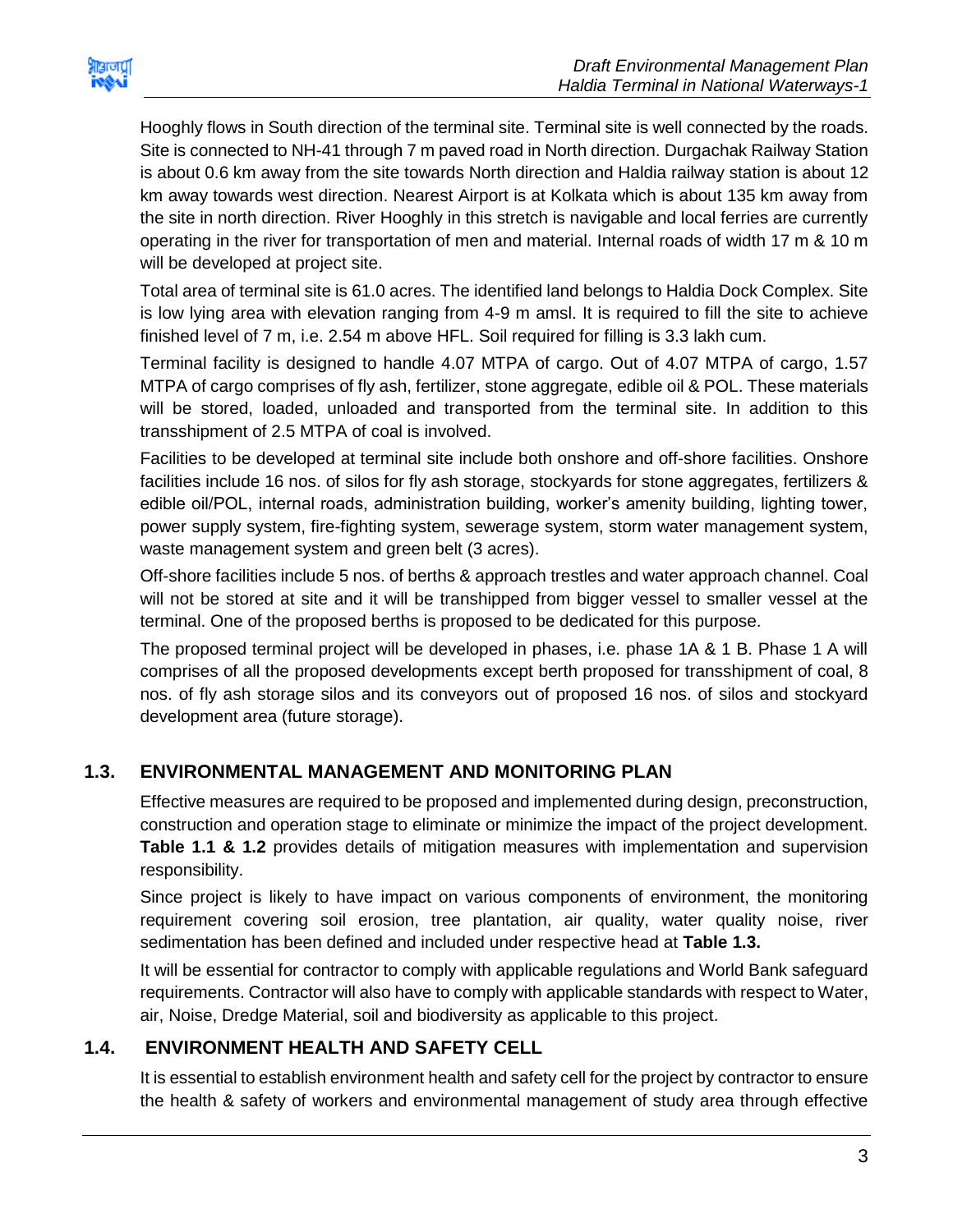Hooghly flows in South direction of the terminal site. Terminal site is well connected by the roads. Site is connected to NH-41 through 7 m paved road in North direction. Durgachak Railway Station is about 0.6 km away from the site towards North direction and Haldia railway station is about 12 km away towards west direction. Nearest Airport is at Kolkata which is about 135 km away from the site in north direction. River Hooghly in this stretch is navigable and local ferries are currently operating in the river for transportation of men and material. Internal roads of width 17 m & 10 m will be developed at project site.

Total area of terminal site is 61.0 acres. The identified land belongs to Haldia Dock Complex. Site is low lying area with elevation ranging from 4-9 m amsl. It is required to fill the site to achieve finished level of 7 m, i.e. 2.54 m above HFL. Soil required for filling is 3.3 lakh cum.

Terminal facility is designed to handle 4.07 MTPA of cargo. Out of 4.07 MTPA of cargo, 1.57 MTPA of cargo comprises of fly ash, fertilizer, stone aggregate, edible oil & POL. These materials will be stored, loaded, unloaded and transported from the terminal site. In addition to this transshipment of 2.5 MTPA of coal is involved.

Facilities to be developed at terminal site include both onshore and off-shore facilities. Onshore facilities include 16 nos. of silos for fly ash storage, stockyards for stone aggregates, fertilizers & edible oil/POL, internal roads, administration building, worker's amenity building, lighting tower, power supply system, fire-fighting system, sewerage system, storm water management system, waste management system and green belt (3 acres).

Off-shore facilities include 5 nos. of berths & approach trestles and water approach channel. Coal will not be stored at site and it will be transhipped from bigger vessel to smaller vessel at the terminal. One of the proposed berths is proposed to be dedicated for this purpose.

The proposed terminal project will be developed in phases, i.e. phase 1A & 1 B. Phase 1 A will comprises of all the proposed developments except berth proposed for transshipment of coal, 8 nos. of fly ash storage silos and its conveyors out of proposed 16 nos. of silos and stockyard development area (future storage).

## 1.3. ENVIRONMENTAL MANAGEMENT AND MONITORING PLAN

Effective measures are required to be proposed and implemented during design, preconstruction, construction and operation stage to eliminate or minimize the impact of the project development. **Table 1.1 & 1.2** provides details of mitigation measures with implementation and supervision responsibility.

Since project is likely to have impact on various components of environment, the monitoring requirement covering soil erosion, tree plantation, air quality, water quality noise, river sedimentation has been defined and included under respective head at **Table 1.3.**

It will be essential for contractor to comply with applicable regulations and World Bank safeguard requirements. Contractor will also have to comply with applicable standards with respect to Water, air, Noise, Dredge Material, soil and biodiversity as applicable to this project.

## 1.4. ENVIRONMENT HEALTH AND SAFETY CELL

It is essential to establish environment health and safety cell for the project by contractor to ensure the health & safety of workers and environmental management of study area through effective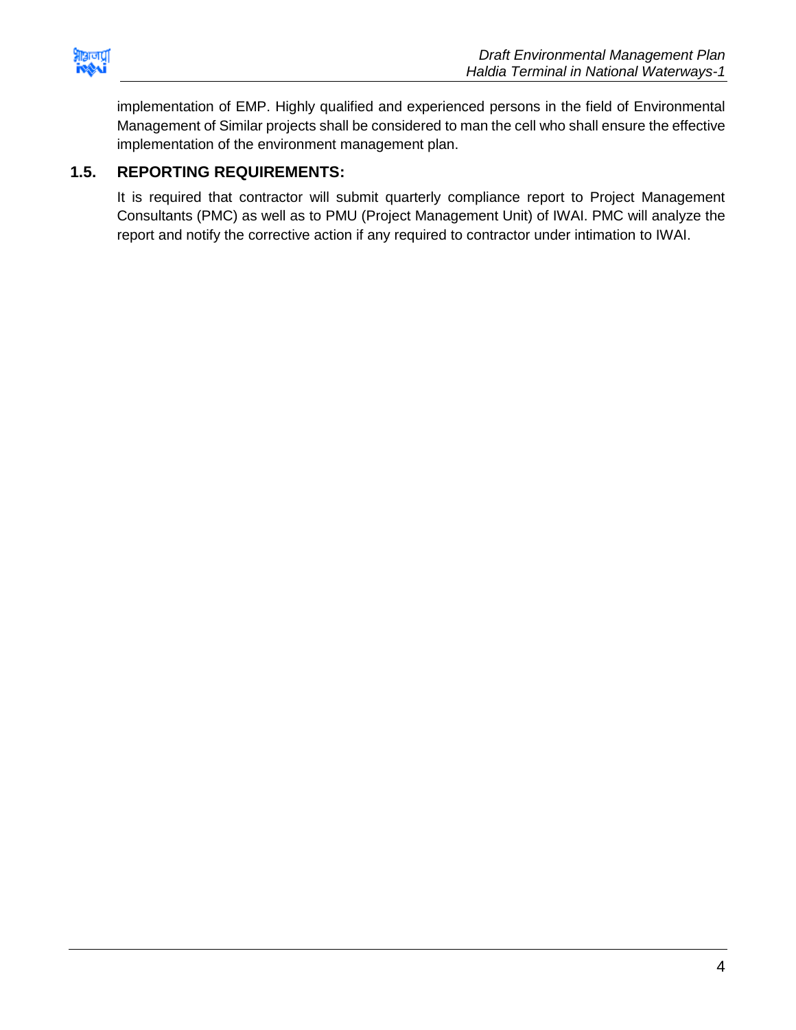implementation of EMP. Highly qualified and experienced persons in the field of Environmental Management of Similar projects shall be considered to man the cell who shall ensure the effective implementation of the environment management plan.

## 1.5. REPORTING REQUIREMENTS:

It is required that contractor will submit quarterly compliance report to Project Management Consultants (PMC) as well as to PMU (Project Management Unit) of IWAI. PMC will analyze the report and notify the corrective action if any required to contractor under intimation to IWAI.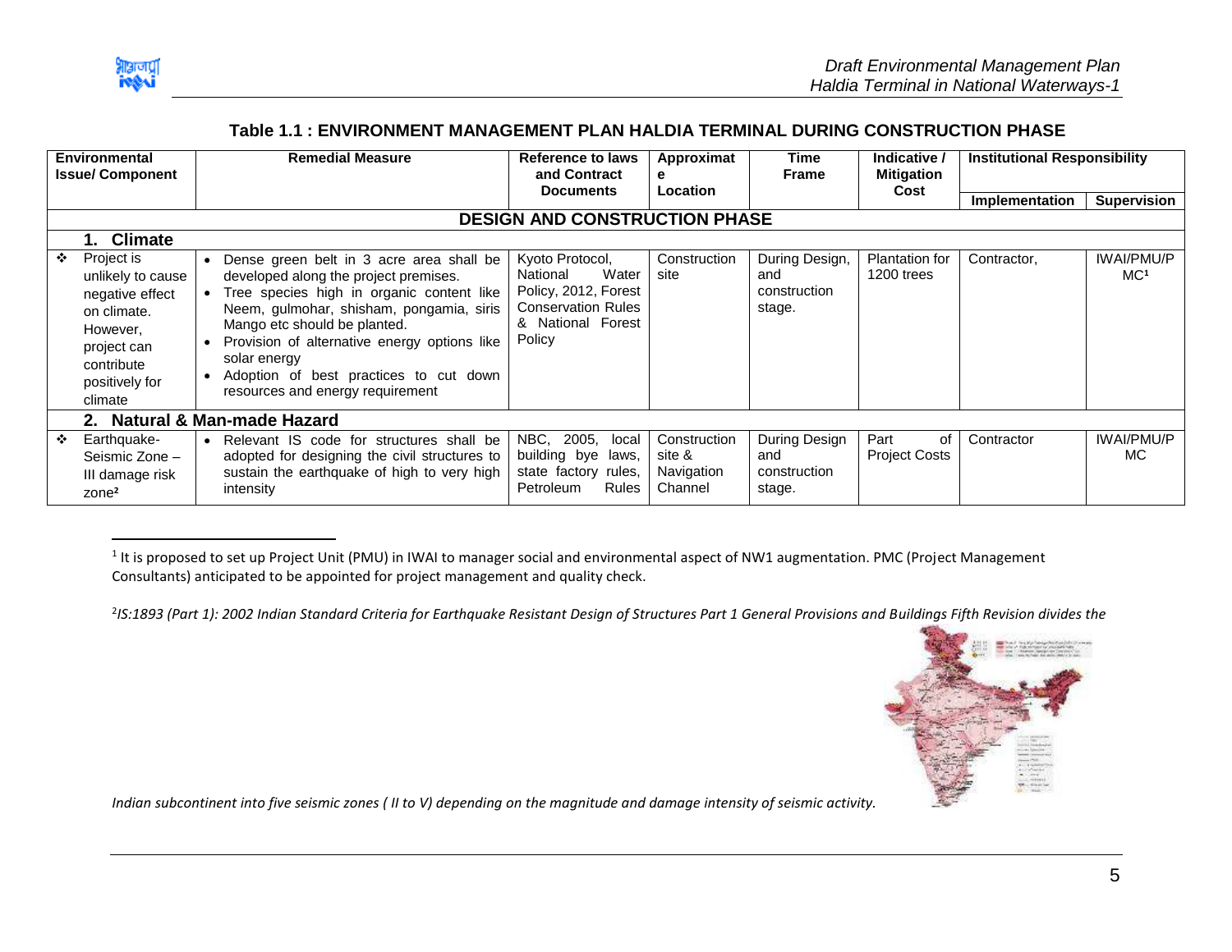**Table 1.1 : ENVIRONMENT MANAGEMENT PLAN HALDIA TERMINAL DURING CONSTRUCTION PHASE**

| Environmental Issue/ Component | Remedial Measure | Reference to laws and Contract Documents | Approximate Location | Time Frame | Indicative / Mitigation Cost | Institutional Responsibility | |
|---|---|---|---|---|---|---|---|
| | | | | | | Implementation | Supervision |
| **DESIGN AND CONSTRUCTION PHASE** | | | | | | | |
| **1. Climate** | | | | | | | |
| ❖ Project is unlikely to cause negative effect on climate. However, project can contribute positively for climate | • Dense green belt in 3 acre area shall be developed along the project premises. • Tree species high in organic content like Neem, gulmohar, shisham, pongamia, siris Mango etc should be planted. • Provision of alternative energy options like solar energy • Adoption of best practices to cut down resources and energy requirement | Kyoto Protocol, National Water Policy, 2012, Forest Conservation Rules & National Forest Policy | Construction site | During Design, and construction stage. | Plantation for 1200 trees | Contractor, | IWAI/PMU/PMC[1] |
| **2. Natural & Man-made Hazard** | | | | | | | |
| ❖ Earthquake- Seismic Zone – III damage risk zone[2] | • Relevant IS code for structures shall be adopted for designing the civil structures to sustain the earthquake of high to very high intensity | NBC, 2005, local building bye laws, state factory rules, Petroleum Rules | Construction site & Navigation Channel | During Design and construction stage. | Part of Project Costs | Contractor | IWAI/PMU/PMC |

[1] It is proposed to set up Project Unit (PMU) in IWAI to manager social and environmental aspect of NW1 augmentation. PMC (Project Management Consultants) anticipated to be appointed for project management and quality check.

[2] *IS:1893 (Part 1): 2002 Indian Standard Criteria for Earthquake Resistant Design of Structures Part 1 General Provisions and Buildings Fifth Revision divides the Indian subcontinent into five seismic zones ( II to V) depending on the magnitude and damage intensity of seismic activity.*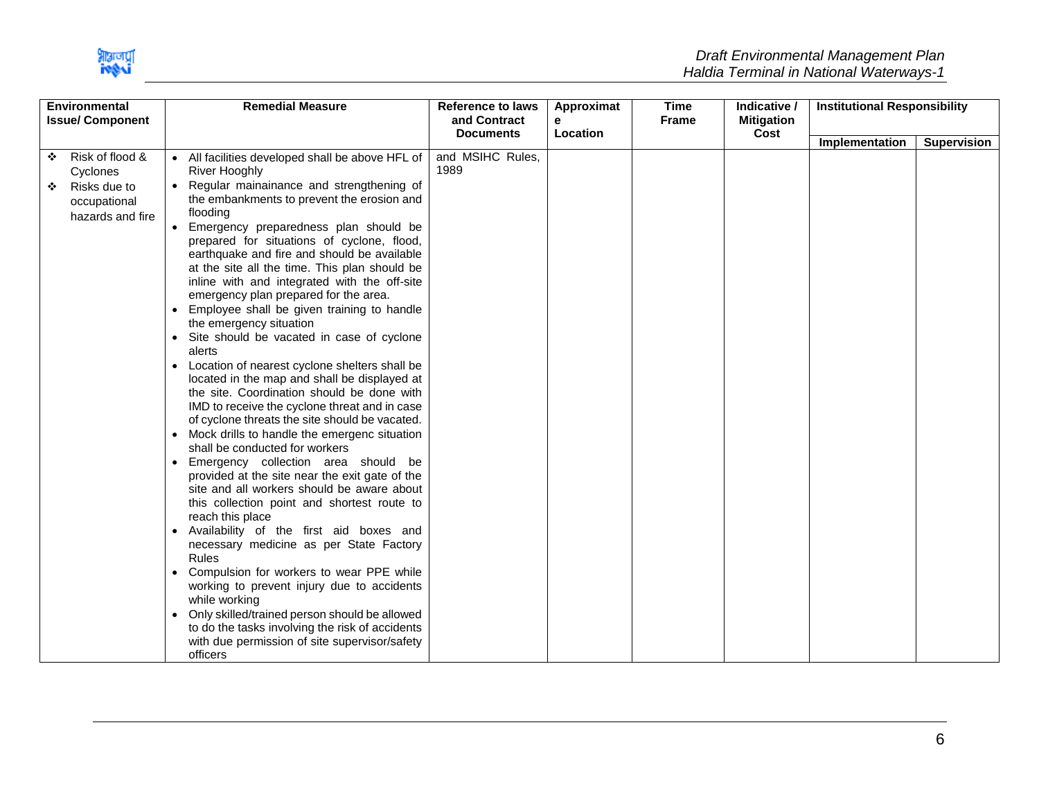| Environmental Issue/ Component | Remedial Measure | Reference to laws and Contract Documents | Approximate Location | Time Frame | Indicative / Mitigation Cost | Institutional Responsibility | |
|---|---|---|---|---|---|---|---|
| | | | | | | Implementation | Supervision |
| ❖ Risk of flood & Cyclones<br>❖ Risks due to occupational hazards and fire | • All facilities developed shall be above HFL of River Hooghly<br>• Regular mainainance and strengthening of the embankments to prevent the erosion and flooding<br>• Emergency preparedness plan should be prepared for situations of cyclone, flood, earthquake and fire and should be available at the site all the time. This plan should be inline with and integrated with the off-site emergency plan prepared for the area.<br>• Employee shall be given training to handle the emergency situation<br>• Site should be vacated in case of cyclone alerts<br>• Location of nearest cyclone shelters shall be located in the map and shall be displayed at the site. Coordination should be done with IMD to receive the cyclone threat and in case of cyclone threats the site should be vacated.<br>• Mock drills to handle the emergenc situation shall be conducted for workers<br>• Emergency collection area should be provided at the site near the exit gate of the site and all workers should be aware about this collection point and shortest route to reach this place<br>• Availability of the first aid boxes and necessary medicine as per State Factory Rules<br>• Compulsion for workers to wear PPE while working to prevent injury due to accidents while working<br>• Only skilled/trained person should be allowed to do the tasks involving the risk of accidents with due permission of site supervisor/safety officers | and MSIHC Rules, 1989 | | | | | |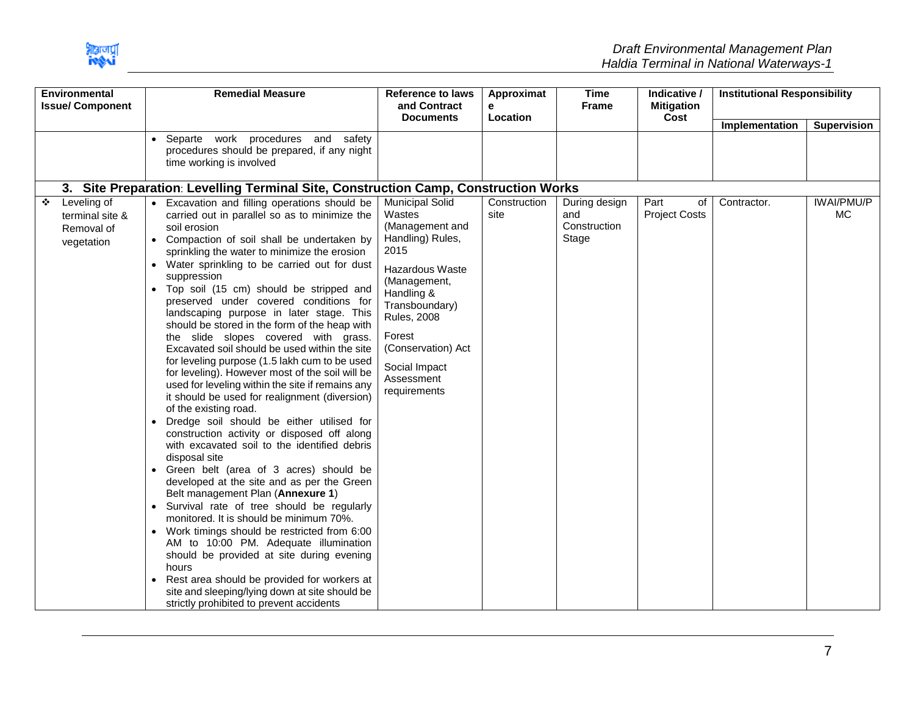| Environmental Issue/ Component | Remedial Measure | Reference to laws and Contract Documents | Approximate Location | Time Frame | Indicative / Mitigation Cost | Institutional Responsibility | |
|---|---|---|---|---|---|---|---|
| | | | | | | Implementation | Supervision |
| | • Separte work procedures and safety procedures should be prepared, if any night time working is involved | | | | | | |
| **3. Site Preparation: Levelling Terminal Site, Construction Camp, Construction Works** | | | | | | | |
| ❖ Leveling of terminal site & Removal of vegetation | • Excavation and filling operations should be carried out in parallel so as to minimize the soil erosion<br>• Compaction of soil shall be undertaken by sprinkling the water to minimize the erosion<br>• Water sprinkling to be carried out for dust suppression<br>• Top soil (15 cm) should be stripped and preserved under covered conditions for landscaping purpose in later stage. This should be stored in the form of the heap with the slide slopes covered with grass. Excavated soil should be used within the site for leveling purpose (1.5 lakh cum to be used for leveling). However most of the soil will be used for leveling within the site if remains any it should be used for realignment (diversion) of the existing road.<br>• Dredge soil should be either utilised for construction activity or disposed off along with excavated soil to the identified debris disposal site<br>• Green belt (area of 3 acres) should be developed at the site and as per the Green Belt management Plan (**Annexure 1**)<br>• Survival rate of tree should be regularly monitored. It is should be minimum 70%.<br>• Work timings should be restricted from 6:00 AM to 10:00 PM. Adequate illumination should be provided at site during evening hours<br>• Rest area should be provided for workers at site and sleeping/lying down at site should be strictly prohibited to prevent accidents | Municipal Solid Wastes (Management and Handling) Rules, 2015<br><br>Hazardous Waste (Management, Handling & Transboundary) Rules, 2008<br><br>Forest (Conservation) Act<br><br>Social Impact Assessment requirements | Construction site | During design and Construction Stage | Part of Project Costs | Contractor. | IWAI/PMU/PMC |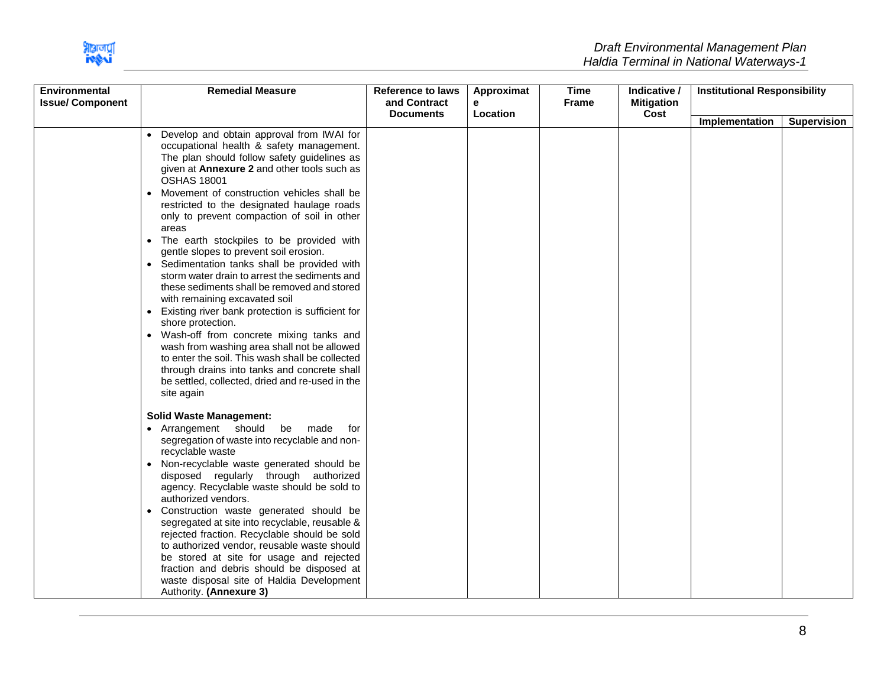| Environmental Issue/ Component | Remedial Measure | Reference to laws and Contract Documents | Approximate Location | Time Frame | Indicative / Mitigation Cost | Institutional Responsibility | |
|---|---|---|---|---|---|---|---|
| | | | | | | Implementation | Supervision |
| | • Develop and obtain approval from IWAI for occupational health & safety management. The plan should follow safety guidelines as given at **Annexure 2** and other tools such as OSHAS 18001<br>• Movement of construction vehicles shall be restricted to the designated haulage roads only to prevent compaction of soil in other areas<br>• The earth stockpiles to be provided with gentle slopes to prevent soil erosion.<br>• Sedimentation tanks shall be provided with storm water drain to arrest the sediments and these sediments shall be removed and stored with remaining excavated soil<br>• Existing river bank protection is sufficient for shore protection.<br>• Wash-off from concrete mixing tanks and wash from washing area shall not be allowed to enter the soil. This wash shall be collected through drains into tanks and concrete shall be settled, collected, dried and re-used in the site again<br><br>**Solid Waste Management:**<br>• Arrangement should be made for segregation of waste into recyclable and non-recyclable waste<br>• Non-recyclable waste generated should be disposed regularly through authorized agency. Recyclable waste should be sold to authorized vendors.<br>• Construction waste generated should be segregated at site into recyclable, reusable & rejected fraction. Recyclable should be sold to authorized vendor, reusable waste should be stored at site for usage and rejected fraction and debris should be disposed at waste disposal site of Haldia Development Authority. **(Annexure 3)** | | | | | | |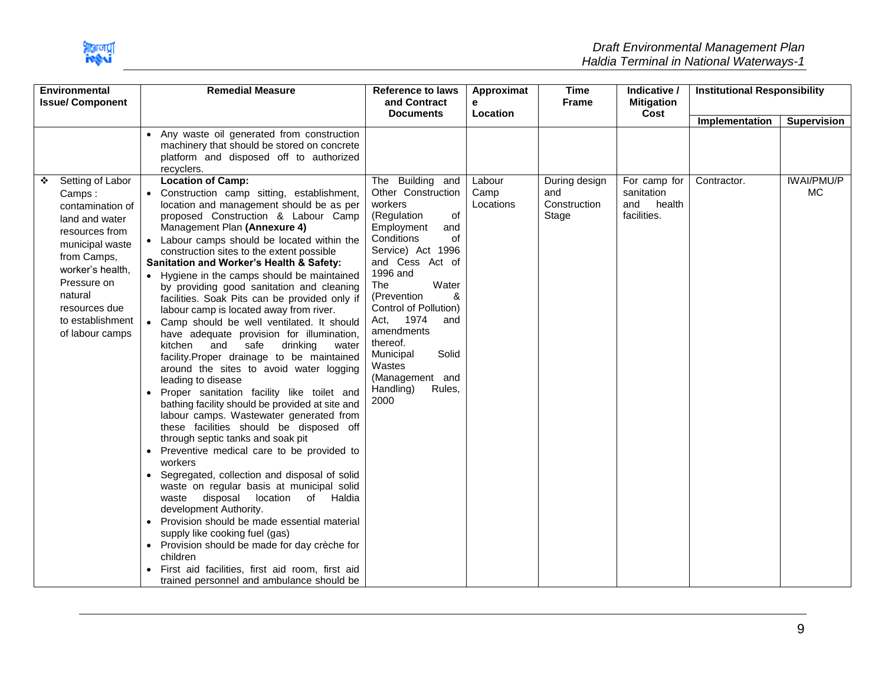| Environmental Issue/ Component | Remedial Measure | Reference to laws and Contract Documents | Approximate Location | Time Frame | Indicative / Mitigation Cost | Institutional Responsibility | |
|---|---|---|---|---|---|---|---|
| | | | | | | Implementation | Supervision |
| | • Any waste oil generated from construction machinery that should be stored on concrete platform and disposed off to authorized recyclers. | | | | | | |
| ❖ Setting of Labor Camps : contamination of land and water resources from municipal waste from Camps, worker's health, Pressure on natural resources due to establishment of labour camps | **Location of Camp:**<br>• Construction camp sitting, establishment, location and management should be as per proposed Construction & Labour Camp Management Plan **(Annexure 4)**<br>• Labour camps should be located within the construction sites to the extent possible<br>**Sanitation and Worker's Health & Safety:**<br>• Hygiene in the camps should be maintained by providing good sanitation and cleaning facilities. Soak Pits can be provided only if labour camp is located away from river.<br>• Camp should be well ventilated. It should have adequate provision for illumination, kitchen and safe drinking water facility.Proper drainage to be maintained around the sites to avoid water logging leading to disease<br>• Proper sanitation facility like toilet and bathing facility should be provided at site and labour camps. Wastewater generated from these facilities should be disposed off through septic tanks and soak pit<br>• Preventive medical care to be provided to workers<br>• Segregated, collection and disposal of solid waste on regular basis at municipal solid waste disposal location of Haldia development Authority.<br>• Provision should be made essential material supply like cooking fuel (gas)<br>• Provision should be made for day crèche for children<br>• First aid facilities, first aid room, first aid trained personnel and ambulance should be | The Building and Other Construction workers (Regulation of Employment and Conditions of Service) Act 1996 and Cess Act of 1996 and The Water (Prevention & Control of Pollution) Act, 1974 and amendments thereof. Municipal Solid Wastes (Management and Handling) Rules, 2000 | Labour Camp Locations | During design and Construction Stage | For camp for sanitation and health facilities. | Contractor. | IWAI/PMU/PMC |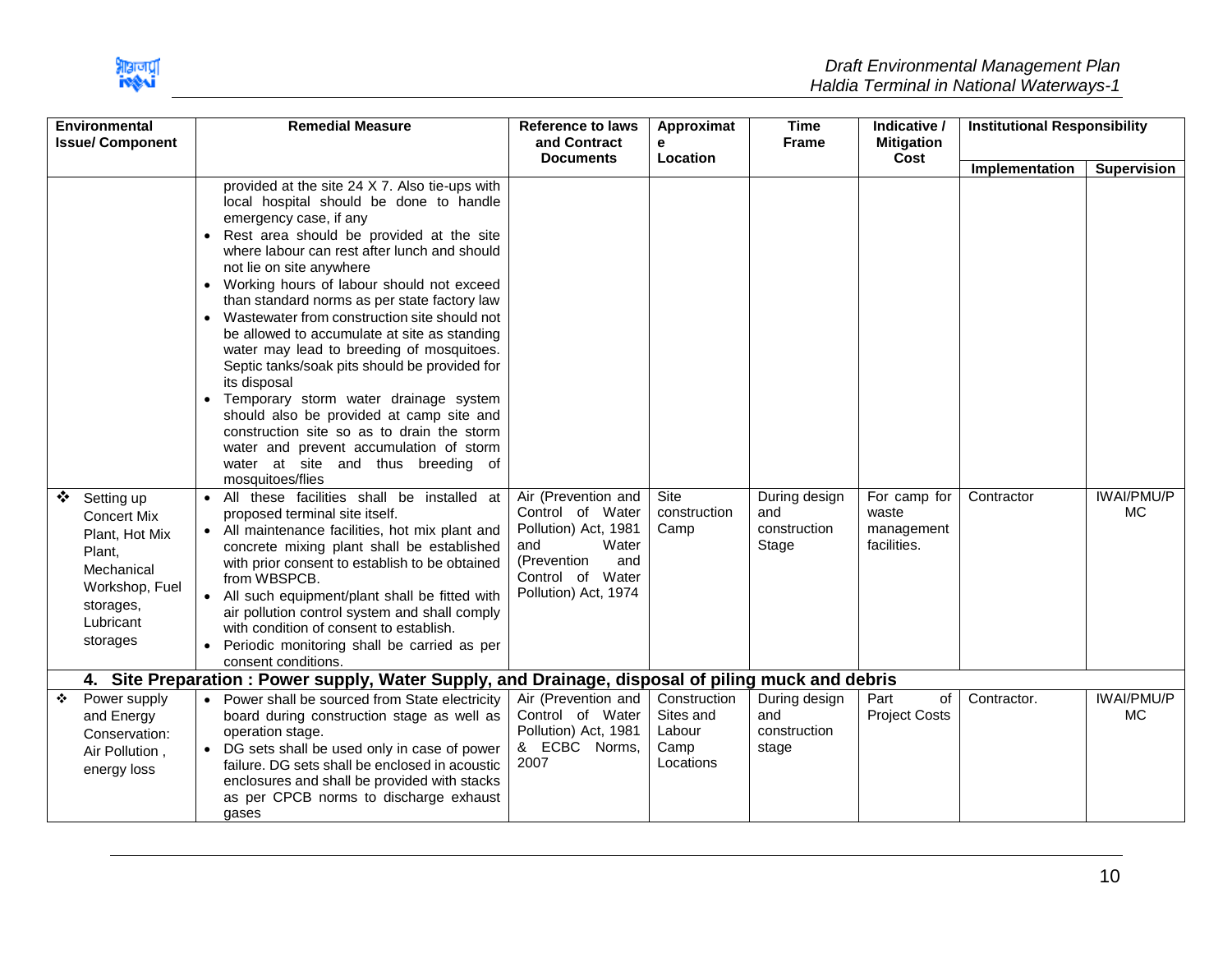| Environmental Issue/ Component | Remedial Measure | Reference to laws and Contract Documents | Approximate Location | Time Frame | Indicative / Mitigation Cost | Institutional Responsibility | |
|---|---|---|---|---|---|---|---|
| | | | | | | Implementation | Supervision |
| | provided at the site 24 X 7. Also tie-ups with local hospital should be done to handle emergency case, if any<br>• Rest area should be provided at the site where labour can rest after lunch and should not lie on site anywhere<br>• Working hours of labour should not exceed than standard norms as per state factory law<br>• Wastewater from construction site should not be allowed to accumulate at site as standing water may lead to breeding of mosquitoes. Septic tanks/soak pits should be provided for its disposal<br>• Temporary storm water drainage system should also be provided at camp site and construction site so as to drain the storm water and prevent accumulation of storm water at site and thus breeding of mosquitoes/flies | | | | | | |
| ❖ Setting up Concert Mix Plant, Hot Mix Plant, Mechanical Workshop, Fuel storages, Lubricant storages | • All these facilities shall be installed at proposed terminal site itself.<br>• All maintenance facilities, hot mix plant and concrete mixing plant shall be established with prior consent to establish to be obtained from WBSPCB.<br>• All such equipment/plant shall be fitted with air pollution control system and shall comply with condition of consent to establish.<br>• Periodic monitoring shall be carried as per consent conditions. | Air (Prevention and Control of Water Pollution) Act, 1981 and Water (Prevention and Control of Water Pollution) Act, 1974 | Site construction Camp | During design and construction Stage | For camp for waste management facilities. | Contractor | IWAI/PMU/PMC |
| **4. Site Preparation : Power supply, Water Supply, and Drainage, disposal of piling muck and debris** | | | | | | | |
| ❖ Power supply and Energy Conservation: Air Pollution , energy loss | • Power shall be sourced from State electricity board during construction stage as well as operation stage.<br>• DG sets shall be used only in case of power failure. DG sets shall be enclosed in acoustic enclosures and shall be provided with stacks as per CPCB norms to discharge exhaust gases | Air (Prevention and Control of Water Pollution) Act, 1981 & ECBC Norms, 2007 | Construction Sites and Labour Camp Locations | During design and construction stage | Part of Project Costs | Contractor. | IWAI/PMU/PMC |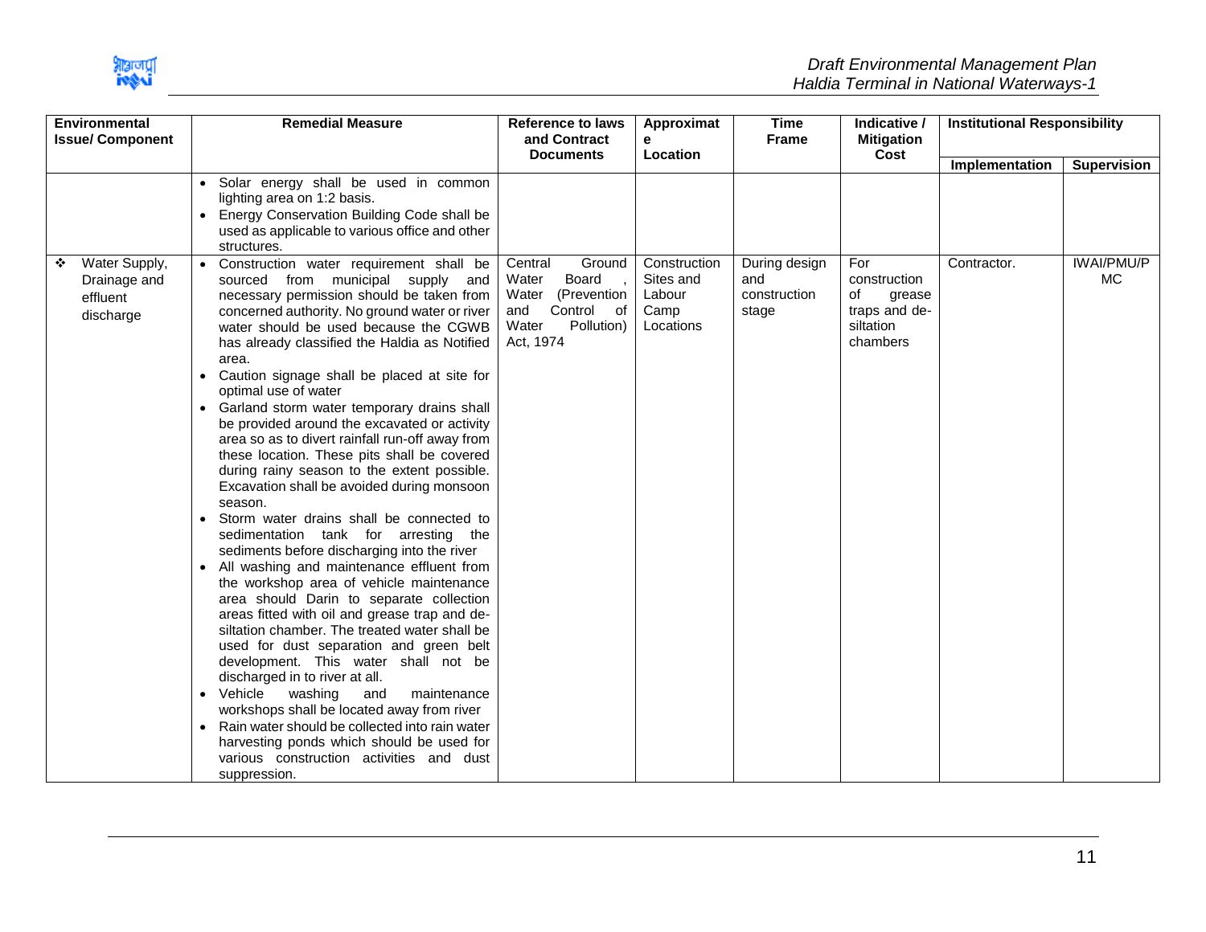| Environmental Issue/ Component | Remedial Measure | Reference to laws and Contract Documents | Approximate Location | Time Frame | Indicative / Mitigation Cost | Institutional Responsibility | |
|---|---|---|---|---|---|---|---|
| | | | | | | Implementation | Supervision |
| | • Solar energy shall be used in common lighting area on 1:2 basis.<br>• Energy Conservation Building Code shall be used as applicable to various office and other structures. | | | | | | |
| ❖ Water Supply, Drainage and effluent discharge | • Construction water requirement shall be sourced from municipal supply and necessary permission should be taken from concerned authority. No ground water or river water should be used because the CGWB has already classified the Haldia as Notified area.<br>• Caution signage shall be placed at site for optimal use of water<br>• Garland storm water temporary drains shall be provided around the excavated or activity area so as to divert rainfall run-off away from these location. These pits shall be covered during rainy season to the extent possible. Excavation shall be avoided during monsoon season.<br>• Storm water drains shall be connected to sedimentation tank for arresting the sediments before discharging into the river<br>• All washing and maintenance effluent from the workshop area of vehicle maintenance area should Darin to separate collection areas fitted with oil and grease trap and de-siltation chamber. The treated water shall be used for dust separation and green belt development. This water shall not be discharged in to river at all.<br>• Vehicle washing and maintenance workshops shall be located away from river<br>• Rain water should be collected into rain water harvesting ponds which should be used for various construction activities and dust suppression. | Central Ground Water Board , Water (Prevention and Control of Water Pollution) Act, 1974 | Construction Sites and Labour Camp Locations | During design and construction stage | For construction of grease traps and de-siltation chambers | Contractor. | IWAI/PMU/PMC |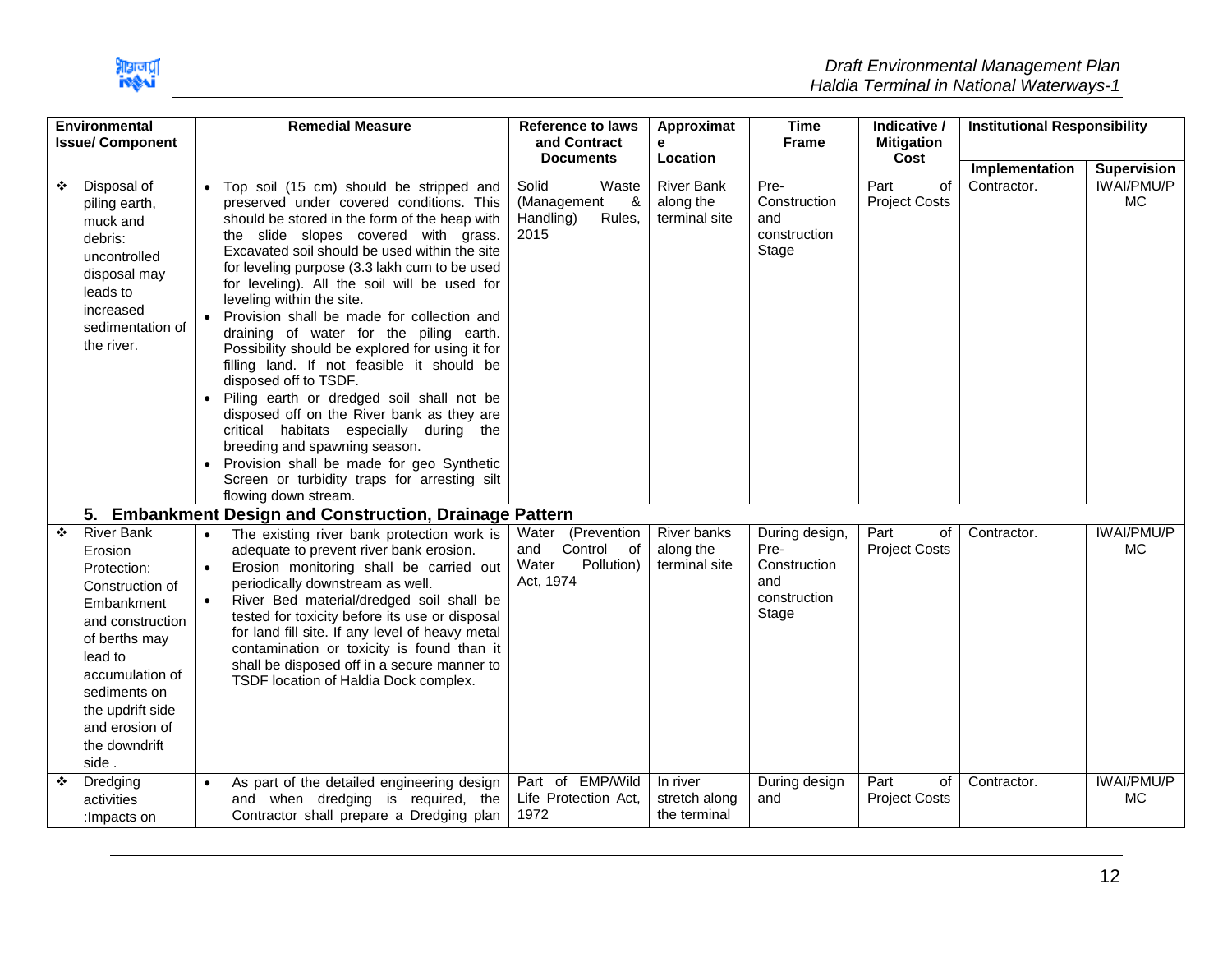| Environmental Issue/ Component | Remedial Measure | Reference to laws and Contract Documents | Approximate Location | Time Frame | Indicative / Mitigation Cost | Institutional Responsibility | |
|---|---|---|---|---|---|---|---|
| | | | | | | Implementation | Supervision |
| ❖ Disposal of piling earth, muck and debris: uncontrolled disposal may leads to increased sedimentation of the river. | • Top soil (15 cm) should be stripped and preserved under covered conditions. This should be stored in the form of the heap with the slide slopes covered with grass. Excavated soil should be used within the site for leveling purpose (3.3 lakh cum to be used for leveling). All the soil will be used for leveling within the site.<br>• Provision shall be made for collection and draining of water for the piling earth. Possibility should be explored for using it for filling land. If not feasible it should be disposed off to TSDF.<br>• Piling earth or dredged soil shall not be disposed off on the River bank as they are critical habitats especially during the breeding and spawning season.<br>• Provision shall be made for geo Synthetic Screen or turbidity traps for arresting silt flowing down stream. | Solid Waste (Management & Handling) Rules, 2015 | River Bank along the terminal site | Pre-Construction and construction Stage | Part of Project Costs | Contractor. | IWAI/PMU/PMC |
| **5. Embankment Design and Construction, Drainage Pattern** | | | | | | | |
| ❖ River Bank Erosion Protection: Construction of Embankment and construction of berths may lead to accumulation of sediments on the updrift side and erosion of the downdrift side . | • The existing river bank protection work is adequate to prevent river bank erosion.<br>• Erosion monitoring shall be carried out periodically downstream as well.<br>• River Bed material/dredged soil shall be tested for toxicity before its use or disposal for land fill site. If any level of heavy metal contamination or toxicity is found than it shall be disposed off in a secure manner to TSDF location of Haldia Dock complex. | Water (Prevention and Control of Water Pollution) Act, 1974 | River banks along the terminal site | During design, Pre-Construction and construction Stage | Part of Project Costs | Contractor. | IWAI/PMU/PMC |
| ❖ Dredging activities :Impacts on | • As part of the detailed engineering design and when dredging is required, the Contractor shall prepare a Dredging plan | Part of EMP/Wild Life Protection Act, 1972 | In river stretch along the terminal | During design and | Part of Project Costs | Contractor. | IWAI/PMU/PMC |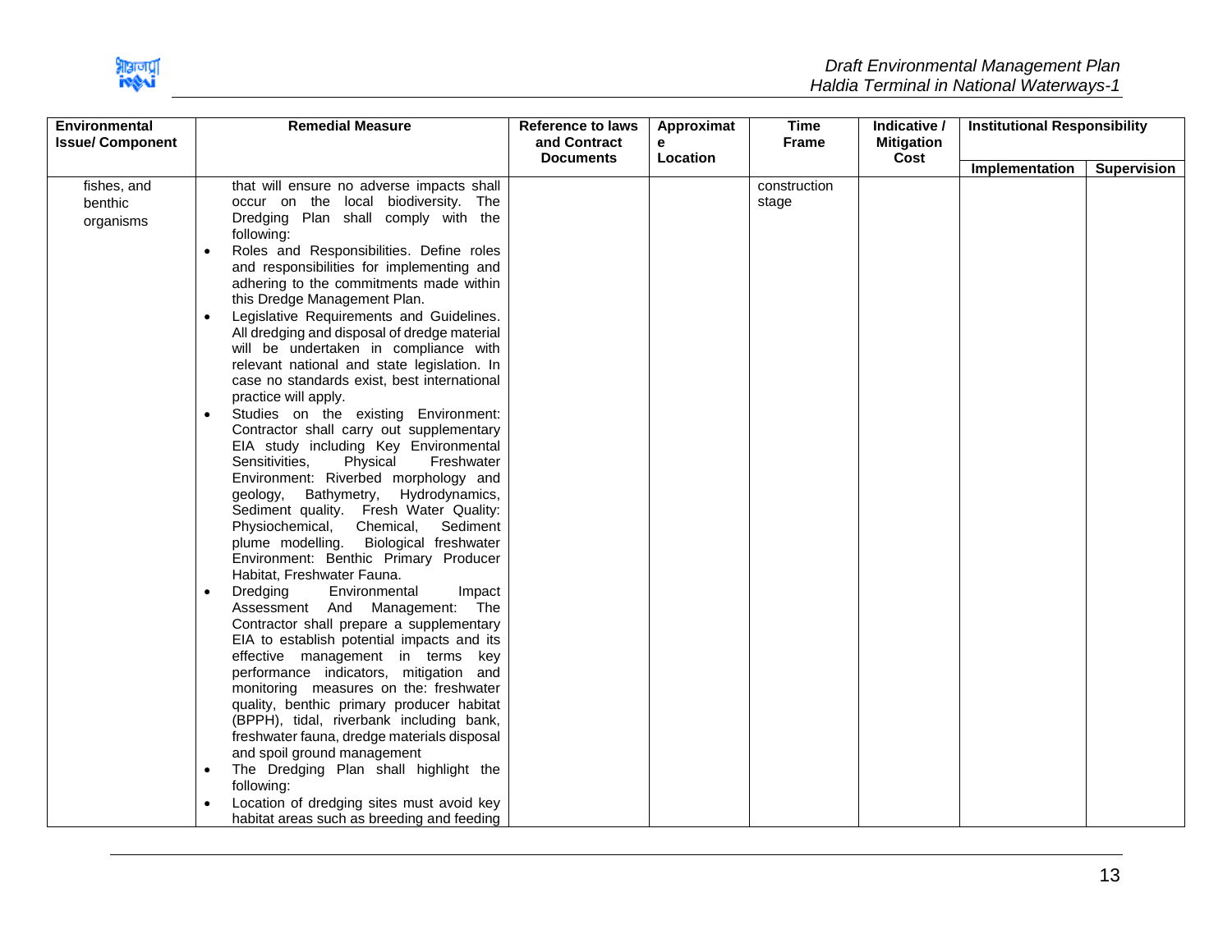| Environmental Issue/ Component | Remedial Measure | Reference to laws and Contract Documents | Approximate Location | Time Frame | Indicative / Mitigation Cost | Institutional Responsibility | |
|---|---|---|---|---|---|---|---|
| | | | | | | Implementation | Supervision |
| fishes, and benthic organisms | that will ensure no adverse impacts shall occur on the local biodiversity. The Dredging Plan shall comply with the following:<br>• Roles and Responsibilities. Define roles and responsibilities for implementing and adhering to the commitments made within this Dredge Management Plan.<br>• Legislative Requirements and Guidelines. All dredging and disposal of dredge material will be undertaken in compliance with relevant national and state legislation. In case no standards exist, best international practice will apply.<br>• Studies on the existing Environment: Contractor shall carry out supplementary EIA study including Key Environmental Sensitivities, Physical Freshwater Environment: Riverbed morphology and geology, Bathymetry, Hydrodynamics, Sediment quality. Fresh Water Quality: Physiochemical, Chemical, Sediment plume modelling. Biological freshwater Environment: Benthic Primary Producer Habitat, Freshwater Fauna.<br>• Dredging Environmental Impact Assessment And Management: The Contractor shall prepare a supplementary EIA to establish potential impacts and its effective management in terms key performance indicators, mitigation and monitoring measures on the: freshwater quality, benthic primary producer habitat (BPPH), tidal, riverbank including bank, freshwater fauna, dredge materials disposal and spoil ground management<br>• The Dredging Plan shall highlight the following:<br>• Location of dredging sites must avoid key habitat areas such as breeding and feeding | | | construction stage | | | |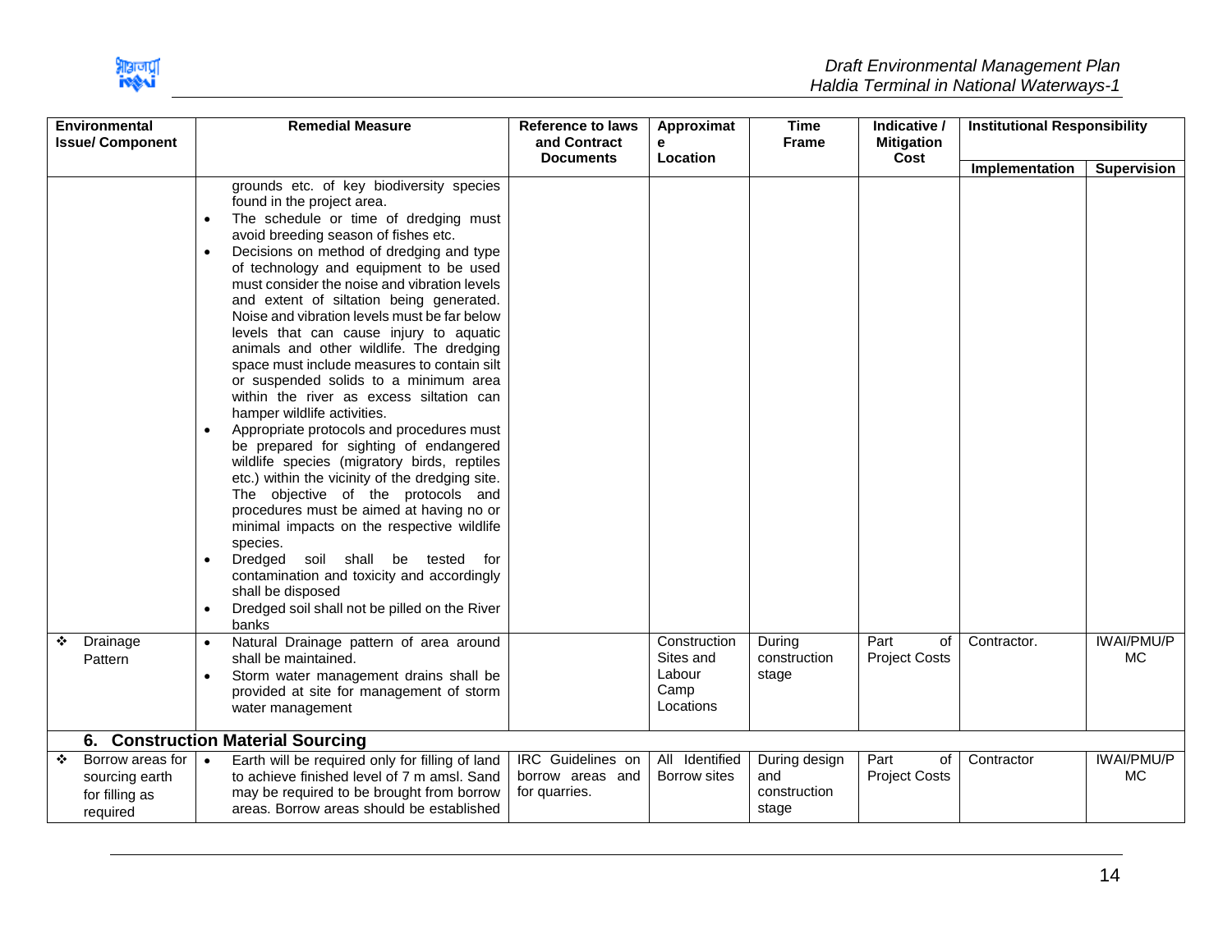| Environmental Issue/ Component | Remedial Measure | Reference to laws and Contract Documents | Approximate Location | Time Frame | Indicative / Mitigation Cost | Institutional Responsibility | |
|---|---|---|---|---|---|---|---|
| | | | | | | Implementation | Supervision |
| | grounds etc. of key biodiversity species found in the project area.<br>• The schedule or time of dredging must avoid breeding season of fishes etc.<br>• Decisions on method of dredging and type of technology and equipment to be used must consider the noise and vibration levels and extent of siltation being generated. Noise and vibration levels must be far below levels that can cause injury to aquatic animals and other wildlife. The dredging space must include measures to contain silt or suspended solids to a minimum area within the river as excess siltation can hamper wildlife activities.<br>• Appropriate protocols and procedures must be prepared for sighting of endangered wildlife species (migratory birds, reptiles etc.) within the vicinity of the dredging site. The objective of the protocols and procedures must be aimed at having no or minimal impacts on the respective wildlife species.<br>• Dredged soil shall be tested for contamination and toxicity and accordingly shall be disposed<br>• Dredged soil shall not be pilled on the River banks | | | | | | |
| ❖ Drainage Pattern | • Natural Drainage pattern of area around shall be maintained.<br>• Storm water management drains shall be provided at site for management of storm water management | | Construction Sites and Labour Camp Locations | During construction stage | Part of Project Costs | Contractor. | IWAI/PMU/PMC |
| **6. Construction Material Sourcing** | | | | | | | |
| ❖ Borrow areas for sourcing earth for filling as required | • Earth will be required only for filling of land to achieve finished level of 7 m amsl. Sand may be required to be brought from borrow areas. Borrow areas should be established | IRC Guidelines on borrow areas and for quarries. | All Identified Borrow sites | During design and construction stage | Part of Project Costs | Contractor | IWAI/PMU/PMC |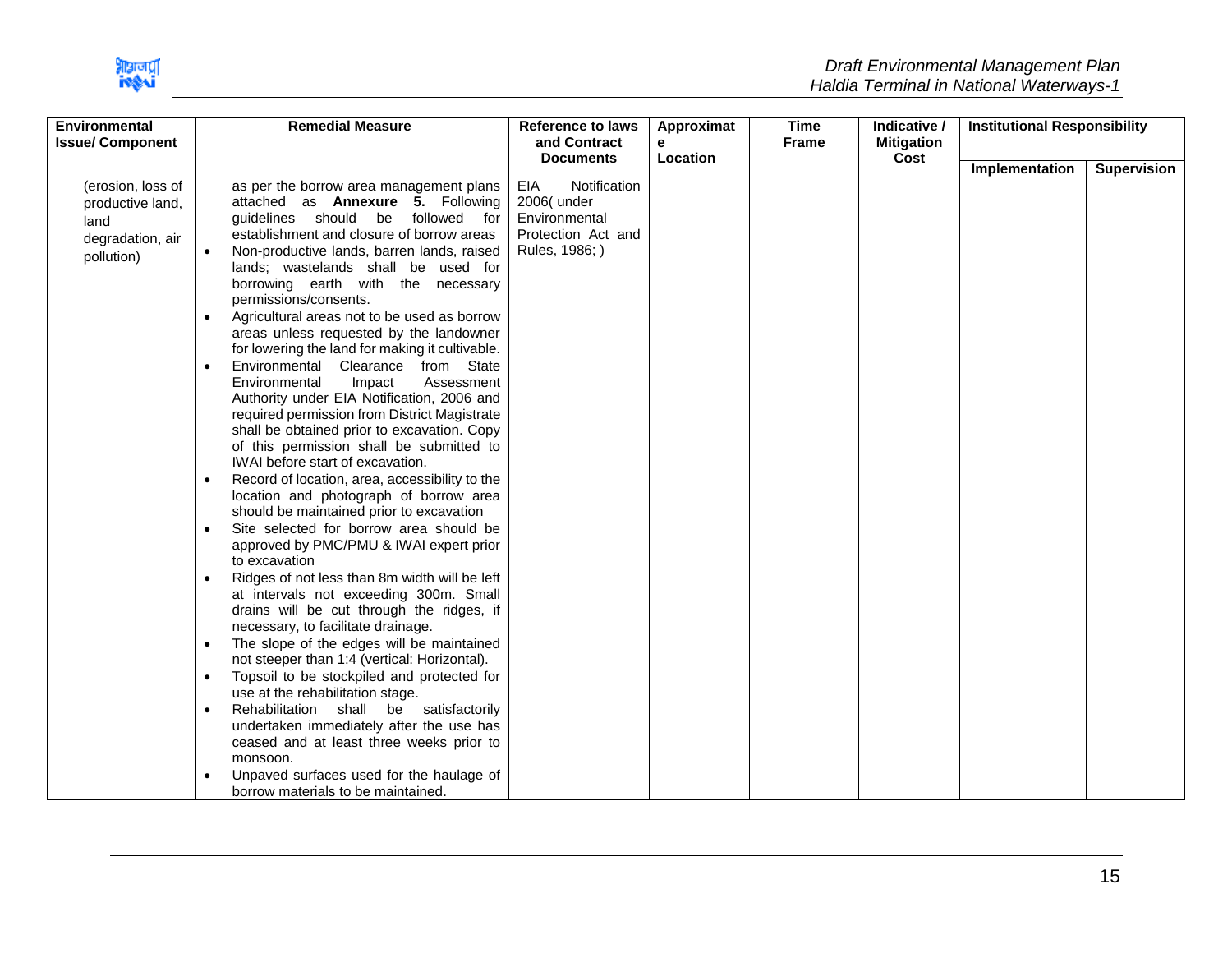| Environmental Issue/ Component | Remedial Measure | Reference to laws and Contract Documents | Approximate Location | Time Frame | Indicative / Mitigation Cost | Institutional Responsibility | |
|---|---|---|---|---|---|---|---|
| | | | | | | Implementation | Supervision |
| (erosion, loss of productive land, land degradation, air pollution) | as per the borrow area management plans attached as **Annexure 5.** Following guidelines should be followed for establishment and closure of borrow areas<br>• Non-productive lands, barren lands, raised lands; wastelands shall be used for borrowing earth with the necessary permissions/consents.<br>• Agricultural areas not to be used as borrow areas unless requested by the landowner for lowering the land for making it cultivable.<br>• Environmental Clearance from State Environmental Impact Assessment Authority under EIA Notification, 2006 and required permission from District Magistrate shall be obtained prior to excavation. Copy of this permission shall be submitted to IWAI before start of excavation.<br>• Record of location, area, accessibility to the location and photograph of borrow area should be maintained prior to excavation<br>• Site selected for borrow area should be approved by PMC/PMU & IWAI expert prior to excavation<br>• Ridges of not less than 8m width will be left at intervals not exceeding 300m. Small drains will be cut through the ridges, if necessary, to facilitate drainage.<br>• The slope of the edges will be maintained not steeper than 1:4 (vertical: Horizontal).<br>• Topsoil to be stockpiled and protected for use at the rehabilitation stage.<br>• Rehabilitation shall be satisfactorily undertaken immediately after the use has ceased and at least three weeks prior to monsoon.<br>• Unpaved surfaces used for the haulage of borrow materials to be maintained. | EIA Notification 2006( under Environmental Protection Act and Rules, 1986; ) | | | | | |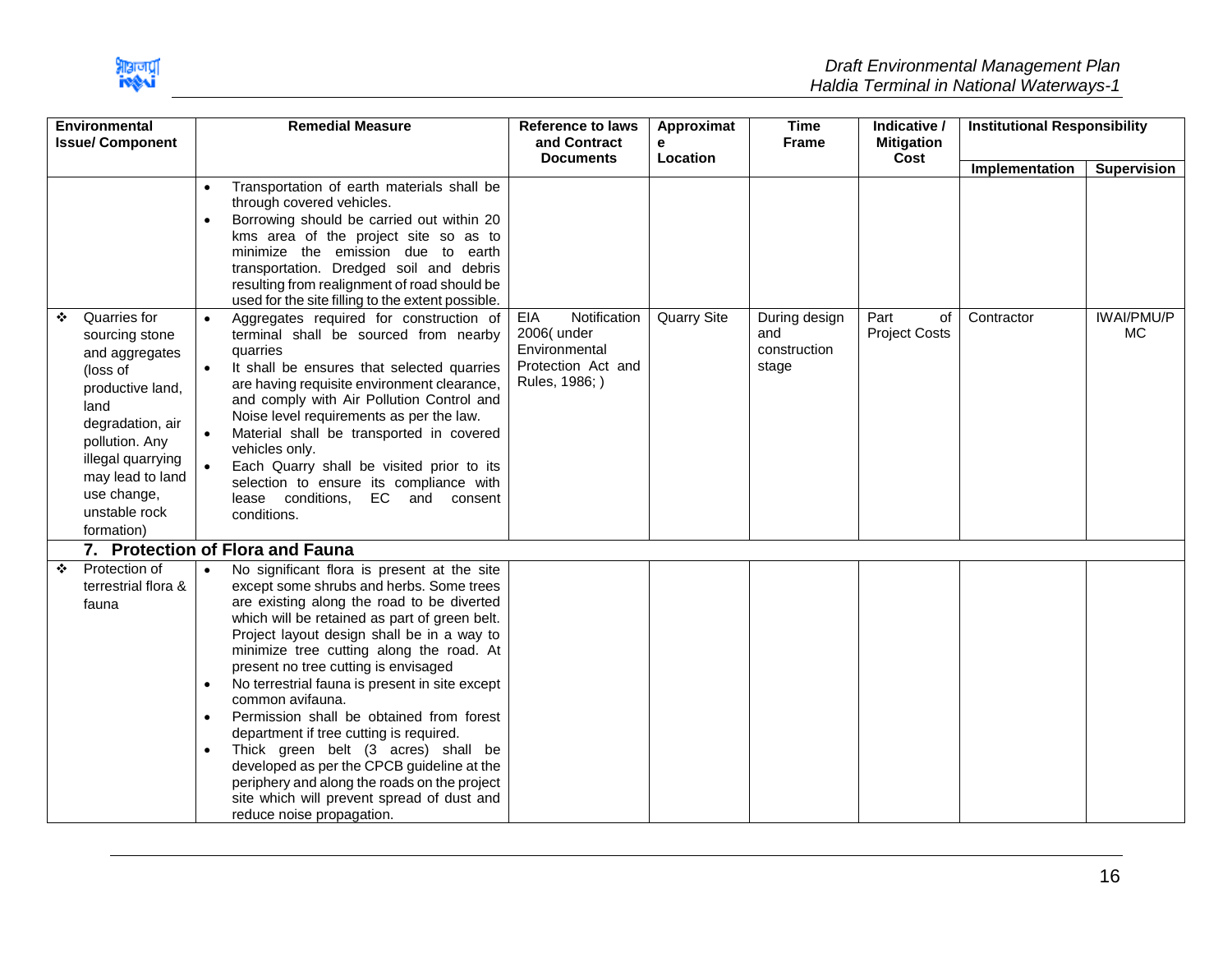| Environmental Issue/ Component | Remedial Measure | Reference to laws and Contract Documents | Approximate Location | Time Frame | Indicative / Mitigation Cost | Institutional Responsibility | |
|---|---|---|---|---|---|---|---|
| | | | | | | Implementation | Supervision |
| | • Transportation of earth materials shall be through covered vehicles.<br>• Borrowing should be carried out within 20 kms area of the project site so as to minimize the emission due to earth transportation. Dredged soil and debris resulting from realignment of road should be used for the site filling to the extent possible. | | | | | | |
| ❖ Quarries for sourcing stone and aggregates (loss of productive land, land degradation, air pollution. Any illegal quarrying may lead to land use change, unstable rock formation) | • Aggregates required for construction of terminal shall be sourced from nearby quarries<br>• It shall be ensures that selected quarries are having requisite environment clearance, and comply with Air Pollution Control and Noise level requirements as per the law.<br>• Material shall be transported in covered vehicles only.<br>• Each Quarry shall be visited prior to its selection to ensure its compliance with lease conditions, EC and consent conditions. | EIA Notification 2006( under Environmental Protection Act and Rules, 1986; ) | Quarry Site | During design and construction stage | Part of Project Costs | Contractor | IWAI/PMU/PMC |
| **7. Protection of Flora and Fauna** | | | | | | | |
| ❖ Protection of terrestrial flora & fauna | • No significant flora is present at the site except some shrubs and herbs. Some trees are existing along the road to be diverted which will be retained as part of green belt. Project layout design shall be in a way to minimize tree cutting along the road. At present no tree cutting is envisaged<br>• No terrestrial fauna is present in site except common avifauna.<br>• Permission shall be obtained from forest department if tree cutting is required.<br>• Thick green belt (3 acres) shall be developed as per the CPCB guideline at the periphery and along the roads on the project site which will prevent spread of dust and reduce noise propagation. | | | | | | |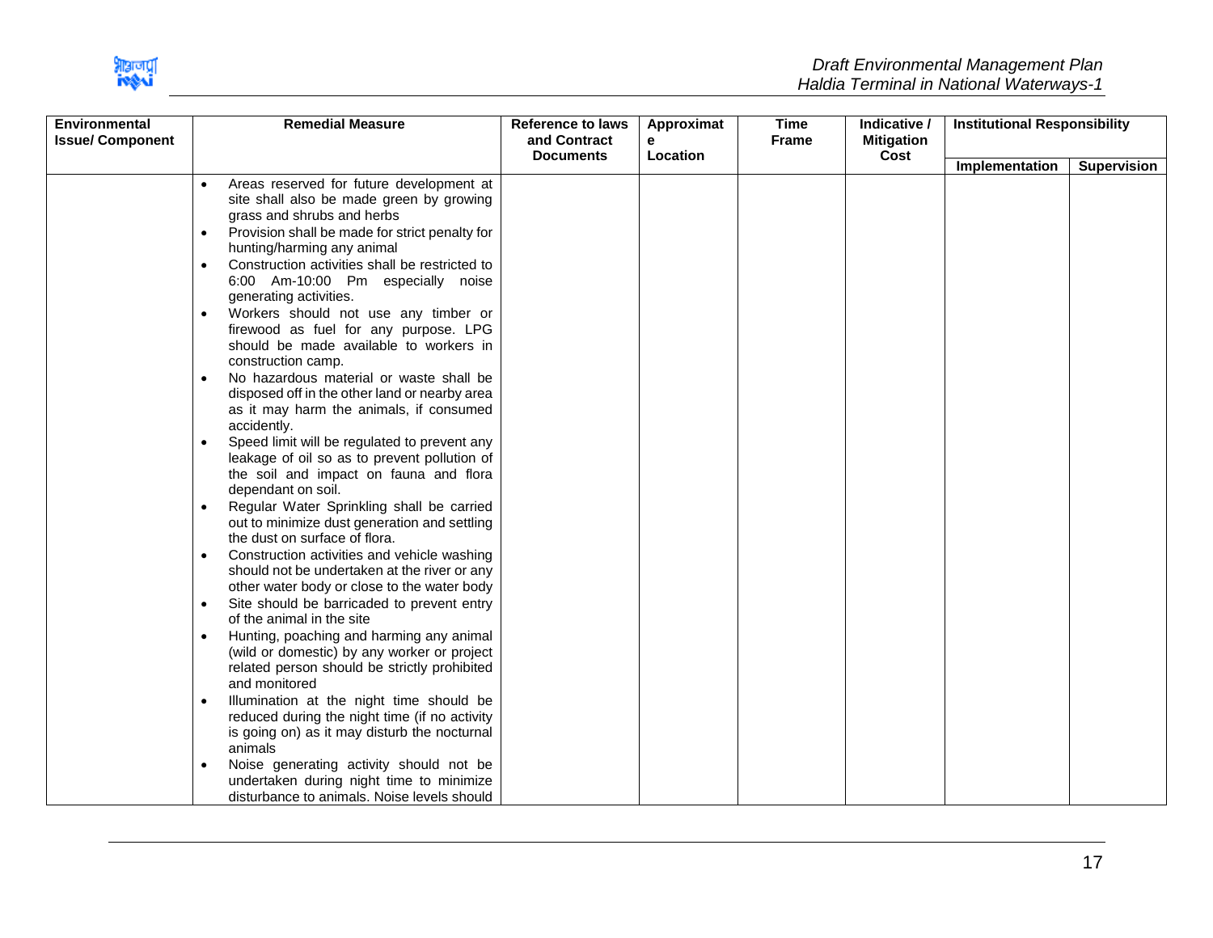| Environmental Issue/ Component | Remedial Measure | Reference to laws and Contract Documents | Approximate Location | Time Frame | Indicative / Mitigation Cost | Institutional Responsibility | |
|---|---|---|---|---|---|---|---|
| | | | | | | Implementation | Supervision |
| | • Areas reserved for future development at site shall also be made green by growing grass and shrubs and herbs<br>• Provision shall be made for strict penalty for hunting/harming any animal<br>• Construction activities shall be restricted to 6:00 Am-10:00 Pm especially noise generating activities.<br>• Workers should not use any timber or firewood as fuel for any purpose. LPG should be made available to workers in construction camp.<br>• No hazardous material or waste shall be disposed off in the other land or nearby area as it may harm the animals, if consumed accidently.<br>• Speed limit will be regulated to prevent any leakage of oil so as to prevent pollution of the soil and impact on fauna and flora dependant on soil.<br>• Regular Water Sprinkling shall be carried out to minimize dust generation and settling the dust on surface of flora.<br>• Construction activities and vehicle washing should not be undertaken at the river or any other water body or close to the water body<br>• Site should be barricaded to prevent entry of the animal in the site<br>• Hunting, poaching and harming any animal (wild or domestic) by any worker or project related person should be strictly prohibited and monitored<br>• Illumination at the night time should be reduced during the night time (if no activity is going on) as it may disturb the nocturnal animals<br>• Noise generating activity should not be undertaken during night time to minimize disturbance to animals. Noise levels should | | | | | | |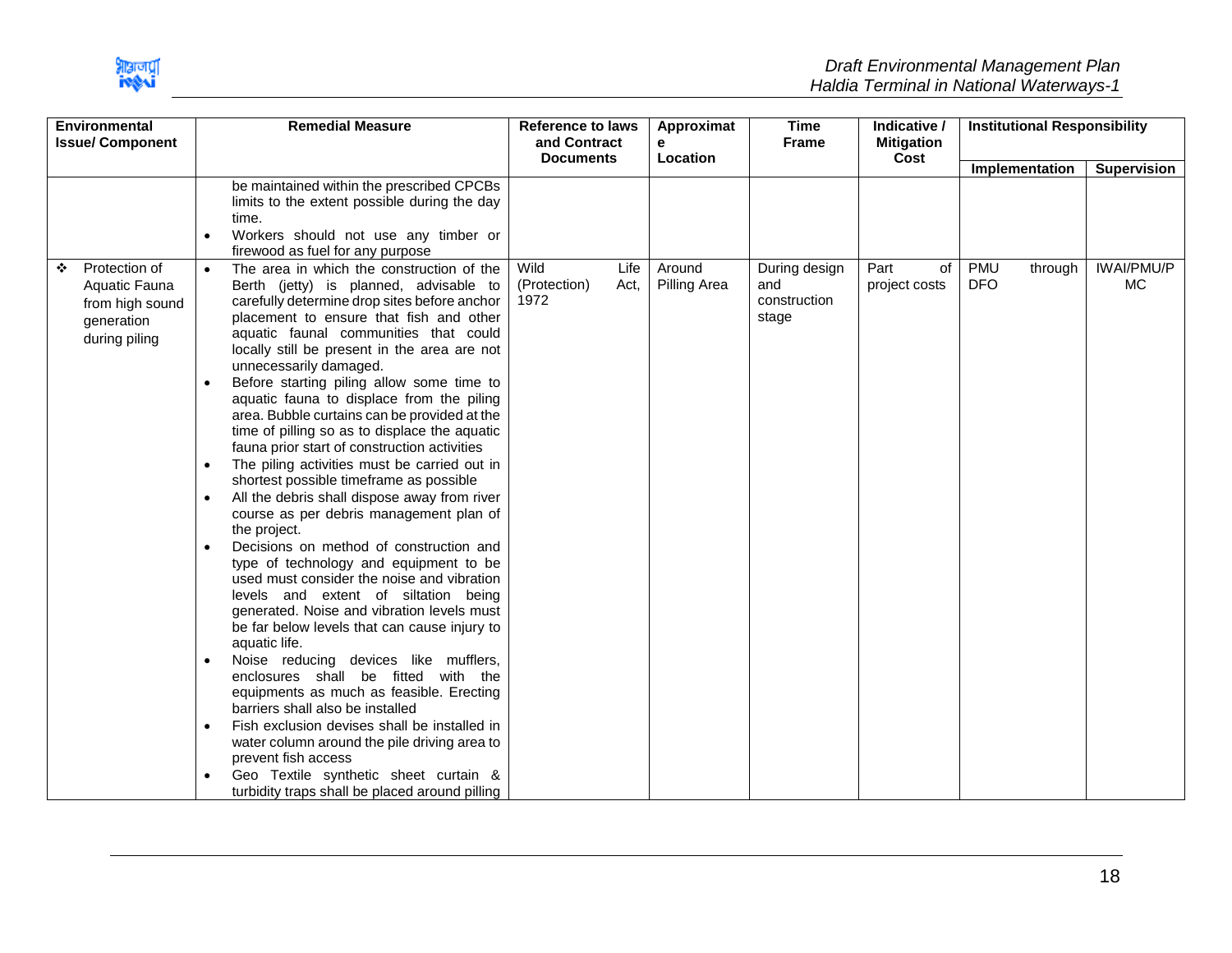| Environmental Issue/ Component | Remedial Measure | Reference to laws and Contract Documents | Approximate Location | Time Frame | Indicative / Mitigation Cost | Institutional Responsibility | |
|---|---|---|---|---|---|---|---|
| | | | | | | Implementation | Supervision |
| | be maintained within the prescribed CPCBs limits to the extent possible during the day time.<br>• Workers should not use any timber or firewood as fuel for any purpose | | | | | | |
| ❖ Protection of Aquatic Fauna from high sound generation during piling | • The area in which the construction of the Berth (jetty) is planned, advisable to carefully determine drop sites before anchor placement to ensure that fish and other aquatic faunal communities that could locally still be present in the area are not unnecessarily damaged.<br>• Before starting piling allow some time to aquatic fauna to displace from the piling area. Bubble curtains can be provided at the time of pilling so as to displace the aquatic fauna prior start of construction activities<br>• The piling activities must be carried out in shortest possible timeframe as possible<br>• All the debris shall dispose away from river course as per debris management plan of the project.<br>• Decisions on method of construction and type of technology and equipment to be used must consider the noise and vibration levels and extent of siltation being generated. Noise and vibration levels must be far below levels that can cause injury to aquatic life.<br>• Noise reducing devices like mufflers, enclosures shall be fitted with the equipments as much as feasible. Erecting barriers shall also be installed<br>• Fish exclusion devises shall be installed in water column around the pile driving area to prevent fish access<br>• Geo Textile synthetic sheet curtain & turbidity traps shall be placed around pilling | Wild Life (Protection) Act, 1972 | Around Pilling Area | During design and construction stage | Part of project costs | PMU through DFO | IWAI/PMU/PMC |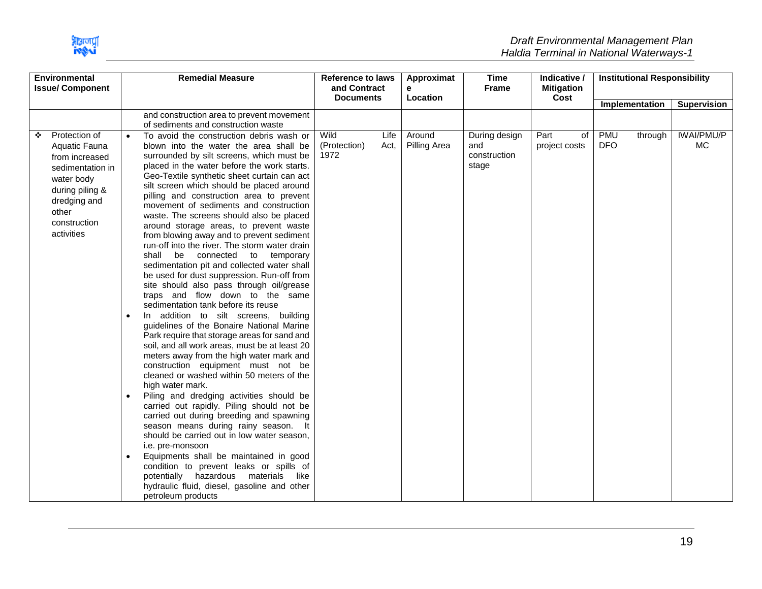| Environmental Issue/ Component | Remedial Measure | Reference to laws and Contract Documents | Approximate Location | Time Frame | Indicative / Mitigation Cost | Institutional Responsibility | |
|---|---|---|---|---|---|---|---|
| | | | | | | Implementation | Supervision |
| | and construction area to prevent movement of sediments and construction waste | | | | | | |
| ❖ Protection of Aquatic Fauna from increased sedimentation in water body during piling & dredging and other construction activities | • To avoid the construction debris wash or blown into the water the area shall be surrounded by silt screens, which must be placed in the water before the work starts. Geo-Textile synthetic sheet curtain can act silt screen which should be placed around pilling and construction area to prevent movement of sediments and construction waste. The screens should also be placed around storage areas, to prevent waste from blowing away and to prevent sediment run-off into the river. The storm water drain shall be connected to temporary sedimentation pit and collected water shall be used for dust suppression. Run-off from site should also pass through oil/grease traps and flow down to the same sedimentation tank before its reuse<br>• In addition to silt screens, building guidelines of the Bonaire National Marine Park require that storage areas for sand and soil, and all work areas, must be at least 20 meters away from the high water mark and construction equipment must not be cleaned or washed within 50 meters of the high water mark.<br>• Piling and dredging activities should be carried out rapidly. Piling should not be carried out during breeding and spawning season means during rainy season. It should be carried out in low water season, i.e. pre-monsoon<br>• Equipments shall be maintained in good condition to prevent leaks or spills of potentially hazardous materials like hydraulic fluid, diesel, gasoline and other petroleum products | Wild Life (Protection) Act, 1972 | Around Pilling Area | During design and construction stage | Part of project costs | PMU through DFO | IWAI/PMU/PMC |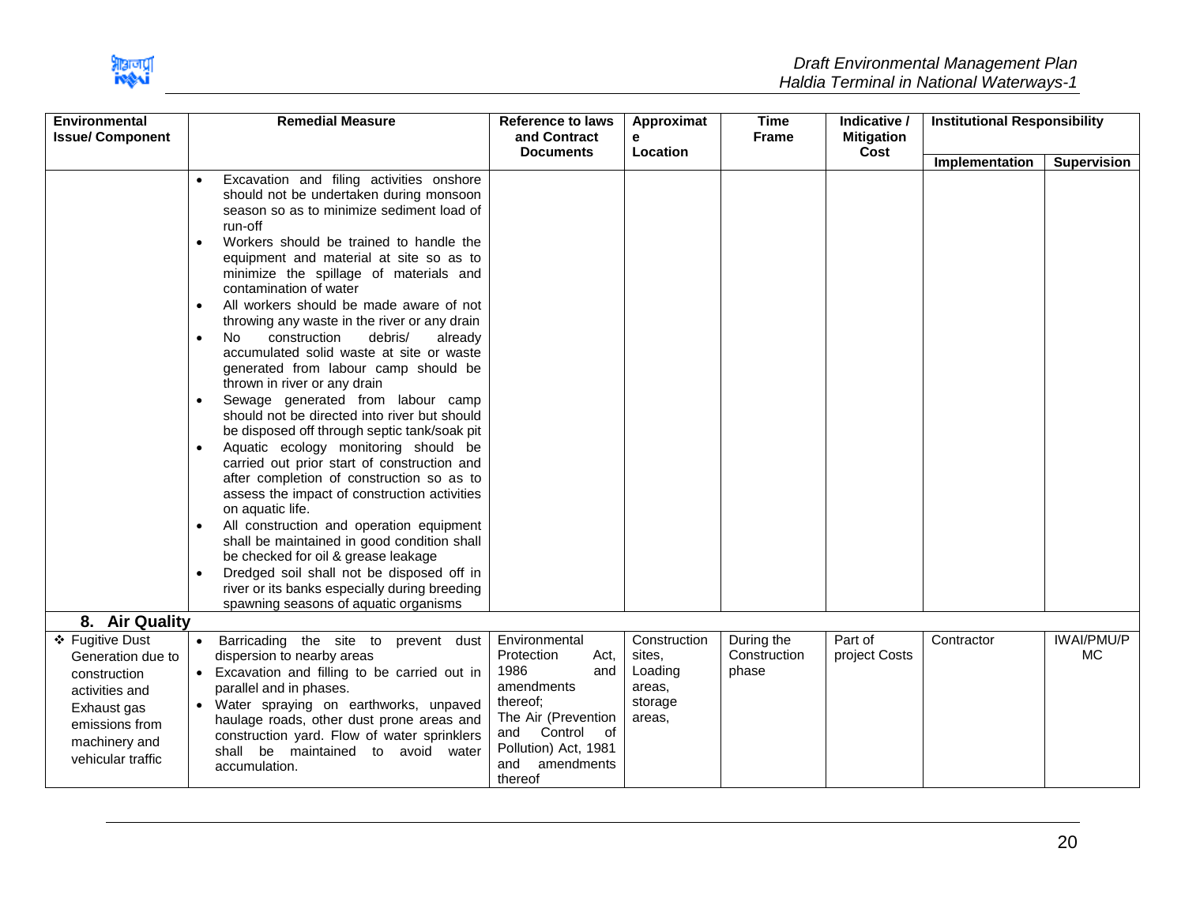| Environmental Issue/ Component | Remedial Measure | Reference to laws and Contract Documents | Approximate Location | Time Frame | Indicative / Mitigation Cost | Institutional Responsibility | |
|---|---|---|---|---|---|---|---|
| | | | | | | Implementation | Supervision |
| | • Excavation and filing activities onshore should not be undertaken during monsoon season so as to minimize sediment load of run-off<br>• Workers should be trained to handle the equipment and material at site so as to minimize the spillage of materials and contamination of water<br>• All workers should be made aware of not throwing any waste in the river or any drain<br>• No construction debris/ already accumulated solid waste at site or waste generated from labour camp should be thrown in river or any drain<br>• Sewage generated from labour camp should not be directed into river but should be disposed off through septic tank/soak pit<br>• Aquatic ecology monitoring should be carried out prior start of construction and after completion of construction so as to assess the impact of construction activities on aquatic life.<br>• All construction and operation equipment shall be maintained in good condition shall be checked for oil & grease leakage<br>• Dredged soil shall not be disposed off in river or its banks especially during breeding spawning seasons of aquatic organisms | | | | | | |
| **8. Air Quality** | | | | | | | |
| ❖ Fugitive Dust Generation due to construction activities and Exhaust gas emissions from machinery and vehicular traffic | • Barricading the site to prevent dust dispersion to nearby areas<br>• Excavation and filling to be carried out in parallel and in phases.<br>• Water spraying on earthworks, unpaved haulage roads, other dust prone areas and construction yard. Flow of water sprinklers shall be maintained to avoid water accumulation. | Environmental Protection Act, 1986 and amendments thereof; The Air (Prevention and Control of Pollution) Act, 1981 and amendments thereof | Construction sites, Loading areas, storage areas, | During the Construction phase | Part of project Costs | Contractor | IWAI/PMU/PMC |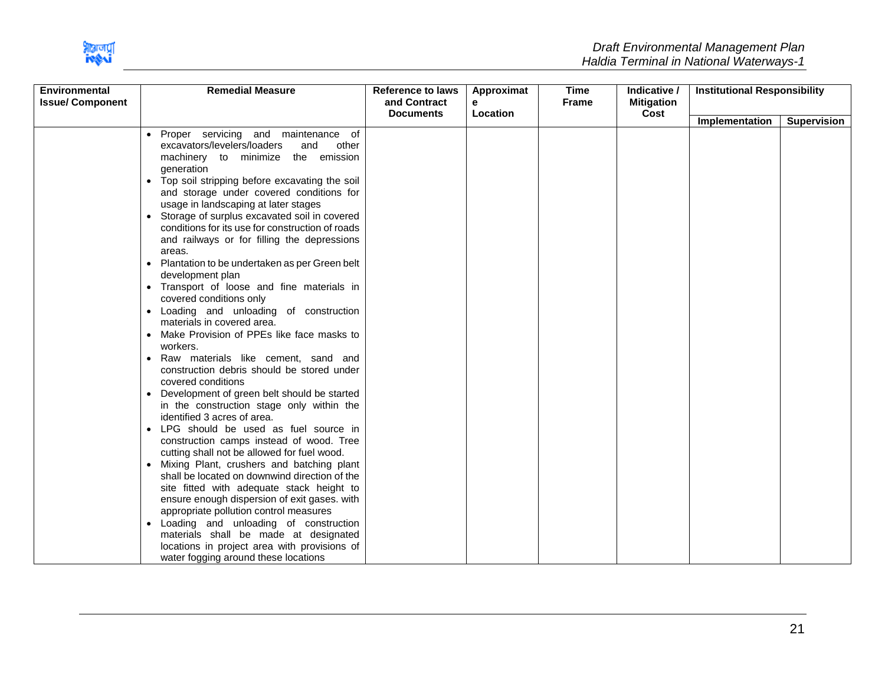| Environmental Issue/ Component | Remedial Measure | Reference to laws and Contract Documents | Approximate Location | Time Frame | Indicative / Mitigation Cost | Institutional Responsibility | |
|---|---|---|---|---|---|---|---|
| | | | | | | Implementation | Supervision |
| | • Proper servicing and maintenance of excavators/levelers/loaders and other machinery to minimize the emission generation<br>• Top soil stripping before excavating the soil and storage under covered conditions for usage in landscaping at later stages<br>• Storage of surplus excavated soil in covered conditions for its use for construction of roads and railways or for filling the depressions areas.<br>• Plantation to be undertaken as per Green belt development plan<br>• Transport of loose and fine materials in covered conditions only<br>• Loading and unloading of construction materials in covered area.<br>• Make Provision of PPEs like face masks to workers.<br>• Raw materials like cement, sand and construction debris should be stored under covered conditions<br>• Development of green belt should be started in the construction stage only within the identified 3 acres of area.<br>• LPG should be used as fuel source in construction camps instead of wood. Tree cutting shall not be allowed for fuel wood.<br>• Mixing Plant, crushers and batching plant shall be located on downwind direction of the site fitted with adequate stack height to ensure enough dispersion of exit gases. with appropriate pollution control measures<br>• Loading and unloading of construction materials shall be made at designated locations in project area with provisions of water fogging around these locations | | | | | | |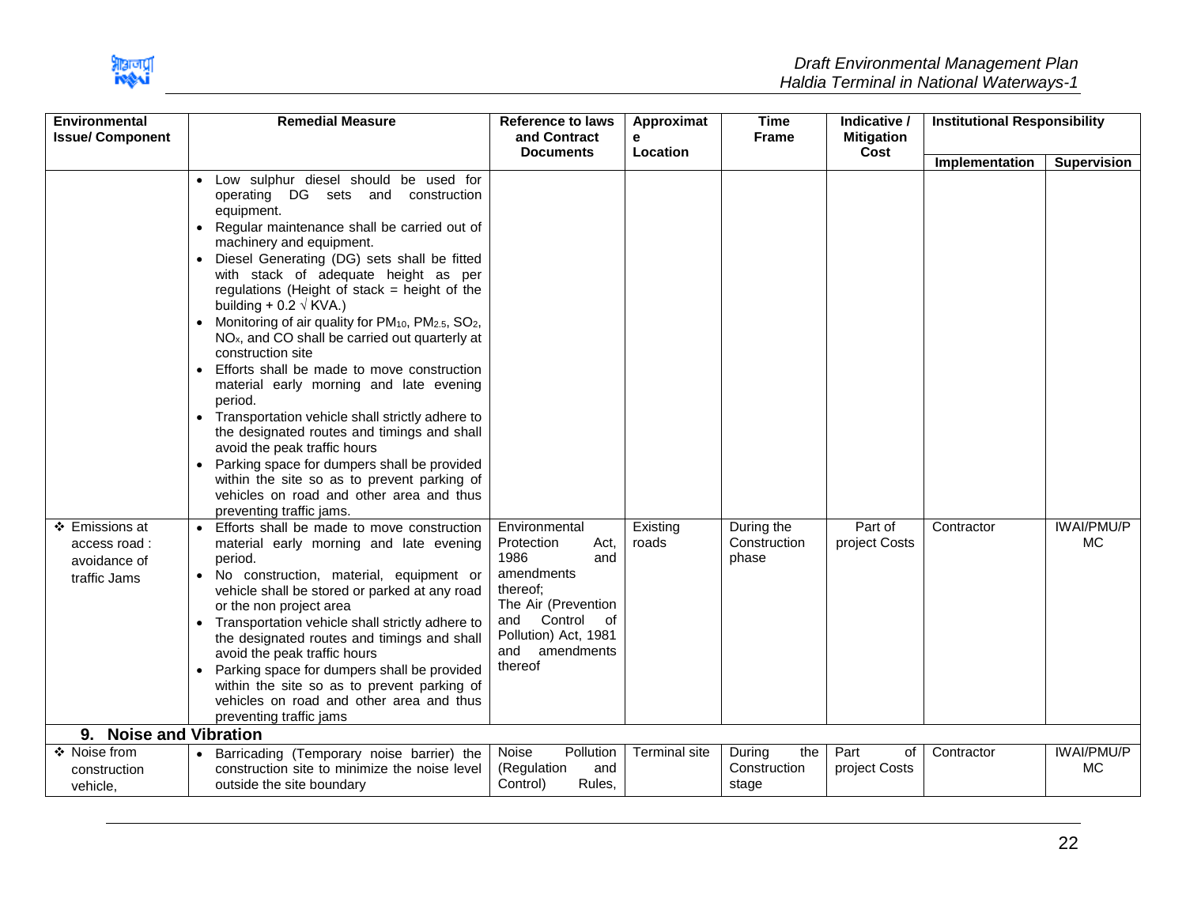| Environmental Issue/ Component | Remedial Measure | Reference to laws and Contract Documents | Approximate Location | Time Frame | Indicative / Mitigation Cost | Institutional Responsibility | |
|---|---|---|---|---|---|---|---|
| | | | | | | Implementation | Supervision |
| | • Low sulphur diesel should be used for operating DG sets and construction equipment.<br>• Regular maintenance shall be carried out of machinery and equipment.<br>• Diesel Generating (DG) sets shall be fitted with stack of adequate height as per regulations (Height of stack = height of the building + 0.2 √ KVA.)<br>• Monitoring of air quality for $PM_{10}$, $PM_{2.5}$, $SO_2$, $NO_x$, and CO shall be carried out quarterly at construction site<br>• Efforts shall be made to move construction material early morning and late evening period.<br>• Transportation vehicle shall strictly adhere to the designated routes and timings and shall avoid the peak traffic hours<br>• Parking space for dumpers shall be provided within the site so as to prevent parking of vehicles on road and other area and thus preventing traffic jams. | | | | | | |
| ❖ Emissions at access road : avoidance of traffic Jams | • Efforts shall be made to move construction material early morning and late evening period.<br>• No construction, material, equipment or vehicle shall be stored or parked at any road or the non project area<br>• Transportation vehicle shall strictly adhere to the designated routes and timings and shall avoid the peak traffic hours<br>• Parking space for dumpers shall be provided within the site so as to prevent parking of vehicles on road and other area and thus preventing traffic jams | Environmental Protection Act, 1986 and amendments thereof; The Air (Prevention and Control of Pollution) Act, 1981 and amendments thereof | Existing roads | During the Construction phase | Part of project Costs | Contractor | IWAI/PMU/PMC |
| **9. Noise and Vibration** | | | | | | | |
| ❖ Noise from construction vehicle, | • Barricading (Temporary noise barrier) the construction site to minimize the noise level outside the site boundary | Noise Pollution (Regulation and Control) Rules, | Terminal site | During the Construction stage | Part of project Costs | Contractor | IWAI/PMU/PMC |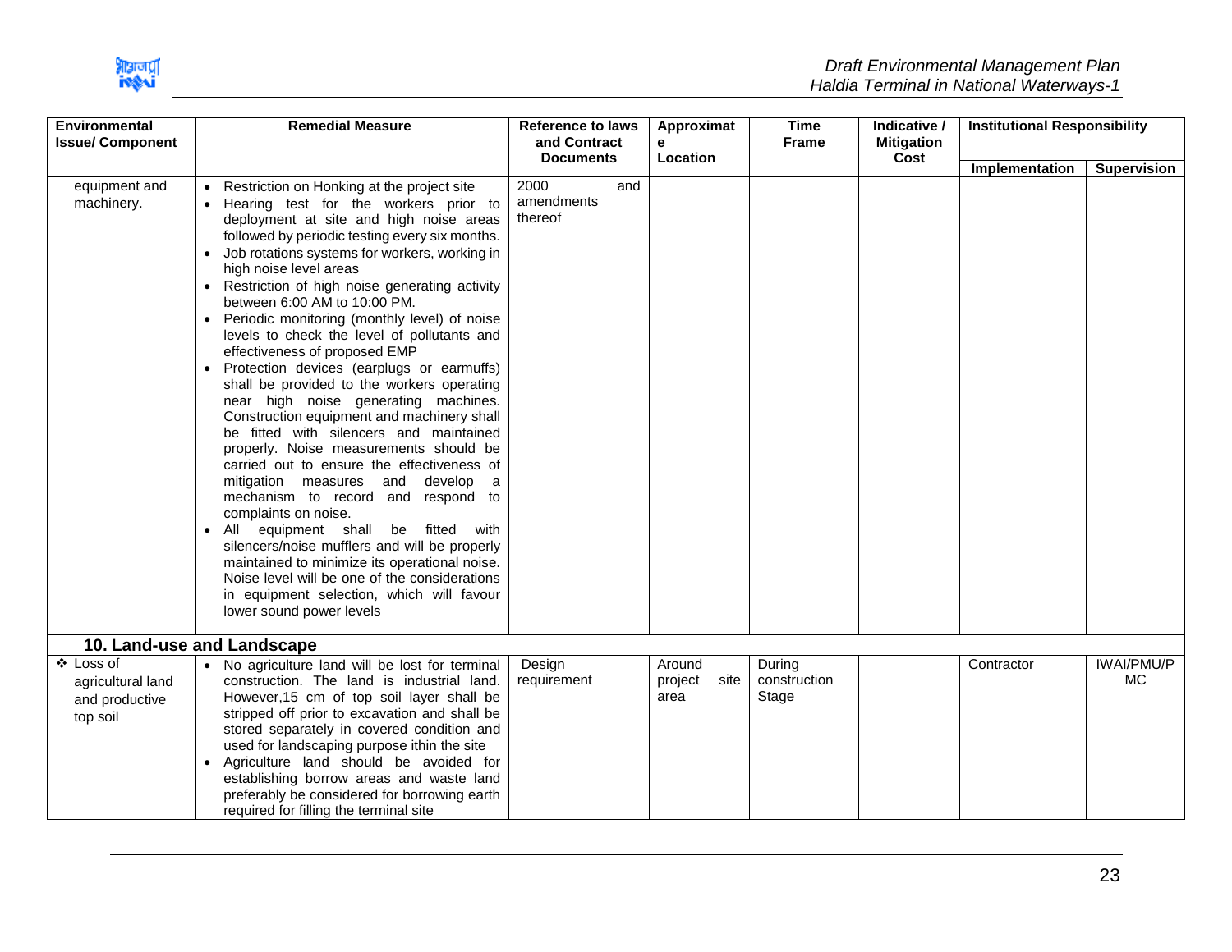| Environmental Issue/ Component | Remedial Measure | Reference to laws and Contract Documents | Approximate Location | Time Frame | Indicative / Mitigation Cost | Institutional Responsibility | |
|---|---|---|---|---|---|---|---|
| | | | | | | Implementation | Supervision |
| equipment and machinery. | • Restriction on Honking at the project site<br>• Hearing test for the workers prior to deployment at site and high noise areas followed by periodic testing every six months.<br>• Job rotations systems for workers, working in high noise level areas<br>• Restriction of high noise generating activity between 6:00 AM to 10:00 PM.<br>• Periodic monitoring (monthly level) of noise levels to check the level of pollutants and effectiveness of proposed EMP<br>• Protection devices (earplugs or earmuffs) shall be provided to the workers operating near high noise generating machines. Construction equipment and machinery shall be fitted with silencers and maintained properly. Noise measurements should be carried out to ensure the effectiveness of mitigation measures and develop a mechanism to record and respond to complaints on noise.<br>• All equipment shall be fitted with silencers/noise mufflers and will be properly maintained to minimize its operational noise. Noise level will be one of the considerations in equipment selection, which will favour lower sound power levels | 2000 and amendments thereof | | | | | |
| **10. Land-use and Landscape** | | | | | | | |
| ❖ Loss of agricultural land and productive top soil | • No agriculture land will be lost for terminal construction. The land is industrial land. However,15 cm of top soil layer shall be stripped off prior to excavation and shall be stored separately in covered condition and used for landscaping purpose ithin the site<br>• Agriculture land should be avoided for establishing borrow areas and waste land preferably be considered for borrowing earth required for filling the terminal site | Design requirement | Around project site area | During construction Stage | | Contractor | IWAI/PMU/PMC |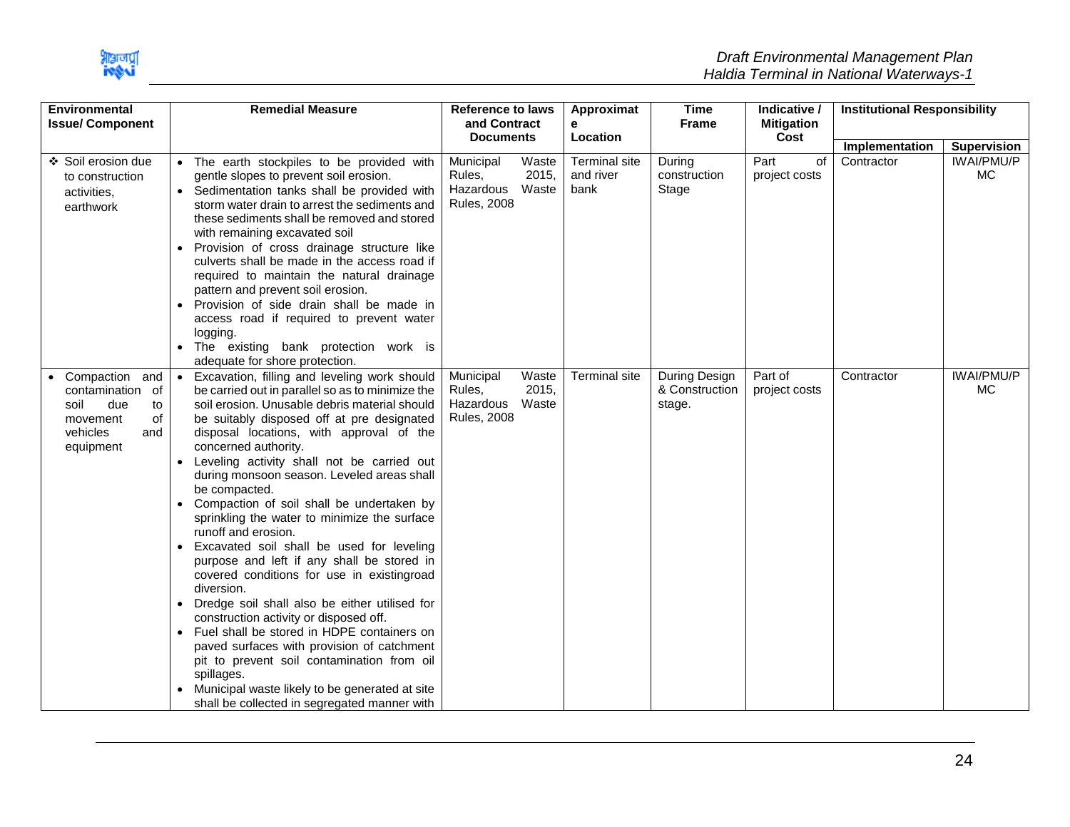| Environmental Issue/ Component | Remedial Measure | Reference to laws and Contract Documents | Approximate Location | Time Frame | Indicative / Mitigation Cost | Institutional Responsibility | |
|---|---|---|---|---|---|---|---|
| | | | | | | Implementation | Supervision |
| ❖ Soil erosion due to construction activities, earthwork | • The earth stockpiles to be provided with gentle slopes to prevent soil erosion.<br>• Sedimentation tanks shall be provided with storm water drain to arrest the sediments and these sediments shall be removed and stored with remaining excavated soil<br>• Provision of cross drainage structure like culverts shall be made in the access road if required to maintain the natural drainage pattern and prevent soil erosion.<br>• Provision of side drain shall be made in access road if required to prevent water logging.<br>• The existing bank protection work is adequate for shore protection. | Municipal Waste Rules, 2015, Hazardous Waste Rules, 2008 | Terminal site and river bank | During construction Stage | Part of project costs | Contractor | IWAI/PMU/PMC |
| • Compaction and contamination of soil due to movement of vehicles and equipment | • Excavation, filling and leveling work should be carried out in parallel so as to minimize the soil erosion. Unusable debris material should be suitably disposed off at pre designated disposal locations, with approval of the concerned authority.<br>• Leveling activity shall not be carried out during monsoon season. Leveled areas shall be compacted.<br>• Compaction of soil shall be undertaken by sprinkling the water to minimize the surface runoff and erosion.<br>• Excavated soil shall be used for leveling purpose and left if any shall be stored in covered conditions for use in existingroad diversion.<br>• Dredge soil shall also be either utilised for construction activity or disposed off.<br>• Fuel shall be stored in HDPE containers on paved surfaces with provision of catchment pit to prevent soil contamination from oil spillages.<br>• Municipal waste likely to be generated at site shall be collected in segregated manner with | Municipal Waste Rules, 2015, Hazardous Waste Rules, 2008 | Terminal site | During Design & Construction stage. | Part of project costs | Contractor | IWAI/PMU/PMC |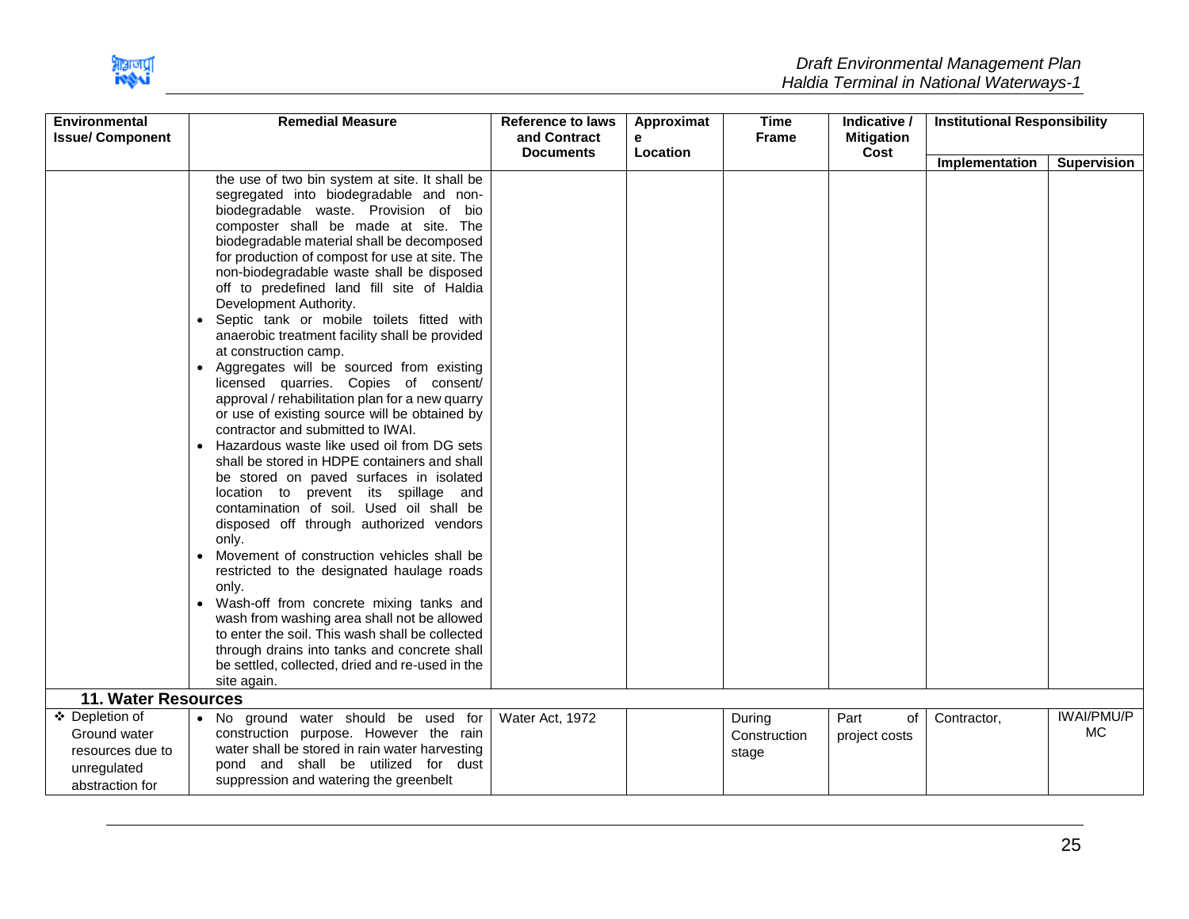| Environmental Issue/ Component | Remedial Measure | Reference to laws and Contract Documents | Approximate Location | Time Frame | Indicative / Mitigation Cost | Institutional Responsibility | |
|---|---|---|---|---|---|---|---|
| | | | | | | Implementation | Supervision |
| | the use of two bin system at site. It shall be segregated into biodegradable and non-biodegradable waste. Provision of bio composter shall be made at site. The biodegradable material shall be decomposed for production of compost for use at site. The non-biodegradable waste shall be disposed off to predefined land fill site of Haldia Development Authority.<br>• Septic tank or mobile toilets fitted with anaerobic treatment facility shall be provided at construction camp.<br>• Aggregates will be sourced from existing licensed quarries. Copies of consent/ approval / rehabilitation plan for a new quarry or use of existing source will be obtained by contractor and submitted to IWAI.<br>• Hazardous waste like used oil from DG sets shall be stored in HDPE containers and shall be stored on paved surfaces in isolated location to prevent its spillage and contamination of soil. Used oil shall be disposed off through authorized vendors only.<br>• Movement of construction vehicles shall be restricted to the designated haulage roads only.<br>• Wash-off from concrete mixing tanks and wash from washing area shall not be allowed to enter the soil. This wash shall be collected through drains into tanks and concrete shall be settled, collected, dried and re-used in the site again. | | | | | | |
| **11. Water Resources** | | | | | | | |
| ❖ Depletion of Ground water resources due to unregulated abstraction for | • No ground water should be used for construction purpose. However the rain water shall be stored in rain water harvesting pond and shall be utilized for dust suppression and watering the greenbelt | Water Act, 1972 | | During Construction stage | Part of project costs | Contractor, | IWAI/PMU/PMC |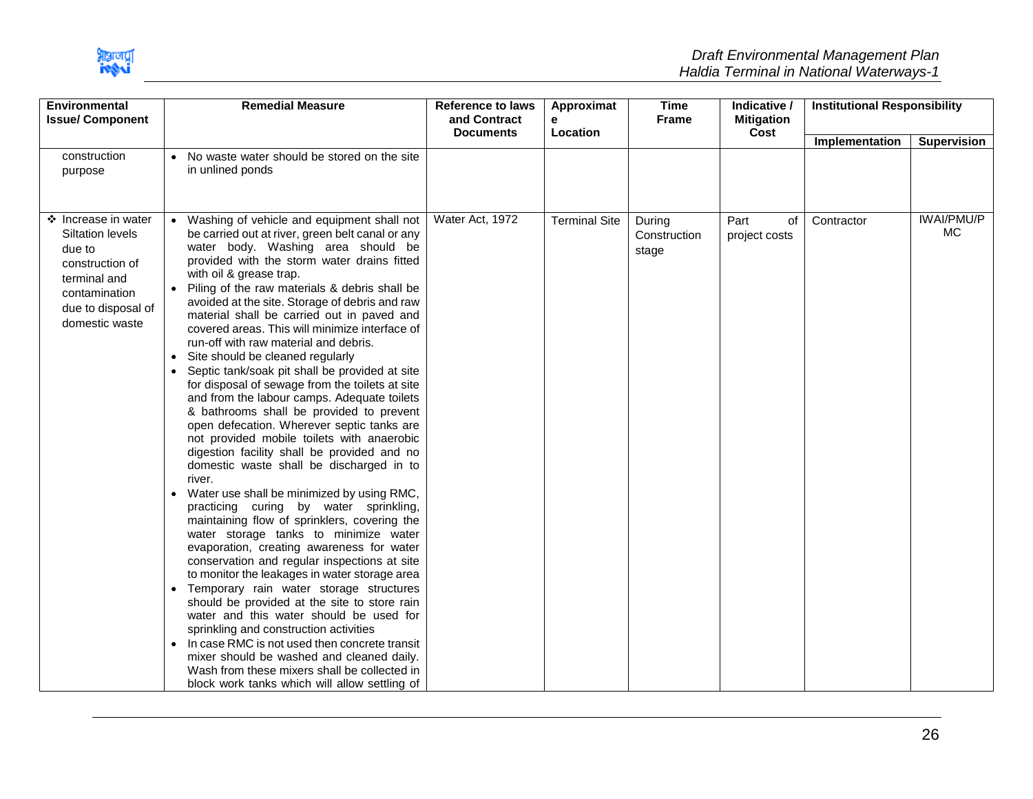| Environmental Issue/ Component | Remedial Measure | Reference to laws and Contract Documents | Approximate Location | Time Frame | Indicative / Mitigation Cost | Institutional Responsibility | |
|---|---|---|---|---|---|---|---|
| | | | | | | Implementation | Supervision |
| construction purpose | • No waste water should be stored on the site in unlined ponds | | | | | | |
| ❖ Increase in water Siltation levels due to construction of terminal and contamination due to disposal of domestic waste | • Washing of vehicle and equipment shall not be carried out at river, green belt canal or any water body. Washing area should be provided with the storm water drains fitted with oil & grease trap.<br>• Piling of the raw materials & debris shall be avoided at the site. Storage of debris and raw material shall be carried out in paved and covered areas. This will minimize interface of run-off with raw material and debris.<br>• Site should be cleaned regularly<br>• Septic tank/soak pit shall be provided at site for disposal of sewage from the toilets at site and from the labour camps. Adequate toilets & bathrooms shall be provided to prevent open defecation. Wherever septic tanks are not provided mobile toilets with anaerobic digestion facility shall be provided and no domestic waste shall be discharged in to river.<br>• Water use shall be minimized by using RMC, practicing curing by water sprinkling, maintaining flow of sprinklers, covering the water storage tanks to minimize water evaporation, creating awareness for water conservation and regular inspections at site to monitor the leakages in water storage area<br>• Temporary rain water storage structures should be provided at the site to store rain water and this water should be used for sprinkling and construction activities<br>• In case RMC is not used then concrete transit mixer should be washed and cleaned daily. Wash from these mixers shall be collected in block work tanks which will allow settling of | Water Act, 1972 | Terminal Site | During Construction stage | Part of project costs | Contractor | IWAI/PMU/PMC |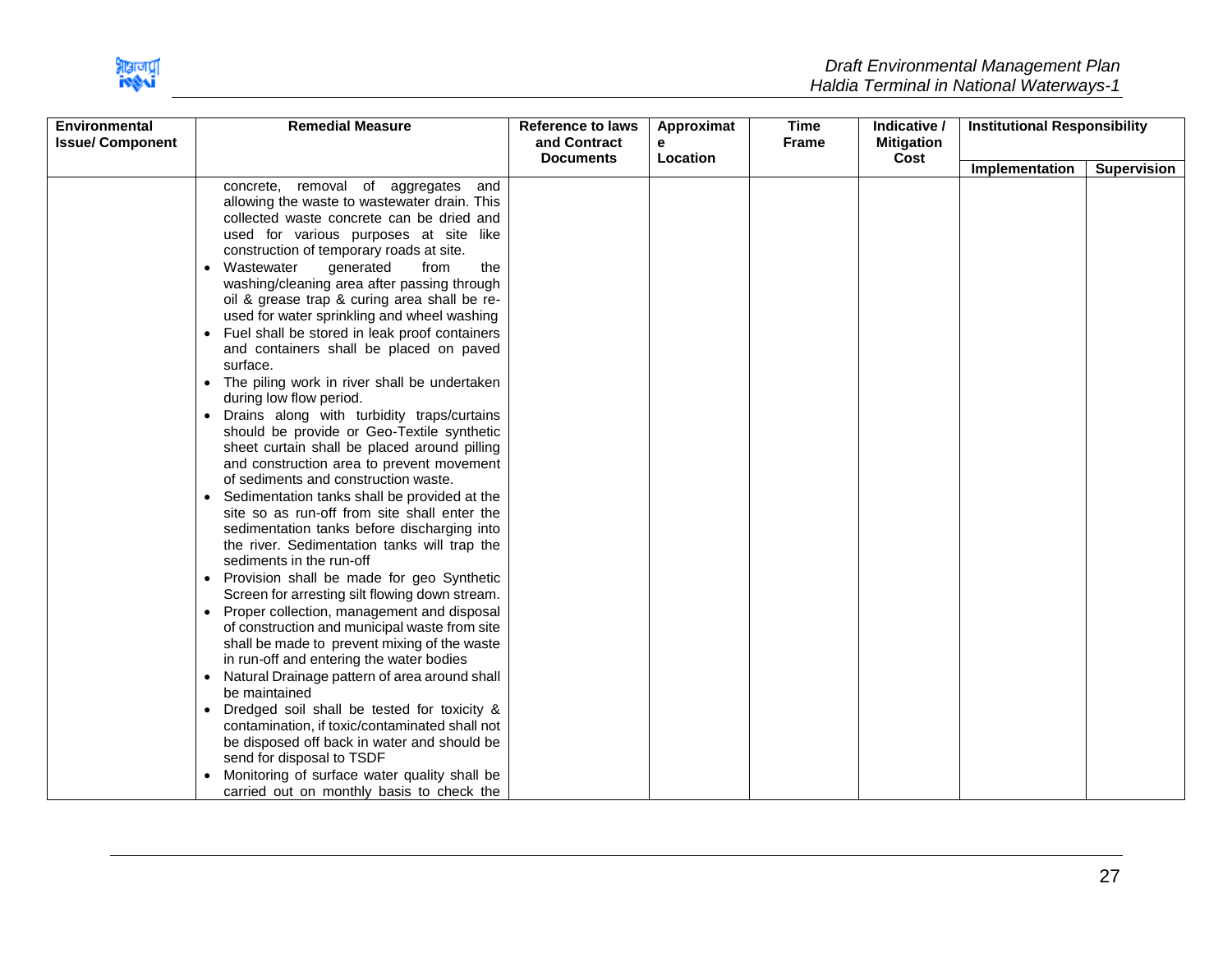| Environmental Issue/ Component | Remedial Measure | Reference to laws and Contract Documents | Approximate Location | Time Frame | Indicative / Mitigation Cost | Institutional Responsibility | |
|---|---|---|---|---|---|---|---|
| | | | | | | Implementation | Supervision |
| | concrete, removal of aggregates and allowing the waste to wastewater drain. This collected waste concrete can be dried and used for various purposes at site like construction of temporary roads at site.<br>• Wastewater generated from the washing/cleaning area after passing through oil & grease trap & curing area shall be re-used for water sprinkling and wheel washing<br>• Fuel shall be stored in leak proof containers and containers shall be placed on paved surface.<br>• The piling work in river shall be undertaken during low flow period.<br>• Drains along with turbidity traps/curtains should be provide or Geo-Textile synthetic sheet curtain shall be placed around pilling and construction area to prevent movement of sediments and construction waste.<br>• Sedimentation tanks shall be provided at the site so as run-off from site shall enter the sedimentation tanks before discharging into the river. Sedimentation tanks will trap the sediments in the run-off<br>• Provision shall be made for geo Synthetic Screen for arresting silt flowing down stream.<br>• Proper collection, management and disposal of construction and municipal waste from site shall be made to prevent mixing of the waste in run-off and entering the water bodies<br>• Natural Drainage pattern of area around shall be maintained<br>• Dredged soil shall be tested for toxicity & contamination, if toxic/contaminated shall not be disposed off back in water and should be send for disposal to TSDF<br>• Monitoring of surface water quality shall be carried out on monthly basis to check the | | | | | | |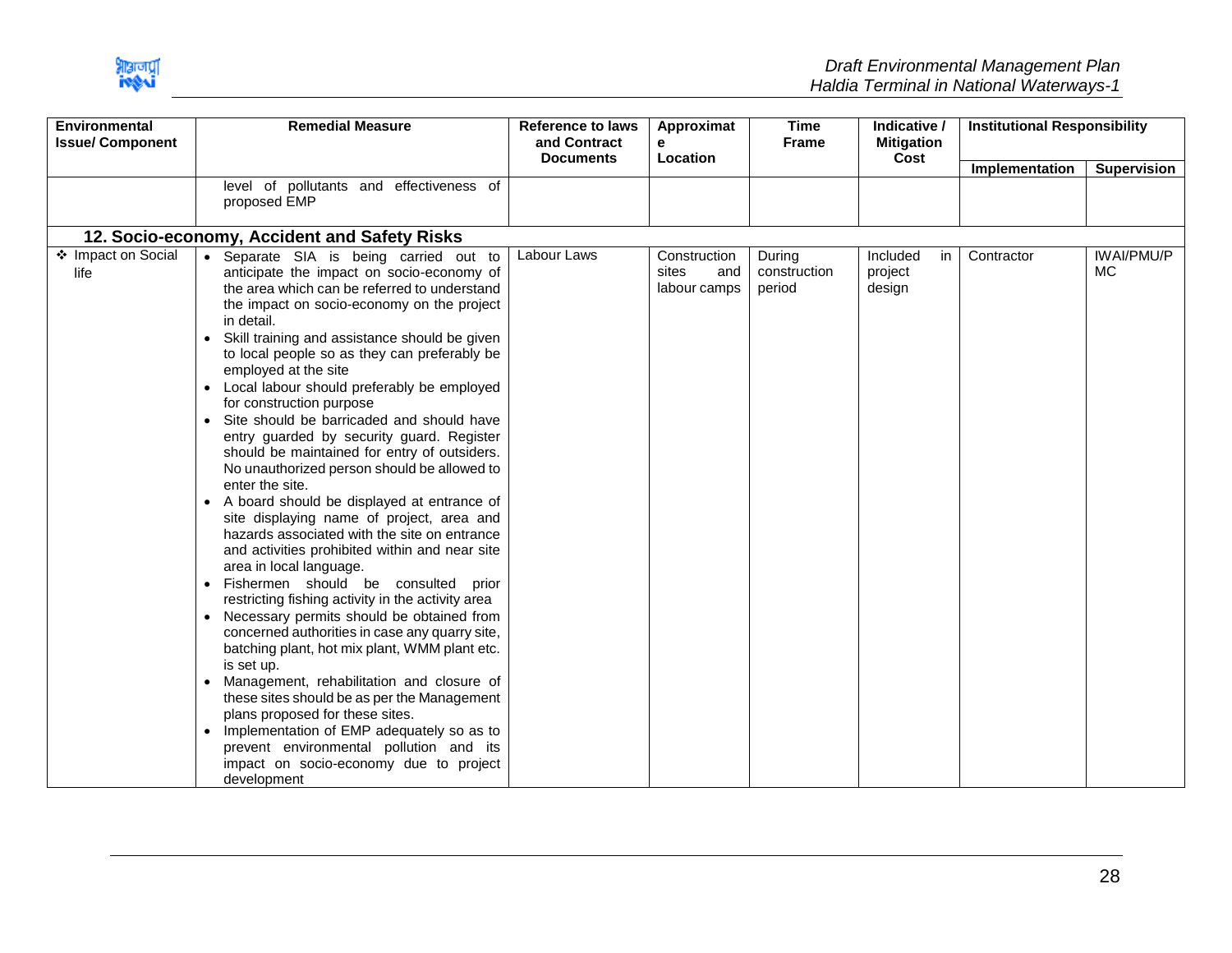| Environmental Issue/ Component | Remedial Measure | Reference to laws and Contract Documents | Approximate Location | Time Frame | Indicative / Mitigation Cost | Institutional Responsibility | |
|---|---|---|---|---|---|---|---|
| | | | | | | Implementation | Supervision |
| | level of pollutants and effectiveness of proposed EMP | | | | | | |
| **12. Socio-economy, Accident and Safety Risks** | | | | | | | |
| ❖ Impact on Social life | • Separate SIA is being carried out to anticipate the impact on socio-economy of the area which can be referred to understand the impact on socio-economy on the project in detail.<br>• Skill training and assistance should be given to local people so as they can preferably be employed at the site<br>• Local labour should preferably be employed for construction purpose<br>• Site should be barricaded and should have entry guarded by security guard. Register should be maintained for entry of outsiders. No unauthorized person should be allowed to enter the site.<br>• A board should be displayed at entrance of site displaying name of project, area and hazards associated with the site on entrance and activities prohibited within and near site area in local language.<br>• Fishermen should be consulted prior restricting fishing activity in the activity area<br>• Necessary permits should be obtained from concerned authorities in case any quarry site, batching plant, hot mix plant, WMM plant etc. is set up.<br>• Management, rehabilitation and closure of these sites should be as per the Management plans proposed for these sites.<br>• Implementation of EMP adequately so as to prevent environmental pollution and its impact on socio-economy due to project development | Labour Laws | Construction sites and labour camps | During construction period | Included in project design | Contractor | IWAI/PMU/PMC |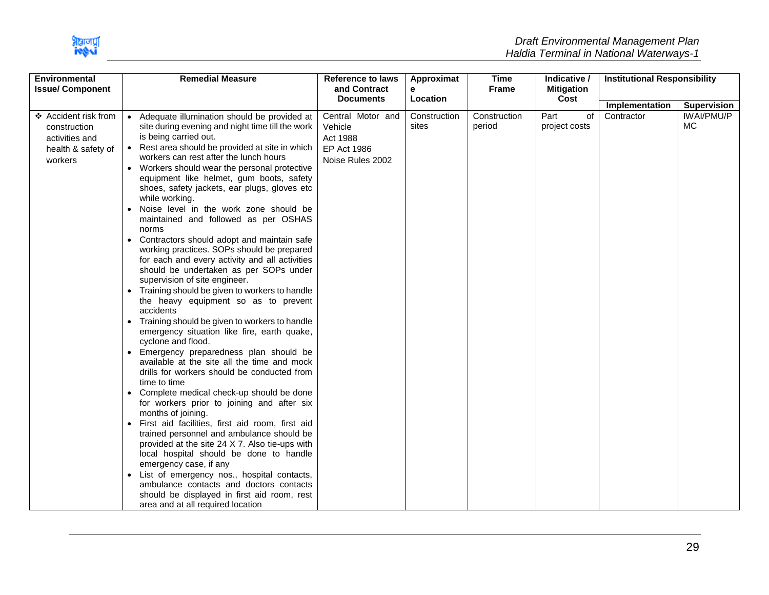| Environmental Issue/ Component | Remedial Measure | Reference to laws and Contract Documents | Approximate Location | Time Frame | Indicative / Mitigation Cost | Institutional Responsibility | |
|---|---|---|---|---|---|---|---|
| | | | | | | Implementation | Supervision |
| ❖ Accident risk from construction activities and health & safety of workers | • Adequate illumination should be provided at site during evening and night time till the work is being carried out.<br>• Rest area should be provided at site in which workers can rest after the lunch hours<br>• Workers should wear the personal protective equipment like helmet, gum boots, safety shoes, safety jackets, ear plugs, gloves etc while working.<br>• Noise level in the work zone should be maintained and followed as per OSHAS norms<br>• Contractors should adopt and maintain safe working practices. SOPs should be prepared for each and every activity and all activities should be undertaken as per SOPs under supervision of site engineer.<br>• Training should be given to workers to handle the heavy equipment so as to prevent accidents<br>• Training should be given to workers to handle emergency situation like fire, earth quake, cyclone and flood.<br>• Emergency preparedness plan should be available at the site all the time and mock drills for workers should be conducted from time to time<br>• Complete medical check-up should be done for workers prior to joining and after six months of joining.<br>• First aid facilities, first aid room, first aid trained personnel and ambulance should be provided at the site 24 X 7. Also tie-ups with local hospital should be done to handle emergency case, if any<br>• List of emergency nos., hospital contacts, ambulance contacts and doctors contacts should be displayed in first aid room, rest area and at all required location | Central Motor and Vehicle Act 1988<br>EP Act 1986<br>Noise Rules 2002 | Construction sites | Construction period | Part of project costs | Contractor | IWAI/PMU/PMC |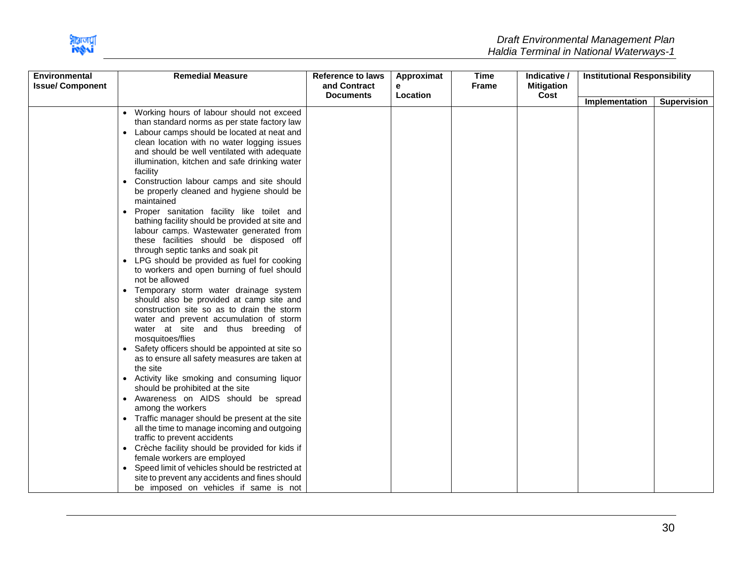| Environmental Issue/ Component | Remedial Measure | Reference to laws and Contract Documents | Approximate Location | Time Frame | Indicative / Mitigation Cost | Institutional Responsibility | |
|---|---|---|---|---|---|---|---|
| | | | | | | Implementation | Supervision |
| | • Working hours of labour should not exceed than standard norms as per state factory law<br>• Labour camps should be located at neat and clean location with no water logging issues and should be well ventilated with adequate illumination, kitchen and safe drinking water facility<br>• Construction labour camps and site should be properly cleaned and hygiene should be maintained<br>• Proper sanitation facility like toilet and bathing facility should be provided at site and labour camps. Wastewater generated from these facilities should be disposed off through septic tanks and soak pit<br>• LPG should be provided as fuel for cooking to workers and open burning of fuel should not be allowed<br>• Temporary storm water drainage system should also be provided at camp site and construction site so as to drain the storm water and prevent accumulation of storm water at site and thus breeding of mosquitoes/flies<br>• Safety officers should be appointed at site so as to ensure all safety measures are taken at the site<br>• Activity like smoking and consuming liquor should be prohibited at the site<br>• Awareness on AIDS should be spread among the workers<br>• Traffic manager should be present at the site all the time to manage incoming and outgoing traffic to prevent accidents<br>• Crèche facility should be provided for kids if female workers are employed<br>• Speed limit of vehicles should be restricted at site to prevent any accidents and fines should be imposed on vehicles if same is not | | | | | | |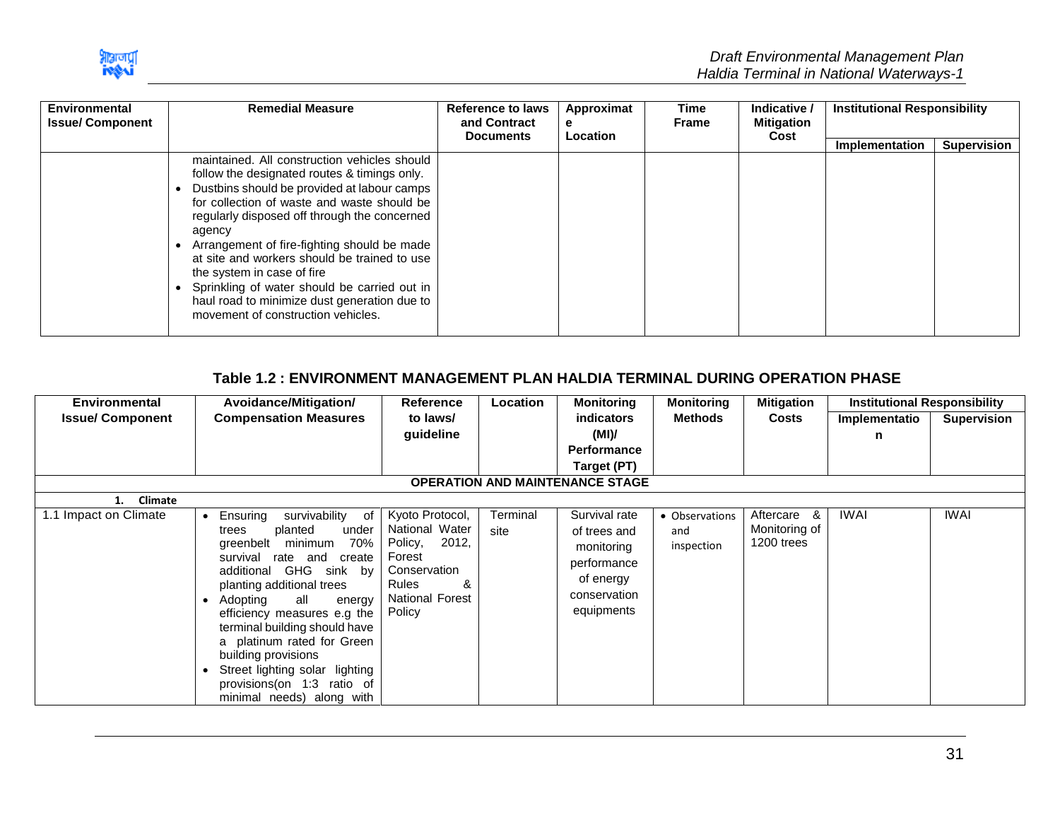| Environmental Issue/ Component | Remedial Measure | Reference to laws and Contract Documents | Approximate Location | Time Frame | Indicative / Mitigation Cost | Institutional Responsibility | |
|---|---|---|---|---|---|---|---|
| | | | | | | Implementation | Supervision |
| | maintained. All construction vehicles should follow the designated routes & timings only.<br>• Dustbins should be provided at labour camps for collection of waste and waste should be regularly disposed off through the concerned agency<br>• Arrangement of fire-fighting should be made at site and workers should be trained to use the system in case of fire<br>• Sprinkling of water should be carried out in haul road to minimize dust generation due to movement of construction vehicles. | | | | | | |

### Table 1.2 : ENVIRONMENT MANAGEMENT PLAN HALDIA TERMINAL DURING OPERATION PHASE

| Environmental Issue/ Component | Avoidance/Mitigation/ Compensation Measures | Reference to laws/ guideline | Location | Monitoring indicators (MI)/ Performance Target (PT) | Monitoring Methods | Mitigation Costs | Institutional Responsibility | |
|---|---|---|---|---|---|---|---|---|
| | | | | | | | Implementation | Supervision |
| **OPERATION AND MAINTENANCE STAGE** | | | | | | | | |
| **1. Climate** | | | | | | | | |
| 1.1 Impact on Climate | • Ensuring survivability of trees planted under greenbelt minimum 70% survival rate and create additional GHG sink by planting additional trees<br>• Adopting all energy efficiency measures e.g the terminal building should have a platinum rated for Green building provisions<br>• Street lighting solar lighting provisions(on 1:3 ratio of minimal needs) along with | Kyoto Protocol, National Water Policy, 2012, Forest Conservation Rules & National Forest Policy | Terminal site | Survival rate of trees and monitoring performance of energy conservation equipments | • Observations and inspection | Aftercare & Monitoring of 1200 trees | IWAI | IWAI |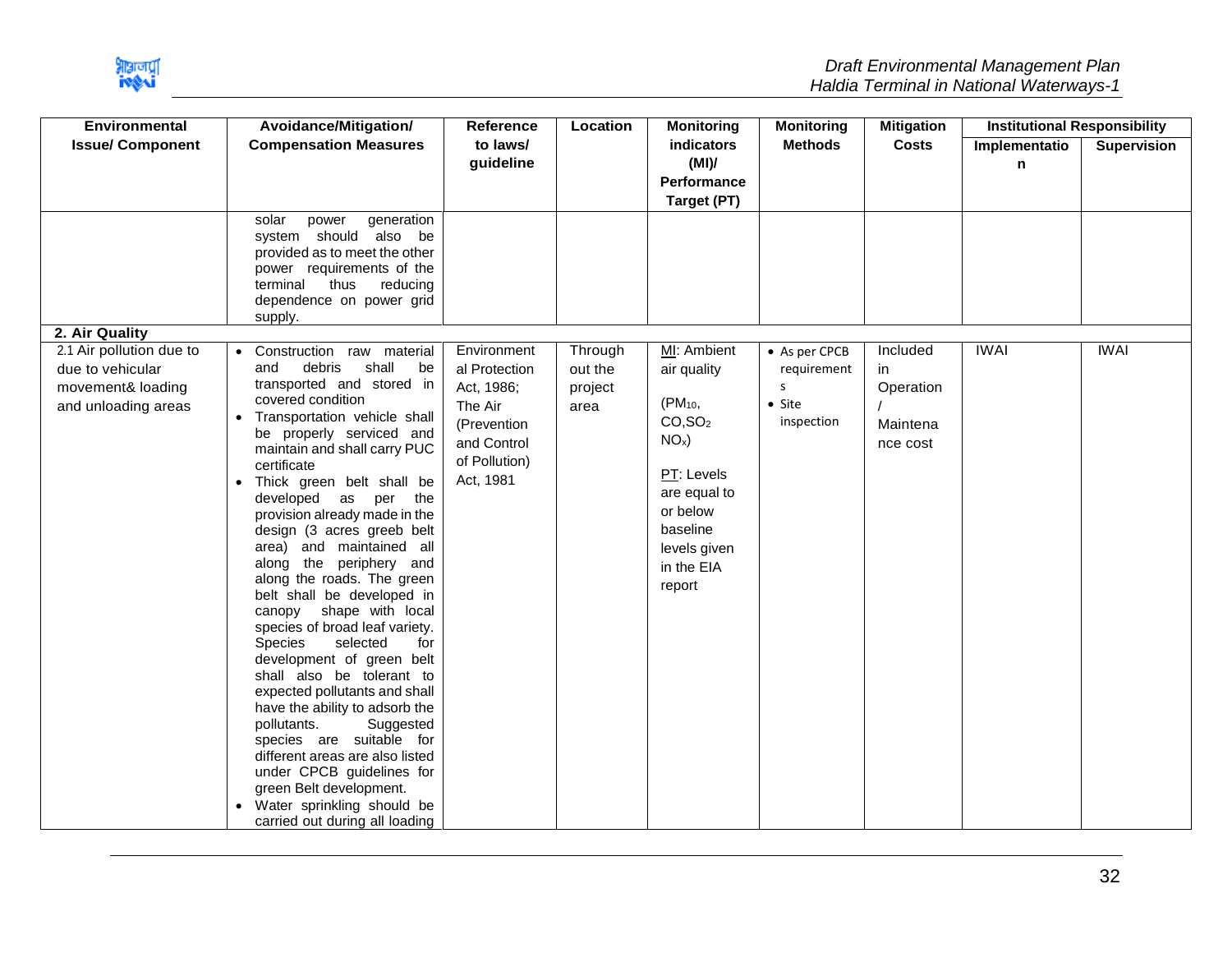| Environmental Issue/ Component | Avoidance/Mitigation/ Compensation Measures | Reference to laws/ guideline | Location | Monitoring indicators (MI)/ Performance Target (PT) | Monitoring Methods | Mitigation Costs | Institutional Responsibility | |
|---|---|---|---|---|---|---|---|---|
| | | | | | | | Implementation | Supervision |
| | solar power generation system should also be provided as to meet the other power requirements of the terminal thus reducing dependence on power grid supply. | | | | | | | |
| **2. Air Quality** | | | | | | | | |
| 2.1 Air pollution due to due to vehicular movement& loading and unloading areas | • Construction raw material and debris shall be transported and stored in covered condition<br>• Transportation vehicle shall be properly serviced and maintain and shall carry PUC certificate<br>• Thick green belt shall be developed as per the provision already made in the design (3 acres greeb belt area) and maintained all along the periphery and along the roads. The green belt shall be developed in canopy shape with local species of broad leaf variety. Species selected for development of green belt shall also be tolerant to expected pollutants and shall have the ability to adsorb the pollutants. Suggested species are suitable for different areas are also listed under CPCB guidelines for green Belt development.<br>• Water sprinkling should be carried out during all loading | Environmental Protection Act, 1986; The Air (Prevention and Control of Pollution) Act, 1981 | Through out the project area | MI: Ambient air quality<br><br>($PM_{10}$, $CO$,$SO_2$ $NO_x$)<br><br>PT: Levels are equal to or below baseline levels given in the EIA report | • As per CPCB requirements<br>• Site inspection | Included in Operation / Maintenance cost | IWAI | IWAI |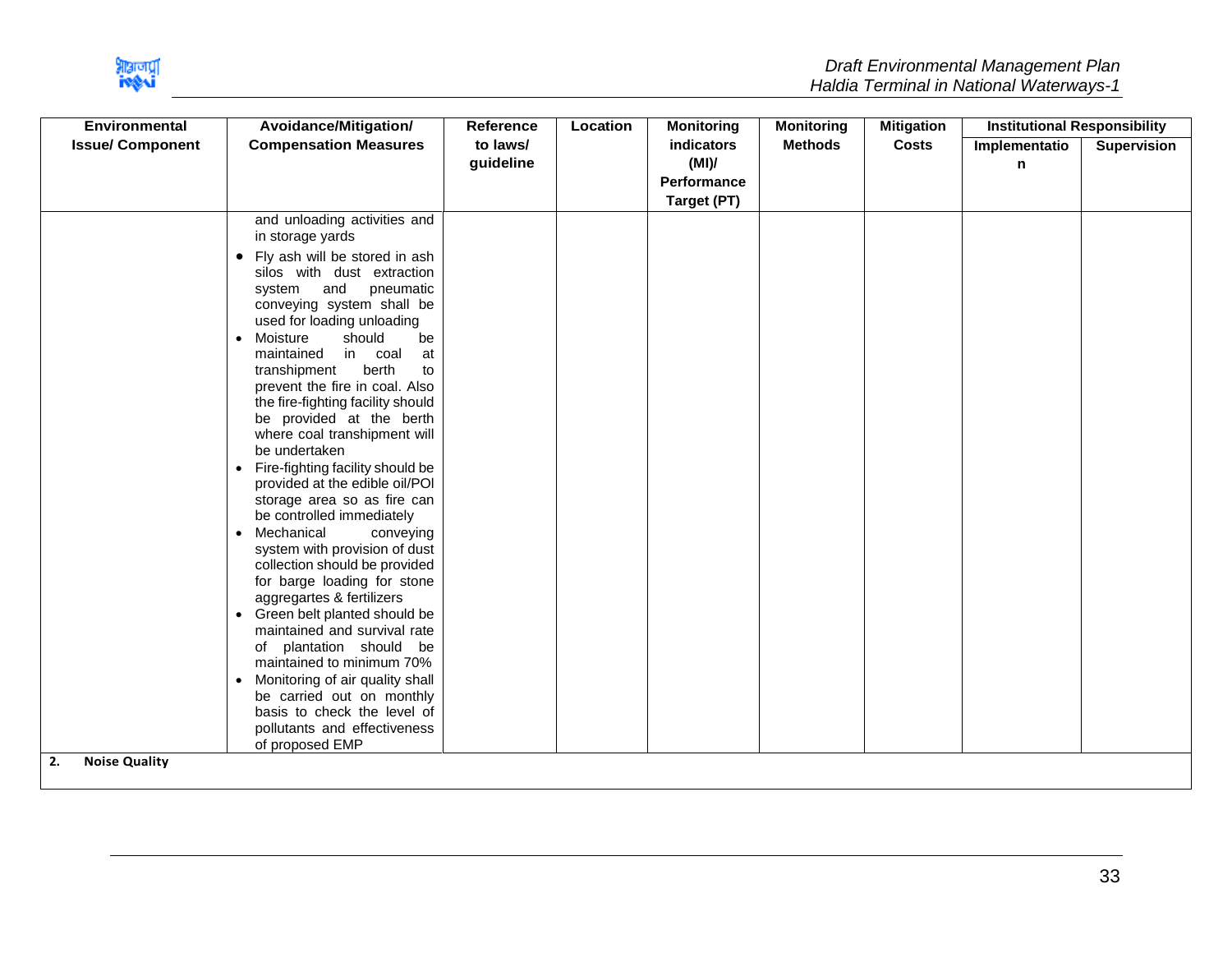| Environmental Issue/ Component | Avoidance/Mitigation/ Compensation Measures | Reference to laws/ guideline | Location | Monitoring indicators (MI)/ Performance Target (PT) | Monitoring Methods | Mitigation Costs | Institutional Responsibility | |
|---|---|---|---|---|---|---|---|---|
| | | | | | | | Implementation | Supervision |
| | and unloading activities and in storage yards <br>• Fly ash will be stored in ash silos with dust extraction system and pneumatic conveying system shall be used for loading unloading <br>• Moisture should be maintained in coal at transhipment berth to prevent the fire in coal. Also the fire-fighting facility should be provided at the berth where coal transhipment will be undertaken <br>• Fire-fighting facility should be provided at the edible oil/POl storage area so as fire can be controlled immediately <br>• Mechanical conveying system with provision of dust collection should be provided for barge loading for stone aggregartes & fertilizers <br>• Green belt planted should be maintained and survival rate of plantation should be maintained to minimum 70% <br>• Monitoring of air quality shall be carried out on monthly basis to check the level of pollutants and effectiveness of proposed EMP | | | | | | | |
| **2. Noise Quality** | | | | | | | | |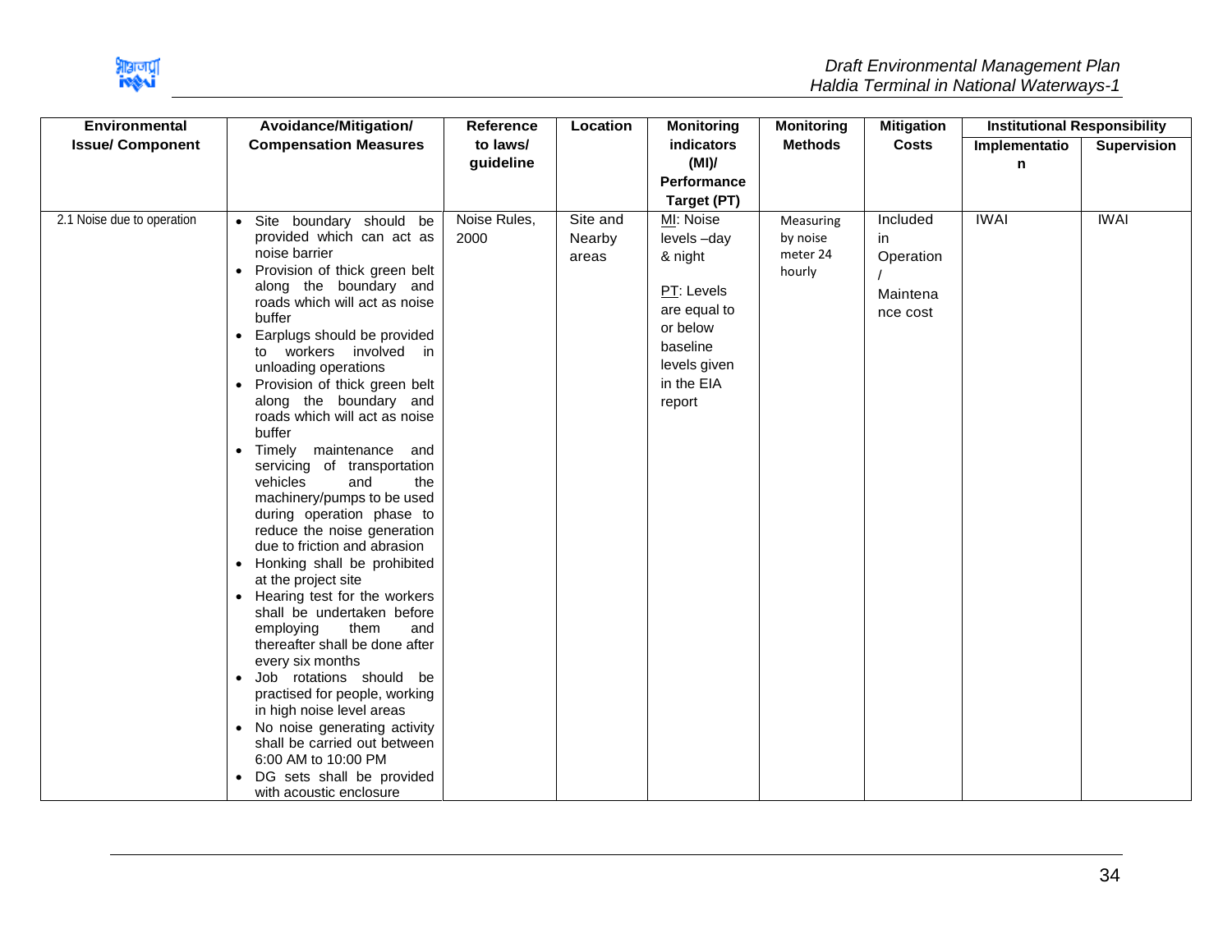| Environmental Issue/ Component | Avoidance/Mitigation/ Compensation Measures | Reference to laws/ guideline | Location | Monitoring indicators (MI)/ Performance Target (PT) | Monitoring Methods | Mitigation Costs | Institutional Responsibility | |
|---|---|---|---|---|---|---|---|---|
| | | | | | | | Implementation | Supervision |
| 2.1 Noise due to operation | • Site boundary should be provided which can act as noise barrier<br>• Provision of thick green belt along the boundary and roads which will act as noise buffer<br>• Earplugs should be provided to workers involved in unloading operations<br>• Provision of thick green belt along the boundary and roads which will act as noise buffer<br>• Timely maintenance and servicing of transportation vehicles and the machinery/pumps to be used during operation phase to reduce the noise generation due to friction and abrasion<br>• Honking shall be prohibited at the project site<br>• Hearing test for the workers shall be undertaken before employing them and thereafter shall be done after every six months<br>• Job rotations should be practised for people, working in high noise level areas<br>• No noise generating activity shall be carried out between 6:00 AM to 10:00 PM<br>• DG sets shall be provided with acoustic enclosure | Noise Rules, 2000 | Site and Nearby areas | MI: Noise levels –day & night<br><br>PT: Levels are equal to or below baseline levels given in the EIA report | Measuring by noise meter 24 hourly | Included in Operation / Maintenance cost | IWAI | IWAI |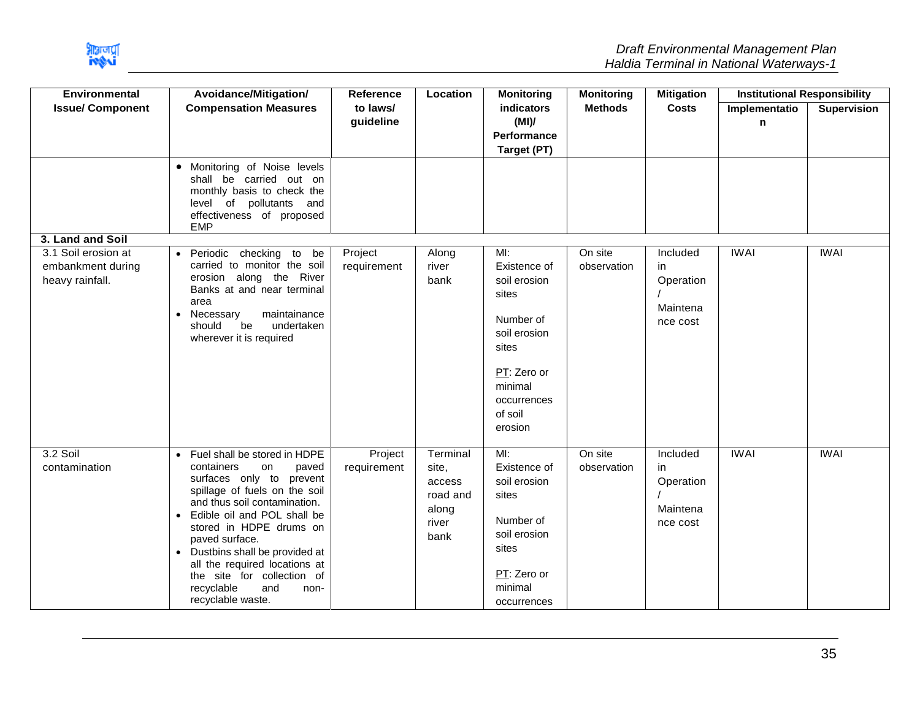| Environmental Issue/ Component | Avoidance/Mitigation/ Compensation Measures | Reference to laws/ guideline | Location | Monitoring indicators (MI)/ Performance Target (PT) | Monitoring Methods | Mitigation Costs | Institutional Responsibility | |
|---|---|---|---|---|---|---|---|---|
| | | | | | | | Implementation | Supervision |
| | • Monitoring of Noise levels shall be carried out on monthly basis to check the level of pollutants and effectiveness of proposed EMP | | | | | | | |
| **3. Land and Soil** | | | | | | | | |
| 3.1 Soil erosion at embankment during heavy rainfall. | • Periodic checking to be carried to monitor the soil erosion along the River Banks at and near terminal area<br>• Necessary maintainance should be undertaken wherever it is required | Project requirement | Along river bank | MI: Existence of soil erosion sites<br><br>Number of soil erosion sites<br><br>PT: Zero or minimal occurrences of soil erosion | On site observation | Included in Operation / Maintenance cost | IWAI | IWAI |
| 3.2 Soil contamination | • Fuel shall be stored in HDPE containers on paved surfaces only to prevent spillage of fuels on the soil and thus soil contamination.<br>• Edible oil and POL shall be stored in HDPE drums on paved surface.<br>• Dustbins shall be provided at all the required locations at the site for collection of recyclable and non-recyclable waste. | Project requirement | Terminal site, access road and along river bank | MI: Existence of soil erosion sites<br><br>Number of soil erosion sites<br><br>PT: Zero or minimal occurrences | On site observation | Included in Operation / Maintenance cost | IWAI | IWAI |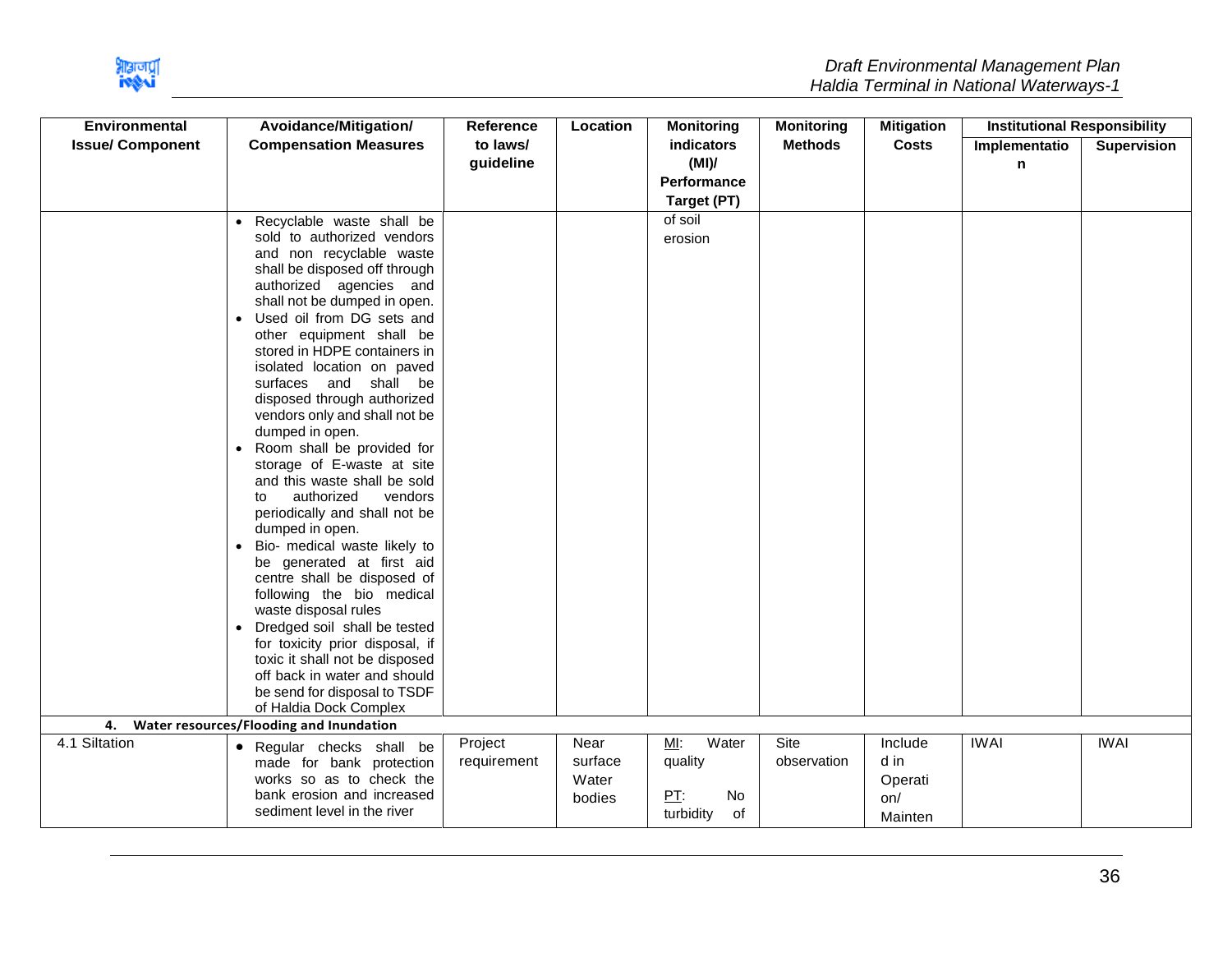| Environmental Issue/ Component | Avoidance/Mitigation/ Compensation Measures | Reference to laws/ guideline | Location | Monitoring indicators (MI)/ Performance Target (PT) | Monitoring Methods | Mitigation Costs | Institutional Responsibility | |
|---|---|---|---|---|---|---|---|---|
| | | | | | | | Implementation | Supervision |
| | • Recyclable waste shall be sold to authorized vendors and non recyclable waste shall be disposed off through authorized agencies and shall not be dumped in open.<br>• Used oil from DG sets and other equipment shall be stored in HDPE containers in isolated location on paved surfaces and shall be disposed through authorized vendors only and shall not be dumped in open.<br>• Room shall be provided for storage of E-waste at site and this waste shall be sold to authorized vendors periodically and shall not be dumped in open.<br>• Bio- medical waste likely to be generated at first aid centre shall be disposed of following the bio medical waste disposal rules<br>• Dredged soil shall be tested for toxicity prior disposal, if toxic it shall not be disposed off back in water and should be send for disposal to TSDF of Haldia Dock Complex | | | of soil erosion | | | | |
| **4. Water resources/Flooding and Inundation** | | | | | | | | |
| 4.1 Siltation | • Regular checks shall be made for bank protection works so as to check the bank erosion and increased sediment level in the river | Project requirement | Near surface Water bodies | MI: Water quality<br><br>PT: No turbidity of | Site observation | Included in Operation/ Mainten | IWAI | IWAI |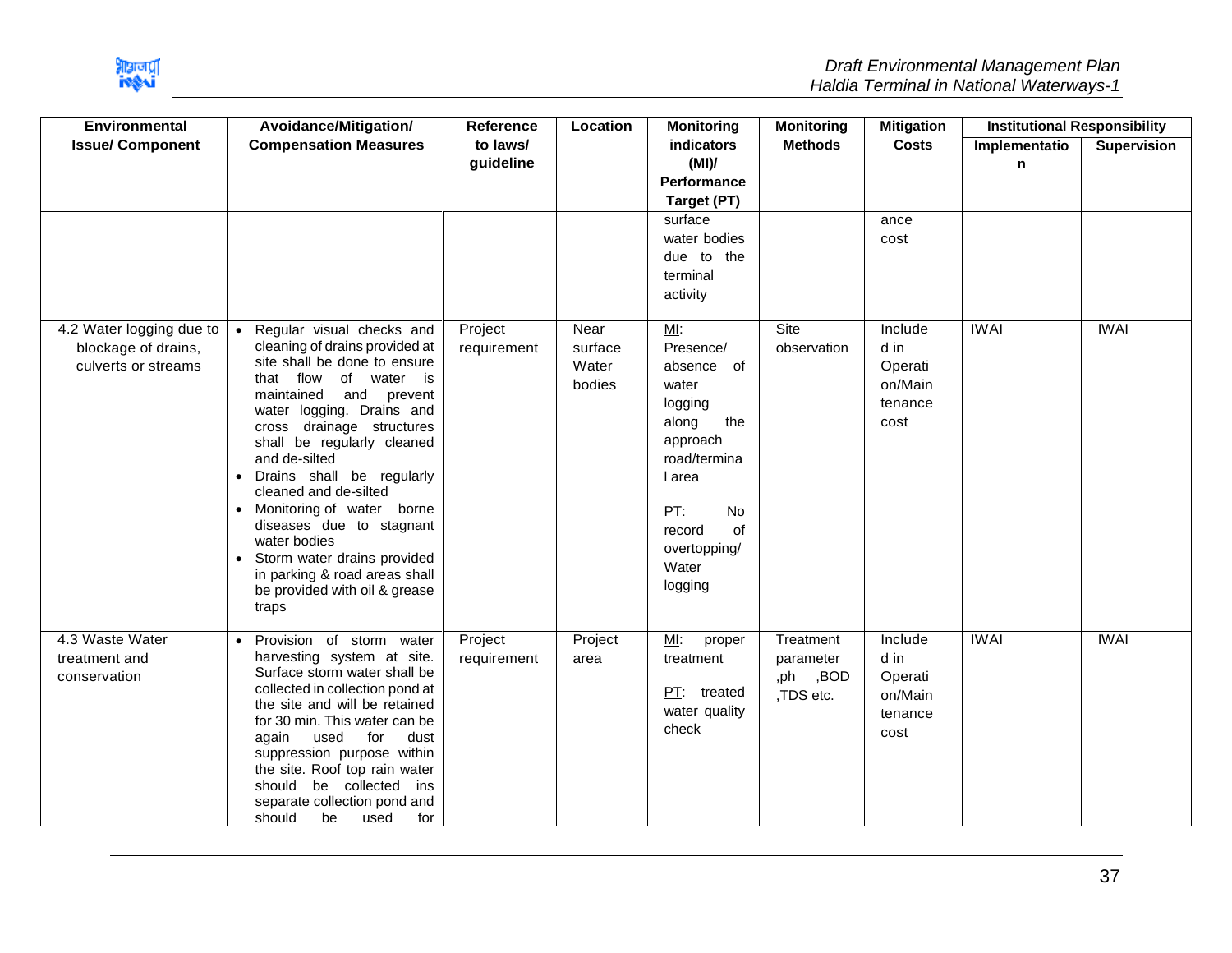| Environmental Issue/ Component | Avoidance/Mitigation/ Compensation Measures | Reference to laws/ guideline | Location | Monitoring indicators (MI)/ Performance Target (PT) | Monitoring Methods | Mitigation Costs | Institutional Responsibility | |
|---|---|---|---|---|---|---|---|---|
| | | | | | | | Implementation | Supervision |
| | | | | surface water bodies due to the terminal activity | | ance cost | | |
| 4.2 Water logging due to blockage of drains, culverts or streams | • Regular visual checks and cleaning of drains provided at site shall be done to ensure that flow of water is maintained and prevent water logging. Drains and cross drainage structures shall be regularly cleaned and de-silted<br>• Drains shall be regularly cleaned and de-silted<br>• Monitoring of water borne diseases due to stagnant water bodies<br>• Storm water drains provided in parking & road areas shall be provided with oil & grease traps | Project requirement | Near surface Water bodies | MI: Presence/ absence of water logging along the approach road/terminal area<br><br>PT: No record of overtopping/ Water logging | Site observation | Included in Operation/Maintenance cost | IWAI | IWAI |
| 4.3 Waste Water treatment and conservation | • Provision of storm water harvesting system at site. Surface storm water shall be collected in collection pond at the site and will be retained for 30 min. This water can be again used for dust suppression purpose within the site. Roof top rain water should be collected ins separate collection pond and should be used for | Project requirement | Project area | MI: proper treatment<br><br>PT: treated water quality check | Treatment parameter ,ph ,BOD ,TDS etc. | Included in Operation/Maintenance cost | IWAI | IWAI |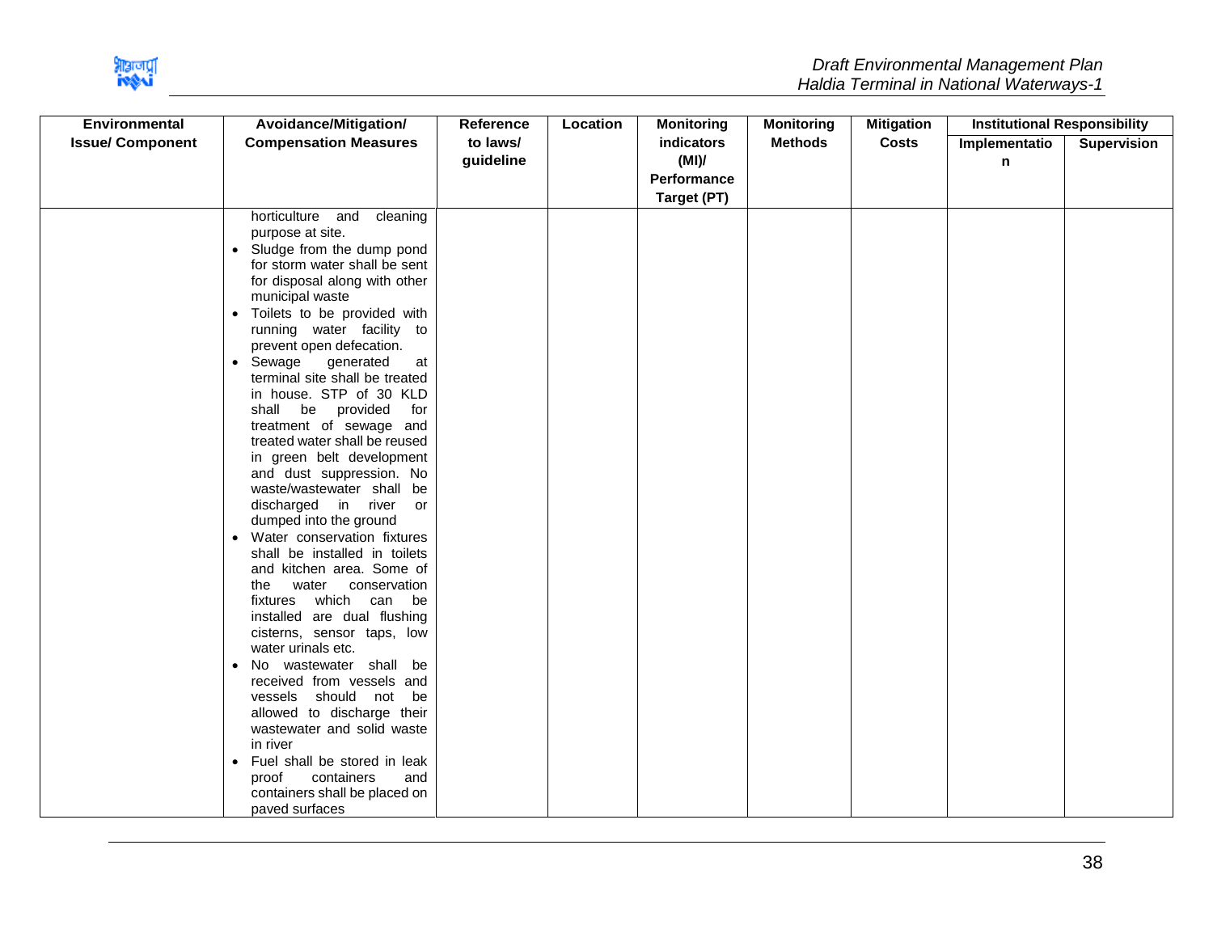| Environmental Issue/ Component | Avoidance/Mitigation/ Compensation Measures | Reference to laws/ guideline | Location | Monitoring indicators (MI)/ Performance Target (PT) | Monitoring Methods | Mitigation Costs | Institutional Responsibility | |
|---|---|---|---|---|---|---|---|---|
| | | | | | | | Implementation | Supervision |
| | horticulture and cleaning purpose at site.<br>• Sludge from the dump pond for storm water shall be sent for disposal along with other municipal waste<br>• Toilets to be provided with running water facility to prevent open defecation.<br>• Sewage generated at terminal site shall be treated in house. STP of 30 KLD shall be provided for treatment of sewage and treated water shall be reused in green belt development and dust suppression. No waste/wastewater shall be discharged in river or dumped into the ground<br>• Water conservation fixtures shall be installed in toilets and kitchen area. Some of the water conservation fixtures which can be installed are dual flushing cisterns, sensor taps, low water urinals etc.<br>• No wastewater shall be received from vessels and vessels should not be allowed to discharge their wastewater and solid waste in river<br>• Fuel shall be stored in leak proof containers and containers shall be placed on paved surfaces | | | | | | | |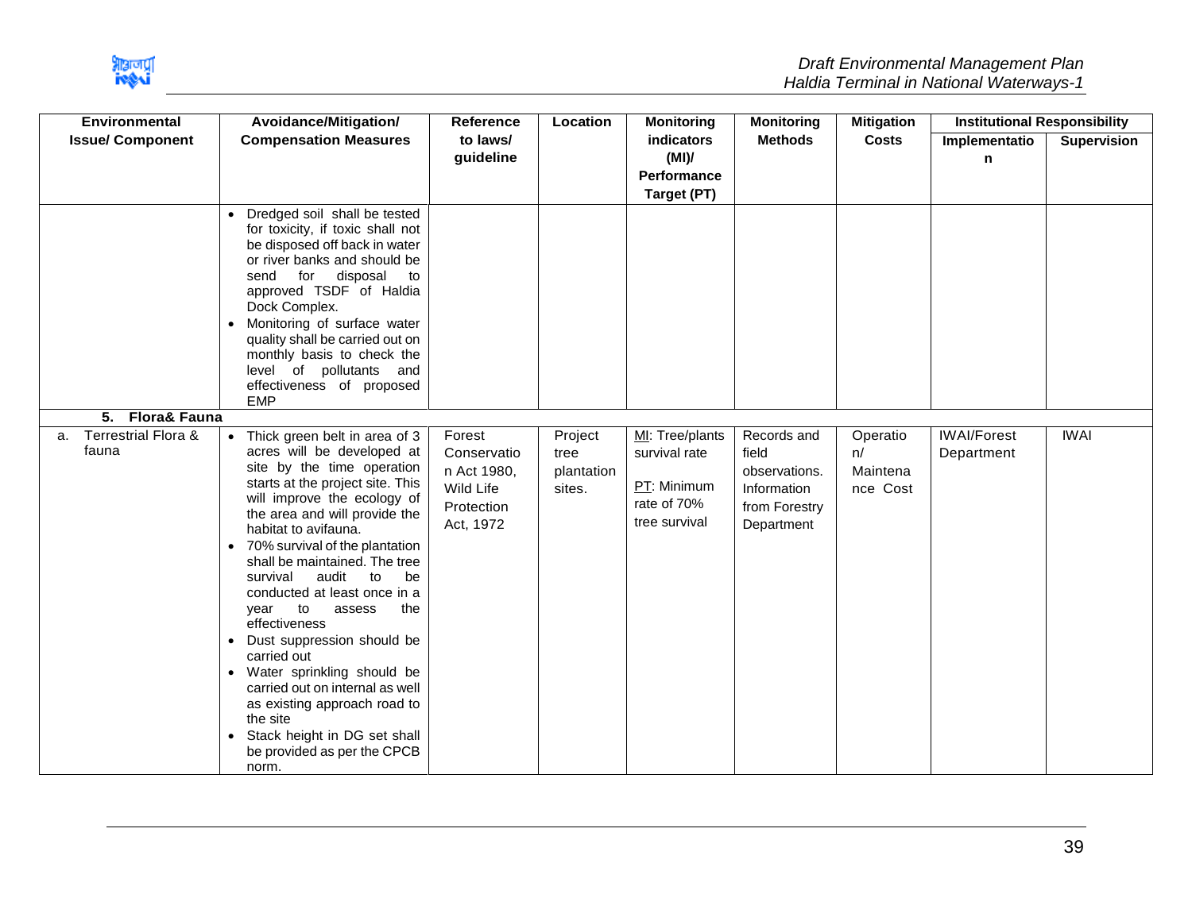| Environmental Issue/ Component | Avoidance/Mitigation/ Compensation Measures | Reference to laws/ guideline | Location | Monitoring indicators (MI)/ Performance Target (PT) | Monitoring Methods | Mitigation Costs | Institutional Responsibility | |
|---|---|---|---|---|---|---|---|---|
| | | | | | | | Implementation | Supervision |
| | • Dredged soil shall be tested for toxicity, if toxic shall not be disposed off back in water or river banks and should be send for disposal to approved TSDF of Haldia Dock Complex.<br>• Monitoring of surface water quality shall be carried out on monthly basis to check the level of pollutants and effectiveness of proposed EMP | | | | | | | |
| **5. Flora& Fauna** | | | | | | | | |
| a. Terrestrial Flora & fauna | • Thick green belt in area of 3 acres will be developed at site by the time operation starts at the project site. This will improve the ecology of the area and will provide the habitat to avifauna.<br>• 70% survival of the plantation shall be maintained. The tree survival audit to be conducted at least once in a year to assess the effectiveness<br>• Dust suppression should be carried out<br>• Water sprinkling should be carried out on internal as well as existing approach road to the site<br>• Stack height in DG set shall be provided as per the CPCB norm. | Forest Conservation Act 1980, Wild Life Protection Act, 1972 | Project tree plantation sites. | MI: Tree/plants survival rate<br><br>PT: Minimum rate of 70% tree survival | Records and field observations. Information from Forestry Department | Operation/ Maintenance Cost | IWAI/Forest Department | IWAI |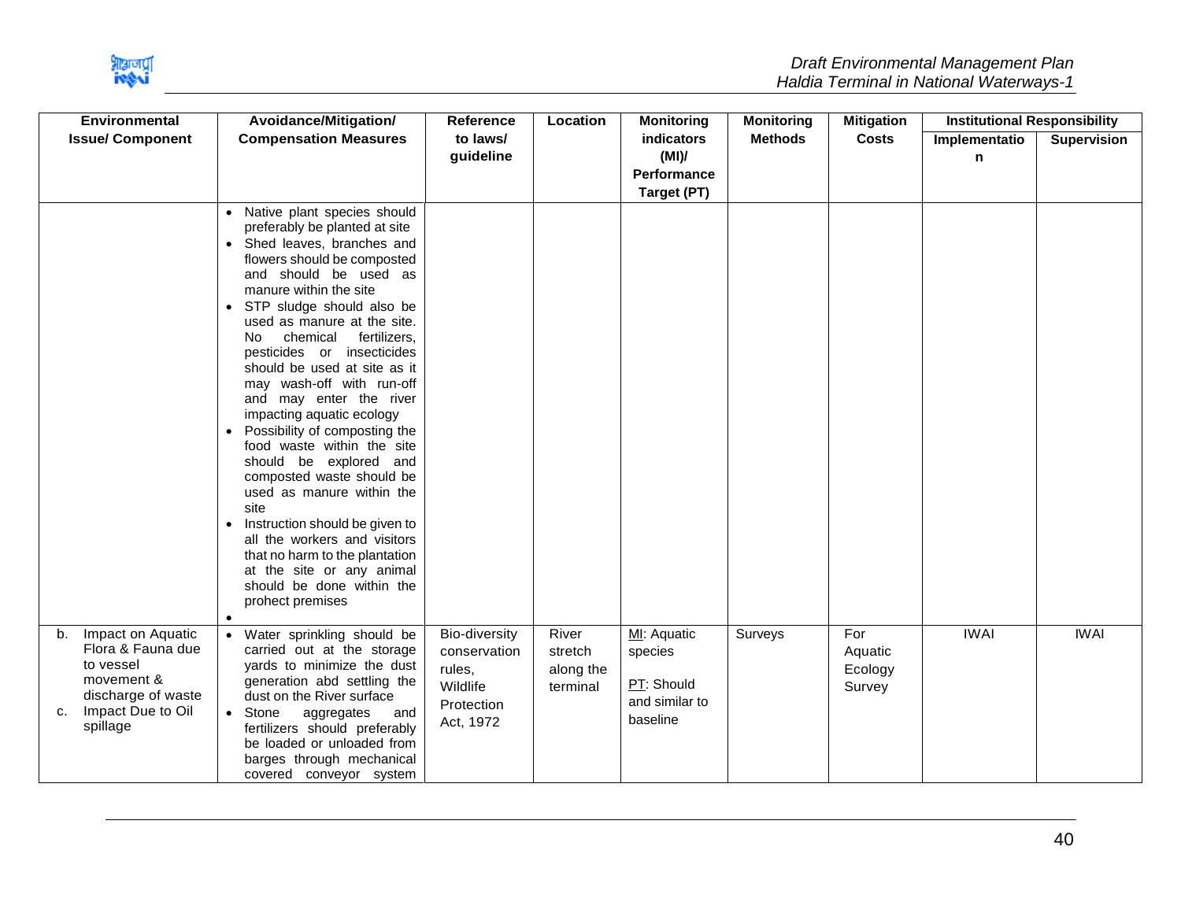| Environmental Issue/ Component | Avoidance/Mitigation/ Compensation Measures | Reference to laws/ guideline | Location | Monitoring indicators (MI)/ Performance Target (PT) | Monitoring Methods | Mitigation Costs | Institutional Responsibility | |
|---|---|---|---|---|---|---|---|---|
| | | | | | | | Implementation | Supervision |
| | • Native plant species should preferably be planted at site<br>• Shed leaves, branches and flowers should be composted and should be used as manure within the site<br>• STP sludge should also be used as manure at the site. No chemical fertilizers, pesticides or insecticides should be used at site as it may wash-off with run-off and may enter the river impacting aquatic ecology<br>• Possibility of composting the food waste within the site should be explored and composted waste should be used as manure within the site<br>• Instruction should be given to all the workers and visitors that no harm to the plantation at the site or any animal should be done within the prohect premises<br>• | | | | | | | |
| b. Impact on Aquatic Flora & Fauna due to vessel movement & discharge of waste<br>c. Impact Due to Oil spillage | • Water sprinkling should be carried out at the storage yards to minimize the dust generation abd settling the dust on the River surface<br>• Stone aggregates and fertilizers should preferably be loaded or unloaded from barges through mechanical covered conveyor system | Bio-diversity conservation rules, Wildlife Protection Act, 1972 | River stretch along the terminal | MI: Aquatic species<br><br>PT: Should and similar to baseline | Surveys | For Aquatic Ecology Survey | IWAI | IWAI |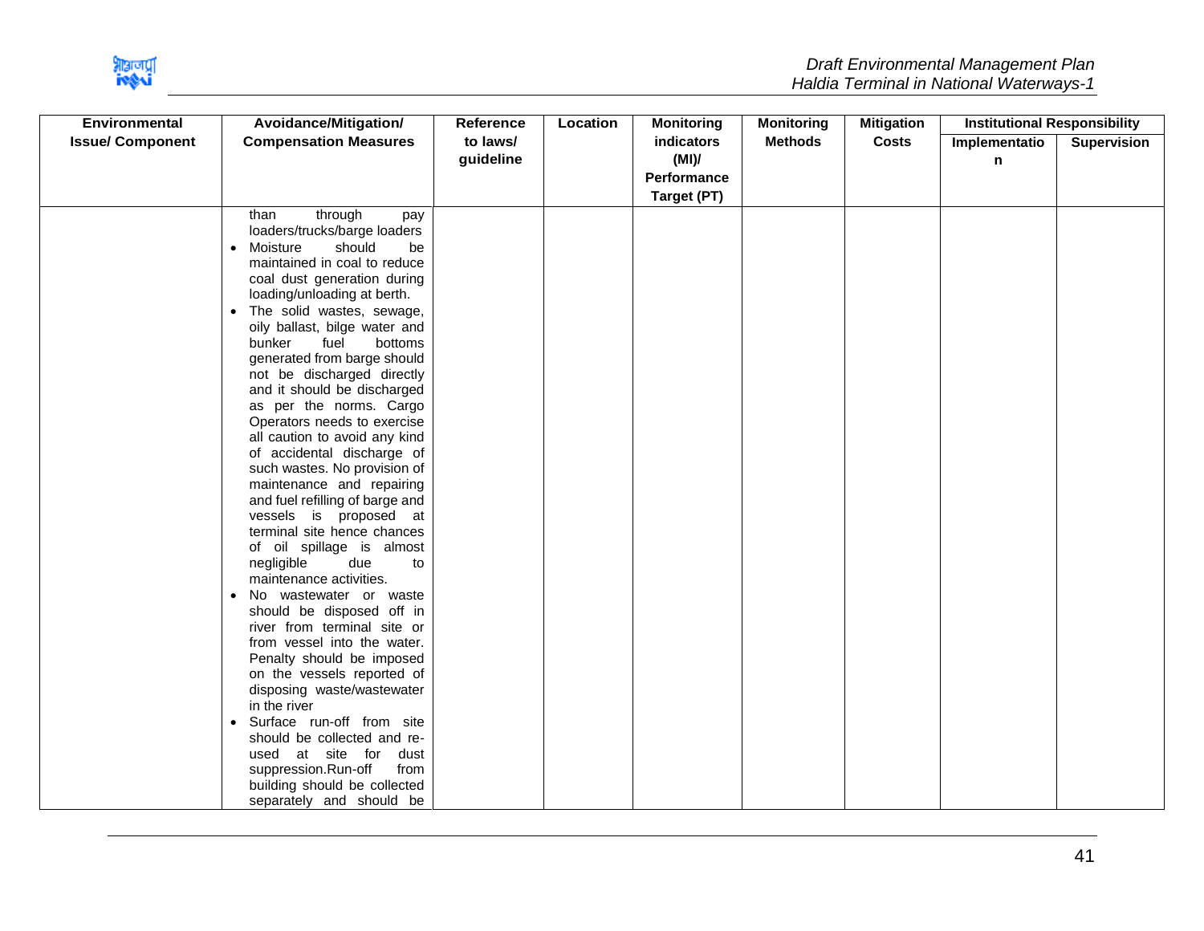| Environmental Issue/ Component | Avoidance/Mitigation/ Compensation Measures | Reference to laws/ guideline | Location | Monitoring indicators (MI)/ Performance Target (PT) | Monitoring Methods | Mitigation Costs | Institutional Responsibility | |
|---|---|---|---|---|---|---|---|---|
| | | | | | | | Implementation | Supervision |
| | than through pay loaders/trucks/barge loaders<br>• Moisture should be maintained in coal to reduce coal dust generation during loading/unloading at berth.<br>• The solid wastes, sewage, oily ballast, bilge water and bunker fuel bottoms generated from barge should not be discharged directly and it should be discharged as per the norms. Cargo Operators needs to exercise all caution to avoid any kind of accidental discharge of such wastes. No provision of maintenance and repairing and fuel refilling of barge and vessels is proposed at terminal site hence chances of oil spillage is almost negligible due to maintenance activities.<br>• No wastewater or waste should be disposed off in river from terminal site or from vessel into the water. Penalty should be imposed on the vessels reported of disposing waste/wastewater in the river<br>• Surface run-off from site should be collected and re-used at site for dust suppression.Run-off from building should be collected separately and should be | | | | | | | |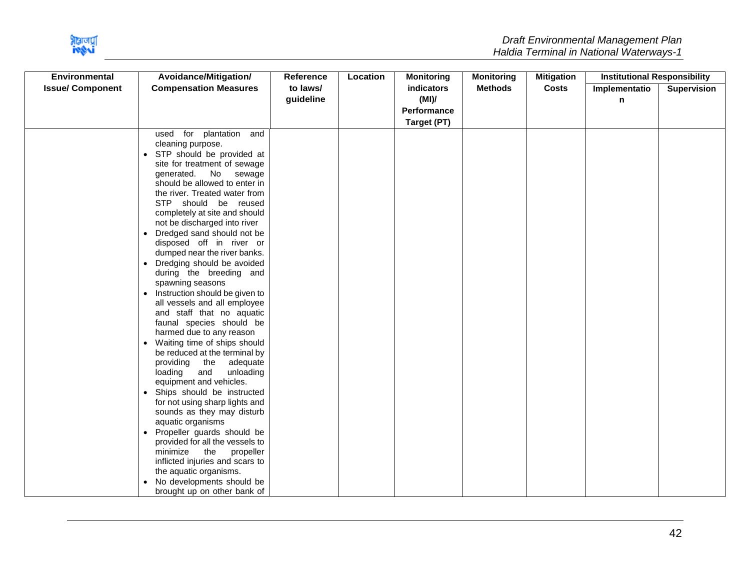| Environmental Issue/ Component | Avoidance/Mitigation/ Compensation Measures | Reference to laws/ guideline | Location | Monitoring indicators (MI)/ Performance Target (PT) | Monitoring Methods | Mitigation Costs | Institutional Responsibility | |
|---|---|---|---|---|---|---|---|---|
| | | | | | | | Implementation | Supervision |
| | used for plantation and cleaning purpose.<br>• STP should be provided at site for treatment of sewage generated. No sewage should be allowed to enter in the river. Treated water from STP should be reused completely at site and should not be discharged into river<br>• Dredged sand should not be disposed off in river or dumped near the river banks.<br>• Dredging should be avoided during the breeding and spawning seasons<br>• Instruction should be given to all vessels and all employee and staff that no aquatic faunal species should be harmed due to any reason<br>• Waiting time of ships should be reduced at the terminal by providing the adequate loading and unloading equipment and vehicles.<br>• Ships should be instructed for not using sharp lights and sounds as they may disturb aquatic organisms<br>• Propeller guards should be provided for all the vessels to minimize the propeller inflicted injuries and scars to the aquatic organisms.<br>• No developments should be brought up on other bank of | | | | | | | |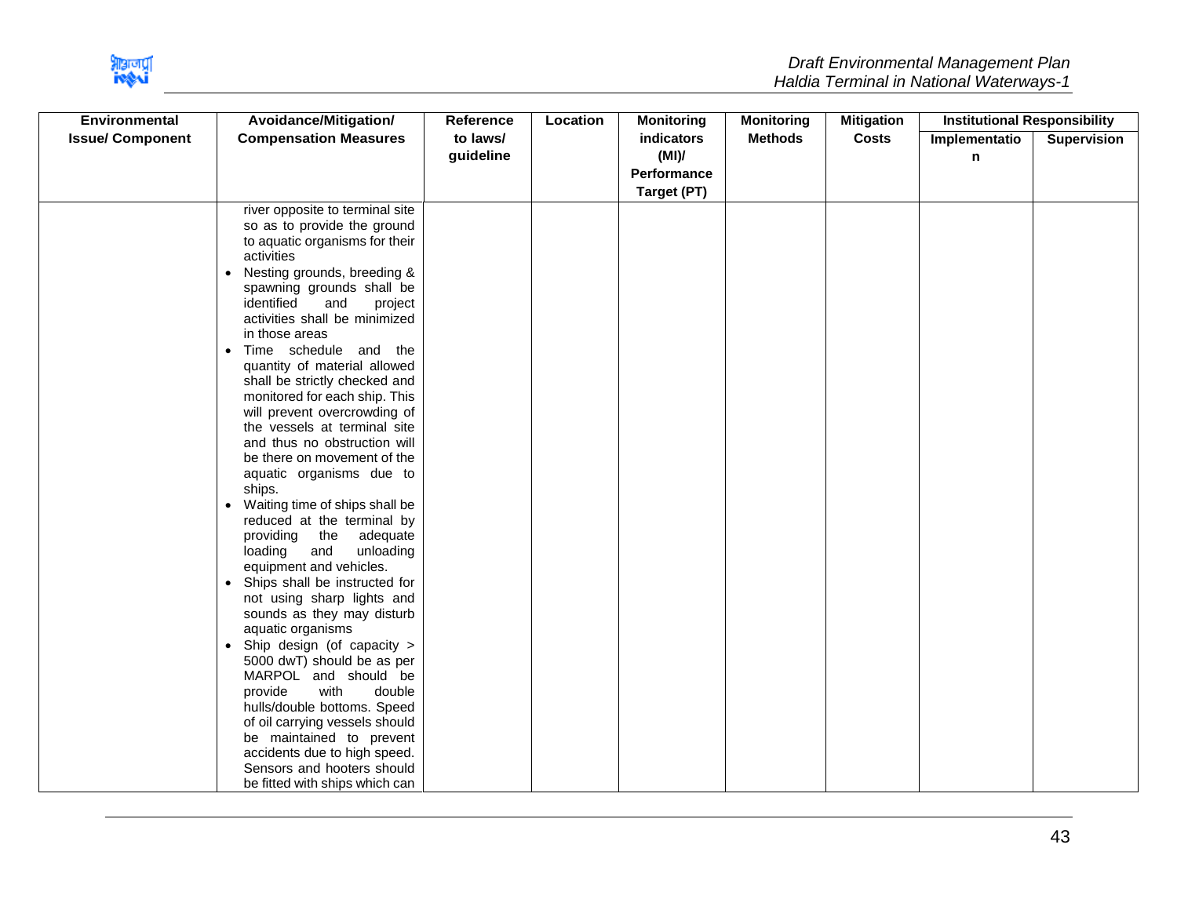| Environmental Issue/ Component | Avoidance/Mitigation/ Compensation Measures | Reference to laws/ guideline | Location | Monitoring indicators (MI)/ Performance Target (PT) | Monitoring Methods | Mitigation Costs | Institutional Responsibility | |
|---|---|---|---|---|---|---|---|---|
| | | | | | | | Implementation | Supervision |
| | river opposite to terminal site so as to provide the ground to aquatic organisms for their activities<br>• Nesting grounds, breeding & spawning grounds shall be identified and project activities shall be minimized in those areas<br>• Time schedule and the quantity of material allowed shall be strictly checked and monitored for each ship. This will prevent overcrowding of the vessels at terminal site and thus no obstruction will be there on movement of the aquatic organisms due to ships.<br>• Waiting time of ships shall be reduced at the terminal by providing the adequate loading and unloading equipment and vehicles.<br>• Ships shall be instructed for not using sharp lights and sounds as they may disturb aquatic organisms<br>• Ship design (of capacity > 5000 dwT) should be as per MARPOL and should be provide with double hulls/double bottoms. Speed of oil carrying vessels should be maintained to prevent accidents due to high speed. Sensors and hooters should be fitted with ships which can | | | | | | | |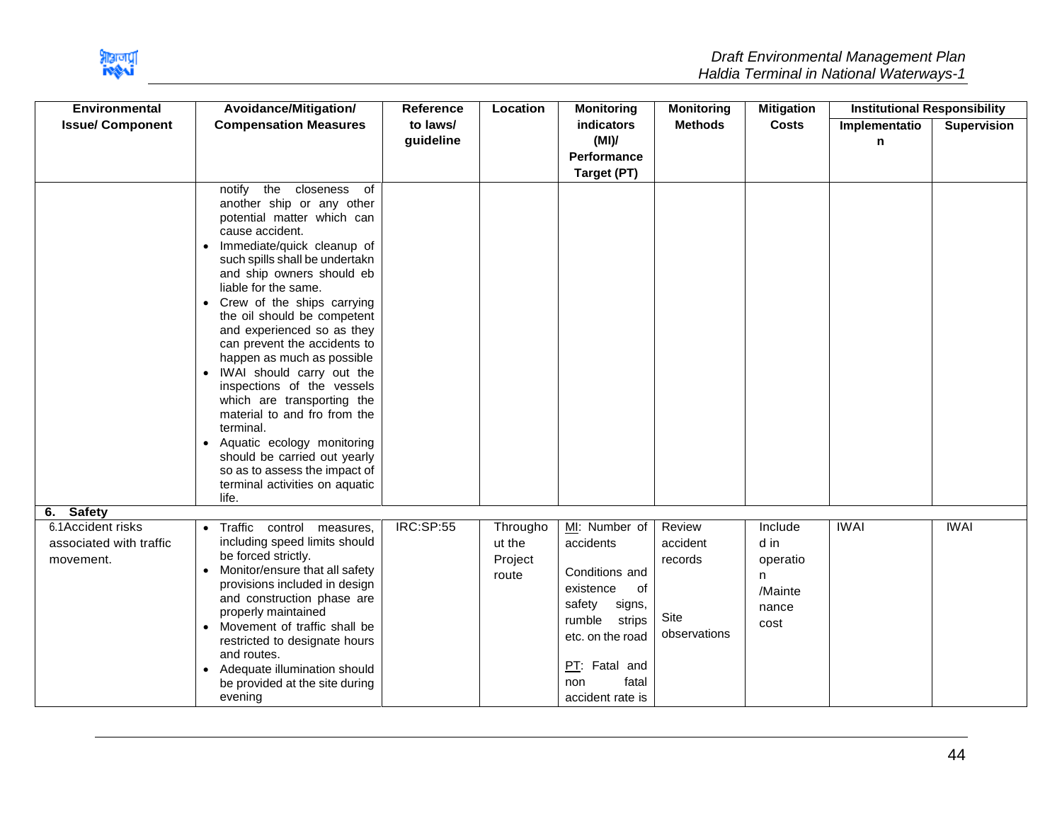| Environmental Issue/ Component | Avoidance/Mitigation/ Compensation Measures | Reference to laws/ guideline | Location | Monitoring indicators (MI)/ Performance Target (PT) | Monitoring Methods | Mitigation Costs | Institutional Responsibility | |
|---|---|---|---|---|---|---|---|---|
| | | | | | | | Implementation | Supervision |
| | notify the closeness of another ship or any other potential matter which can cause accident.<br>• Immediate/quick cleanup of such spills shall be undertakn and ship owners should eb liable for the same.<br>• Crew of the ships carrying the oil should be competent and experienced so as they can prevent the accidents to happen as much as possible<br>• IWAI should carry out the inspections of the vessels which are transporting the material to and fro from the terminal.<br>• Aquatic ecology monitoring should be carried out yearly so as to assess the impact of terminal activities on aquatic life. | | | | | | | |
| **6. Safety** | | | | | | | | |
| 6.1Accident risks associated with traffic movement. | • Traffic control measures, including speed limits should be forced strictly.<br>• Monitor/ensure that all safety provisions included in design and construction phase are properly maintained<br>• Movement of traffic shall be restricted to designate hours and routes.<br>• Adequate illumination should be provided at the site during evening | IRC:SP:55 | Throughout the Project route | MI: Number of accidents<br><br>Conditions and existence of safety signs, rumble strips etc. on the road<br><br>PT: Fatal and non fatal accident rate is | Review accident records<br><br>Site observations | Included in operation /Maintenance cost | IWAI | IWAI |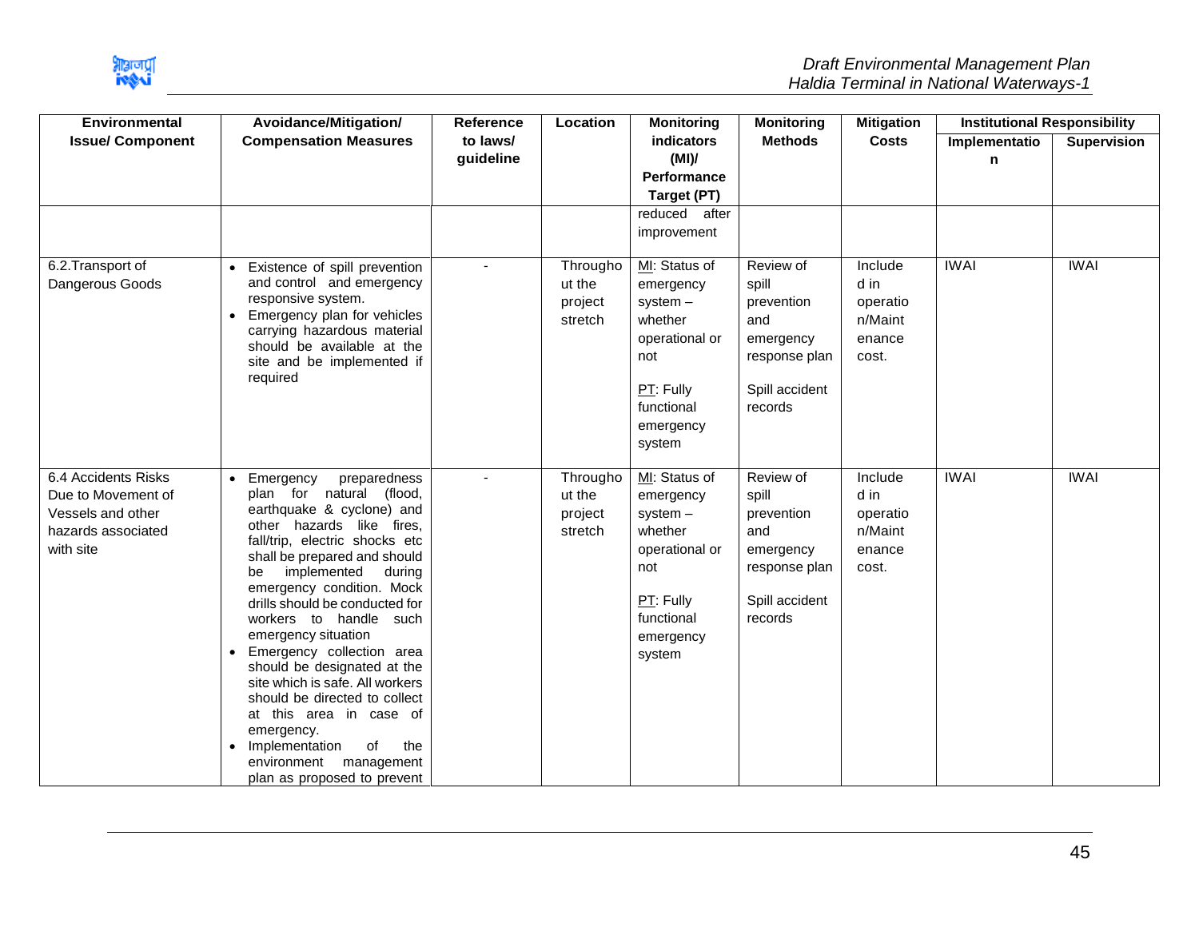| Environmental Issue/ Component | Avoidance/Mitigation/ Compensation Measures | Reference to laws/ guideline | Location | Monitoring indicators (MI)/ Performance Target (PT) | Monitoring Methods | Mitigation Costs | Institutional Responsibility | |
|---|---|---|---|---|---|---|---|---|
| | | | | | | | Implementation | Supervision |
| | | | | reduced after improvement | | | | |
| 6.2.Transport of Dangerous Goods | • Existence of spill prevention and control and emergency responsive system.<br>• Emergency plan for vehicles carrying hazardous material should be available at the site and be implemented if required | - | Throughout the project stretch | MI: Status of emergency system – whether operational or not<br><br>PT: Fully functional emergency system | Review of spill prevention and emergency response plan<br><br>Spill accident records | Included in operation/Maintenance cost. | IWAI | IWAI |
| 6.4 Accidents Risks Due to Movement of Vessels and other hazards associated with site | • Emergency preparedness plan for natural (flood, earthquake & cyclone) and other hazards like fires, fall/trip, electric shocks etc shall be prepared and should be implemented during emergency condition. Mock drills should be conducted for workers to handle such emergency situation<br>• Emergency collection area should be designated at the site which is safe. All workers should be directed to collect at this area in case of emergency.<br>• Implementation of the environment management plan as proposed to prevent | - | Throughout the project stretch | MI: Status of emergency system – whether operational or not<br><br>PT: Fully functional emergency system | Review of spill prevention and emergency response plan<br><br>Spill accident records | Included in operation/Maintenance cost. | IWAI | IWAI |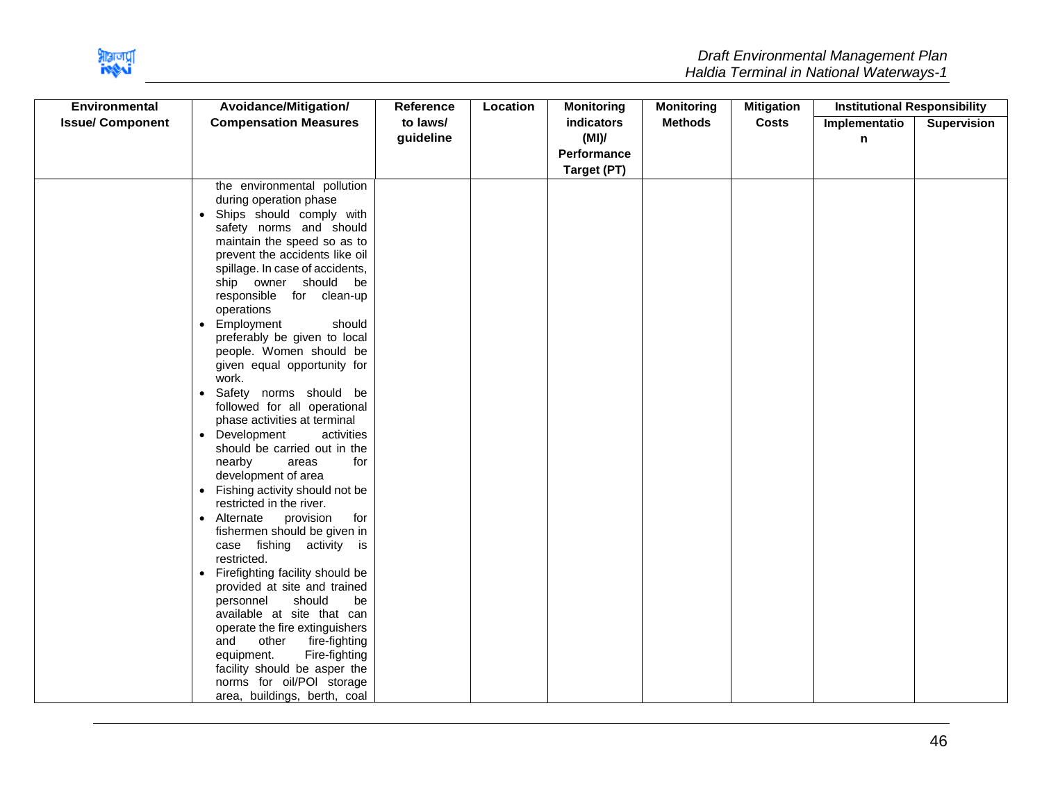| Environmental Issue/ Component | Avoidance/Mitigation/ Compensation Measures | Reference to laws/ guideline | Location | Monitoring indicators (MI)/ Performance Target (PT) | Monitoring Methods | Mitigation Costs | Institutional Responsibility | |
|---|---|---|---|---|---|---|---|---|
| | | | | | | | Implementation | Supervision |
| | the environmental pollution during operation phase<br>• Ships should comply with safety norms and should maintain the speed so as to prevent the accidents like oil spillage. In case of accidents, ship owner should be responsible for clean-up operations<br>• Employment should preferably be given to local people. Women should be given equal opportunity for work.<br>• Safety norms should be followed for all operational phase activities at terminal<br>• Development activities should be carried out in the nearby areas for development of area<br>• Fishing activity should not be restricted in the river.<br>• Alternate provision for fishermen should be given in case fishing activity is restricted.<br>• Firefighting facility should be provided at site and trained personnel should be available at site that can operate the fire extinguishers and other fire-fighting equipment. Fire-fighting facility should be asper the norms for oil/POl storage area, buildings, berth, coal | | | | | | | |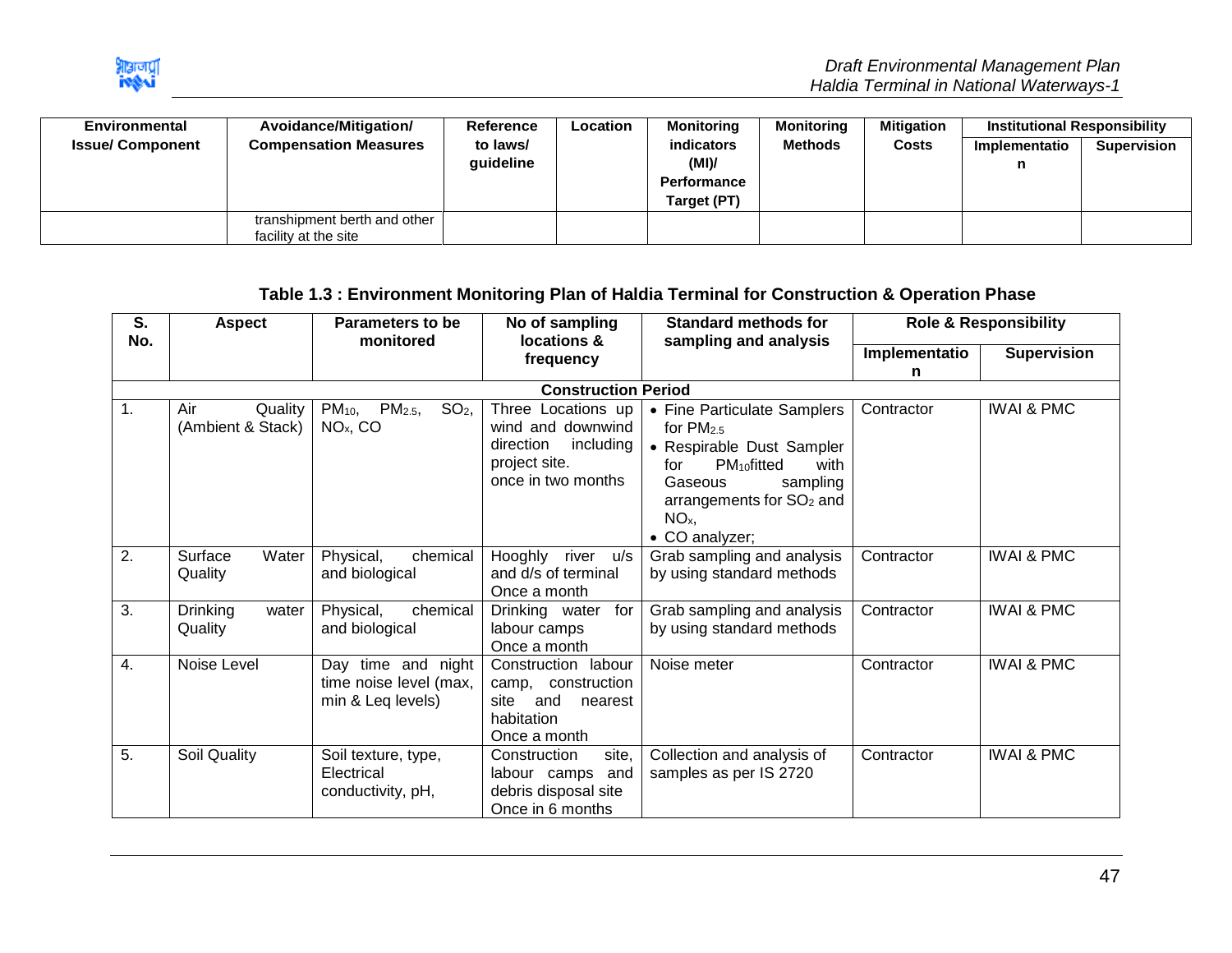| Environmental Issue/ Component | Avoidance/Mitigation/ Compensation Measures | Reference to laws/ guideline | Location | Monitoring indicators (MI)/ Performance Target (PT) | Monitoring Methods | Mitigation Costs | Institutional Responsibility | |
|---|---|---|---|---|---|---|---|---|
| | | | | | | | Implementation | Supervision |
| | transhipment berth and other facility at the site | | | | | | | |

**Table 1.3 : Environment Monitoring Plan of Haldia Terminal for Construction & Operation Phase**

| S. No. | Aspect | Parameters to be monitored | No of sampling locations & frequency | Standard methods for sampling and analysis | Role & Responsibility | |
|---|---|---|---|---|---|---|
| | | | | | Implementation | Supervision |
| | | | **Construction Period** | | | |
| 1. | Air Quality (Ambient & Stack) | $PM_{10}$, $PM_{2.5}$, $SO_2$, $NO_x$, CO | Three Locations up wind and downwind direction including project site. once in two months | • Fine Particulate Samplers for $PM_{2.5}$ • Respirable Dust Sampler for $PM_{10}$fitted with Gaseous sampling arrangements for $SO_2$ and $NO_x$, • CO analyzer; | Contractor | IWAI & PMC |
| 2. | Surface Water Quality | Physical, chemical and biological | Hooghly river u/s and d/s of terminal Once a month | Grab sampling and analysis by using standard methods | Contractor | IWAI & PMC |
| 3. | Drinking water Quality | Physical, chemical and biological | Drinking water for labour camps Once a month | Grab sampling and analysis by using standard methods | Contractor | IWAI & PMC |
| 4. | Noise Level | Day time and night time noise level (max, min & Leq levels) | Construction labour camp, construction site and nearest habitation Once a month | Noise meter | Contractor | IWAI & PMC |
| 5. | Soil Quality | Soil texture, type, Electrical conductivity, pH, | Construction site, labour camps and debris disposal site Once in 6 months | Collection and analysis of samples as per IS 2720 | Contractor | IWAI & PMC |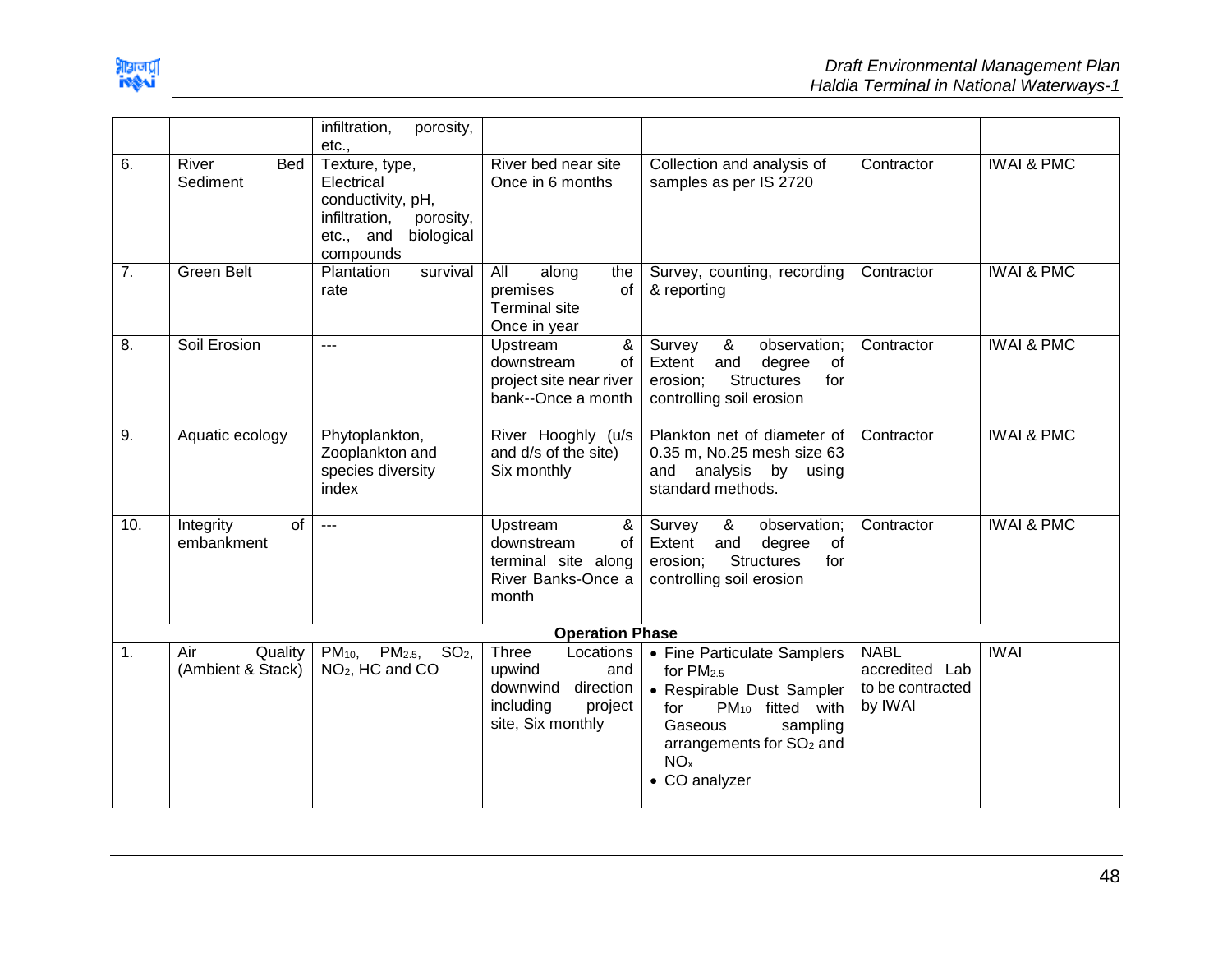| | | | | | | |
|---|---|---|---|---|---|---|
| | | infiltration, porosity, etc., | | | | |
| 6. | River Bed Sediment | Texture, type, Electrical conductivity, pH, infiltration, porosity, etc., and biological compounds | River bed near site Once in 6 months | Collection and analysis of samples as per IS 2720 | Contractor | IWAI & PMC |
| 7. | Green Belt | Plantation survival rate | All along the premises of Terminal site Once in year | Survey, counting, recording & reporting | Contractor | IWAI & PMC |
| 8. | Soil Erosion | --- | Upstream & downstream of project site near river bank--Once a month | Survey & observation; Extent and degree of erosion; Structures for controlling soil erosion | Contractor | IWAI & PMC |
| 9. | Aquatic ecology | Phytoplankton, Zooplankton and species diversity index | River Hooghly (u/s and d/s of the site) Six monthly | Plankton net of diameter of 0.35 m, No.25 mesh size 63 and analysis by using standard methods. | Contractor | IWAI & PMC |
| 10. | Integrity of embankment | --- | Upstream & downstream of terminal site along River Banks-Once a month | Survey & observation; Extent and degree of erosion; Structures for controlling soil erosion | Contractor | IWAI & PMC |
| | | | **Operation Phase** | | | |
| 1. | Air Quality (Ambient & Stack) | $PM_{10}$, $PM_{2.5}$, $SO_2$, $NO_2$, HC and CO | Three Locations upwind and downwind direction including project site, Six monthly | • Fine Particulate Samplers for $PM_{2.5}$<br>• Respirable Dust Sampler for $PM_{10}$ fitted with Gaseous sampling arrangements for $SO_2$ and $NO_x$<br>• CO analyzer | NABL accredited Lab to be contracted by IWAI | IWAI |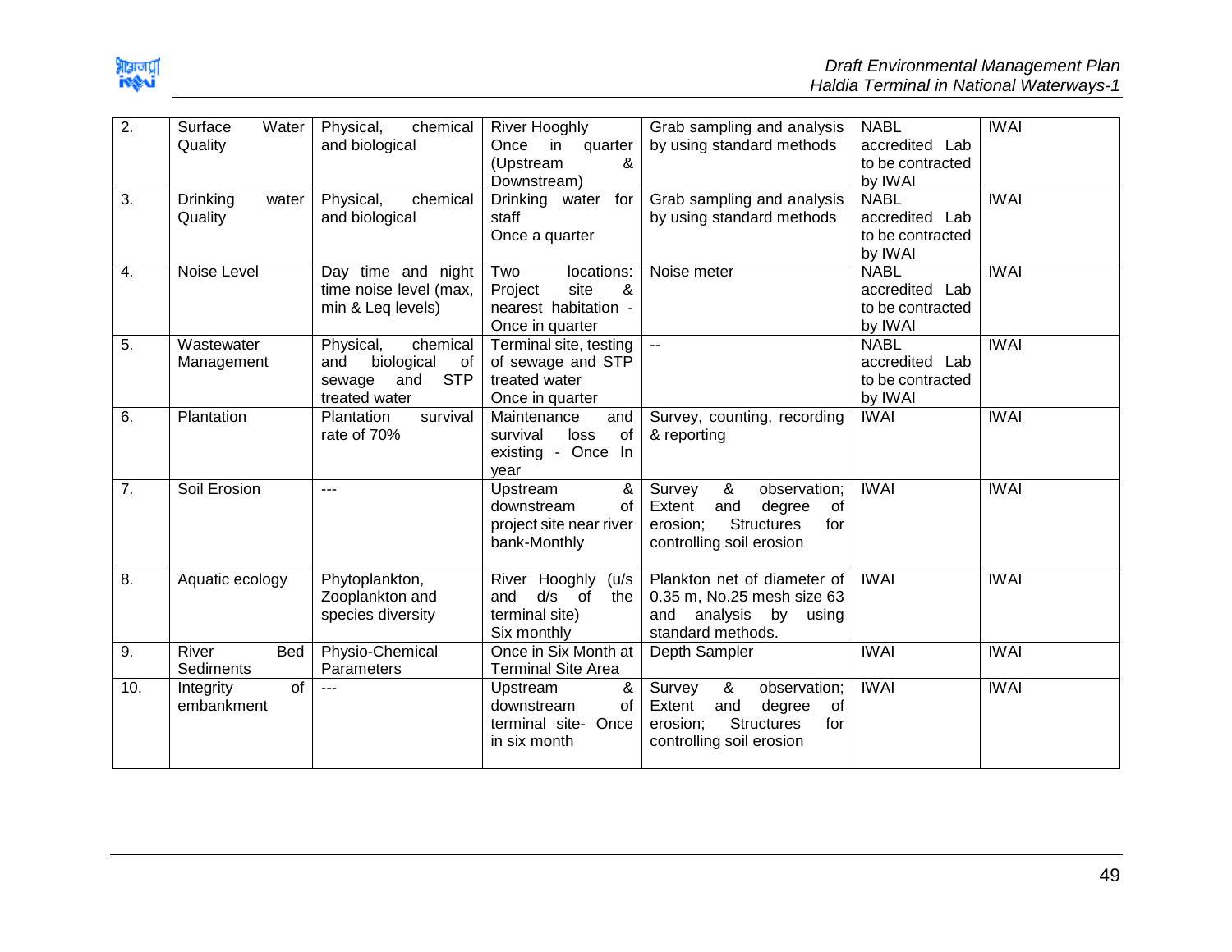| 2. | Surface Water Quality | Physical, chemical and biological | River Hooghly Once in quarter (Upstream & Downstream) | Grab sampling and analysis by using standard methods | NABL accredited Lab to be contracted by IWAI | IWAI |
|---|---|---|---|---|---|---|
| 3. | Drinking water Quality | Physical, chemical and biological | Drinking water for staff Once a quarter | Grab sampling and analysis by using standard methods | NABL accredited Lab to be contracted by IWAI | IWAI |
| 4. | Noise Level | Day time and night time noise level (max, min & Leq levels) | Two locations: Project site & nearest habitation - Once in quarter | Noise meter | NABL accredited Lab to be contracted by IWAI | IWAI |
| 5. | Wastewater Management | Physical, chemical and biological of sewage and STP treated water | Terminal site, testing of sewage and STP treated water Once in quarter | -- | NABL accredited Lab to be contracted by IWAI | IWAI |
| 6. | Plantation | Plantation survival rate of 70% | Maintenance and survival loss of existing - Once In year | Survey, counting, recording & reporting | IWAI | IWAI |
| 7. | Soil Erosion | --- | Upstream & downstream of project site near river bank-Monthly | Survey & observation; Extent and degree of erosion; Structures for controlling soil erosion | IWAI | IWAI |
| 8. | Aquatic ecology | Phytoplankton, Zooplankton and species diversity | River Hooghly (u/s and d/s of the terminal site) Six monthly | Plankton net of diameter of 0.35 m, No.25 mesh size 63 and analysis by using standard methods. | IWAI | IWAI |
| 9. | River Bed Sediments | Physio-Chemical Parameters | Once in Six Month at Terminal Site Area | Depth Sampler | IWAI | IWAI |
| 10. | Integrity of embankment | --- | Upstream & downstream of terminal site- Once in six month | Survey & observation; Extent and degree of erosion; Structures for controlling soil erosion | IWAI | IWAI |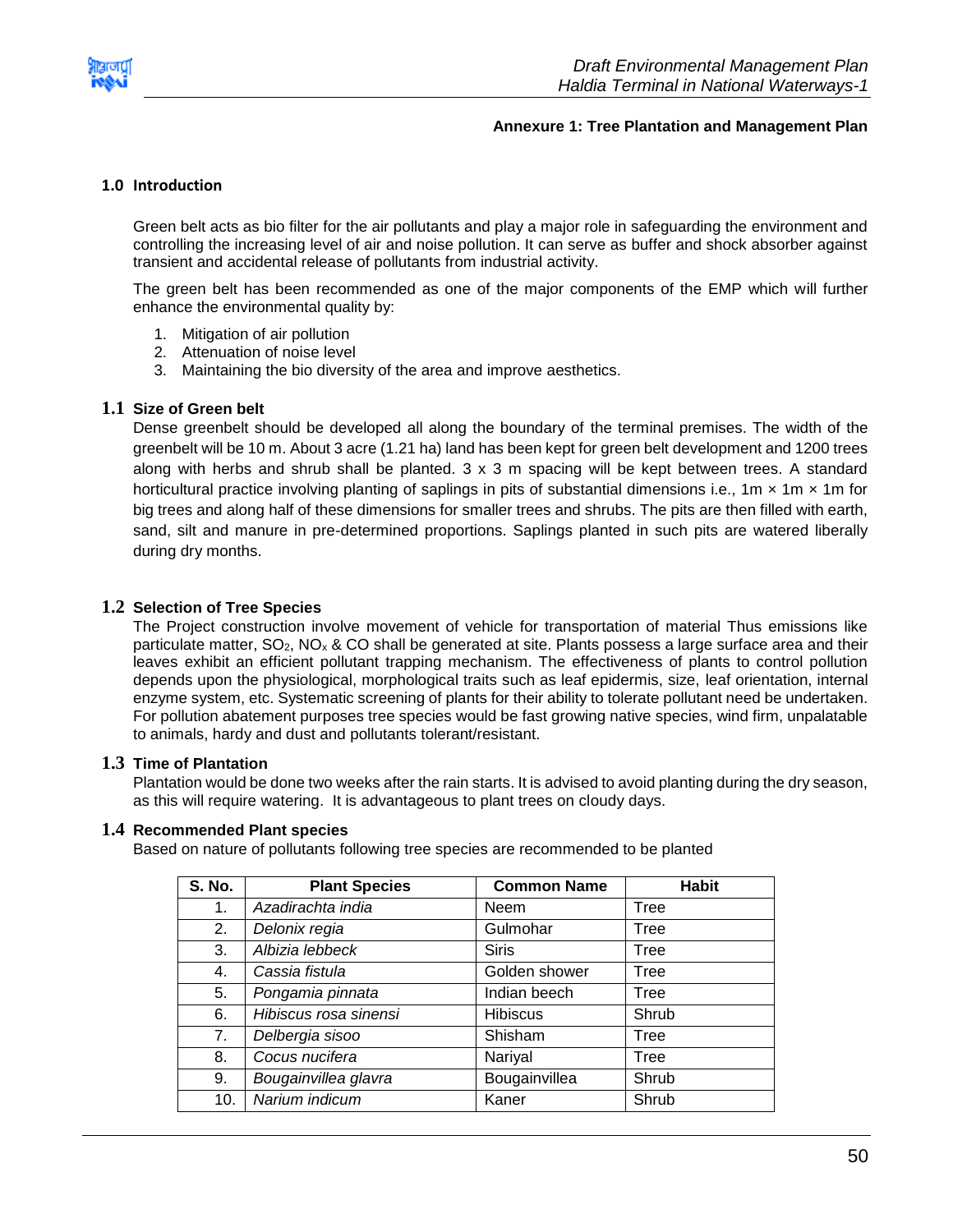**Annexure 1: Tree Plantation and Management Plan**

## 1.0 Introduction

Green belt acts as bio filter for the air pollutants and play a major role in safeguarding the environment and controlling the increasing level of air and noise pollution. It can serve as buffer and shock absorber against transient and accidental release of pollutants from industrial activity.

The green belt has been recommended as one of the major components of the EMP which will further enhance the environmental quality by:

1. Mitigation of air pollution
2. Attenuation of noise level
3. Maintaining the bio diversity of the area and improve aesthetics.

### 1.1 Size of Green belt

Dense greenbelt should be developed all along the boundary of the terminal premises. The width of the greenbelt will be 10 m. About 3 acre (1.21 ha) land has been kept for green belt development and 1200 trees along with herbs and shrub shall be planted. 3 x 3 m spacing will be kept between trees. A standard horticultural practice involving planting of saplings in pits of substantial dimensions i.e., 1m × 1m × 1m for big trees and along half of these dimensions for smaller trees and shrubs. The pits are then filled with earth, sand, silt and manure in pre-determined proportions. Saplings planted in such pits are watered liberally during dry months.

### 1.2 Selection of Tree Species

The Project construction involve movement of vehicle for transportation of material Thus emissions like particulate matter, $SO_2$, $NO_x$ & CO shall be generated at site. Plants possess a large surface area and their leaves exhibit an efficient pollutant trapping mechanism. The effectiveness of plants to control pollution depends upon the physiological, morphological traits such as leaf epidermis, size, leaf orientation, internal enzyme system, etc. Systematic screening of plants for their ability to tolerate pollutant need be undertaken. For pollution abatement purposes tree species would be fast growing native species, wind firm, unpalatable to animals, hardy and dust and pollutants tolerant/resistant.

### 1.3 Time of Plantation

Plantation would be done two weeks after the rain starts. It is advised to avoid planting during the dry season, as this will require watering. It is advantageous to plant trees on cloudy days.

### 1.4 Recommended Plant species

Based on nature of pollutants following tree species are recommended to be planted

| S. No. | Plant Species | Common Name | Habit |
|---|---|---|---|
| 1. | *Azadirachta india* | Neem | Tree |
| 2. | *Delonix regia* | Gulmohar | Tree |
| 3. | *Albizia lebbeck* | Siris | Tree |
| 4. | *Cassia fistula* | Golden shower | Tree |
| 5. | *Pongamia pinnata* | Indian beech | Tree |
| 6. | *Hibiscus rosa sinensi* | Hibiscus | Shrub |
| 7. | *Delbergia sisoo* | Shisham | Tree |
| 8. | *Cocus nucifera* | Nariyal | Tree |
| 9. | *Bougainvillea glavra* | Bougainvillea | Shrub |
| 10. | *Narium indicum* | Kaner | Shrub |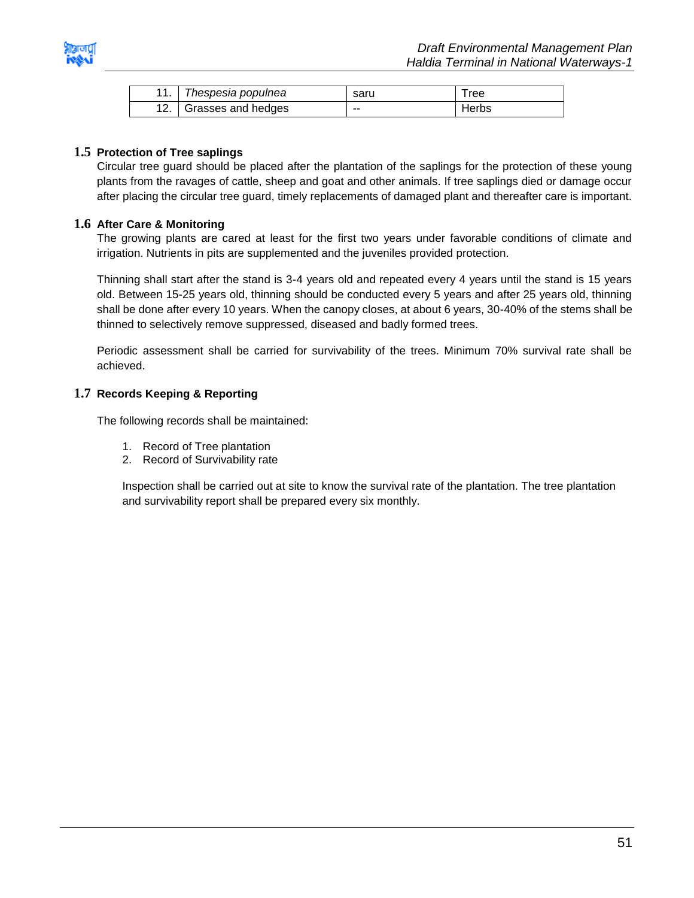| | | | |
|---|---|---|---|
| 11. | *Thespesia populnea* | saru | Tree |
| 12. | Grasses and hedges | -- | Herbs |

### 1.5 Protection of Tree saplings

Circular tree guard should be placed after the plantation of the saplings for the protection of these young plants from the ravages of cattle, sheep and goat and other animals. If tree saplings died or damage occur after placing the circular tree guard, timely replacements of damaged plant and thereafter care is important.

### 1.6 After Care & Monitoring

The growing plants are cared at least for the first two years under favorable conditions of climate and irrigation. Nutrients in pits are supplemented and the juveniles provided protection.

Thinning shall start after the stand is 3-4 years old and repeated every 4 years until the stand is 15 years old. Between 15-25 years old, thinning should be conducted every 5 years and after 25 years old, thinning shall be done after every 10 years. When the canopy closes, at about 6 years, 30-40% of the stems shall be thinned to selectively remove suppressed, diseased and badly formed trees.

Periodic assessment shall be carried for survivability of the trees. Minimum 70% survival rate shall be achieved.

### 1.7 Records Keeping & Reporting

The following records shall be maintained:

1. Record of Tree plantation
2. Record of Survivability rate

Inspection shall be carried out at site to know the survival rate of the plantation. The tree plantation and survivability report shall be prepared every six monthly.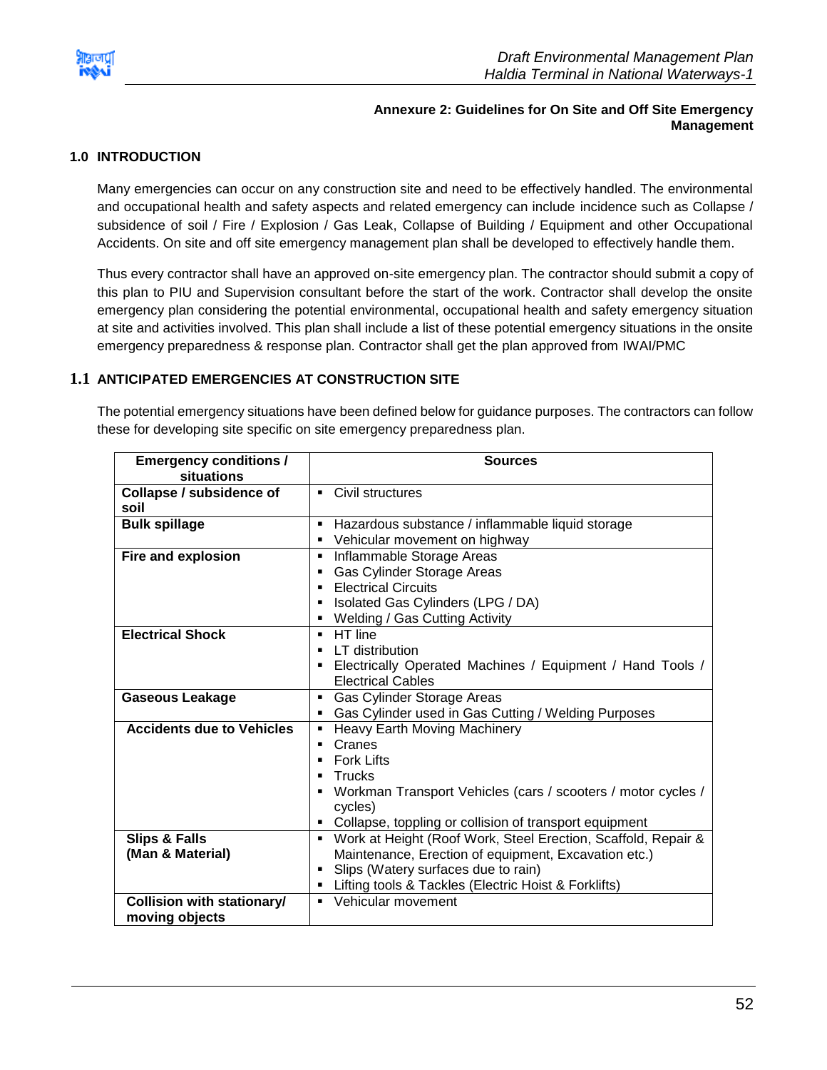**Annexure 2: Guidelines for On Site and Off Site Emergency Management**

## 1.0 INTRODUCTION

Many emergencies can occur on any construction site and need to be effectively handled. The environmental and occupational health and safety aspects and related emergency can include incidence such as Collapse / subsidence of soil / Fire / Explosion / Gas Leak, Collapse of Building / Equipment and other Occupational Accidents. On site and off site emergency management plan shall be developed to effectively handle them.

Thus every contractor shall have an approved on-site emergency plan. The contractor should submit a copy of this plan to PIU and Supervision consultant before the start of the work. Contractor shall develop the onsite emergency plan considering the potential environmental, occupational health and safety emergency situation at site and activities involved. This plan shall include a list of these potential emergency situations in the onsite emergency preparedness & response plan. Contractor shall get the plan approved from IWAI/PMC

### 1.1 ANTICIPATED EMERGENCIES AT CONSTRUCTION SITE

The potential emergency situations have been defined below for guidance purposes. The contractors can follow these for developing site specific on site emergency preparedness plan.

| Emergency conditions / situations | Sources |
|---|---|
| **Collapse / subsidence of soil** | ▪ Civil structures |
| **Bulk spillage** | ▪ Hazardous substance / inflammable liquid storage<br>▪ Vehicular movement on highway |
| **Fire and explosion** | ▪ Inflammable Storage Areas<br>▪ Gas Cylinder Storage Areas<br>▪ Electrical Circuits<br>▪ Isolated Gas Cylinders (LPG / DA)<br>▪ Welding / Gas Cutting Activity |
| **Electrical Shock** | ▪ HT line<br>▪ LT distribution<br>▪ Electrically Operated Machines / Equipment / Hand Tools / Electrical Cables |
| **Gaseous Leakage** | ▪ Gas Cylinder Storage Areas<br>▪ Gas Cylinder used in Gas Cutting / Welding Purposes |
| **Accidents due to Vehicles** | ▪ Heavy Earth Moving Machinery<br>▪ Cranes<br>▪ Fork Lifts<br>▪ Trucks<br>▪ Workman Transport Vehicles (cars / scooters / motor cycles / cycles)<br>▪ Collapse, toppling or collision of transport equipment |
| **Slips & Falls (Man & Material)** | ▪ Work at Height (Roof Work, Steel Erection, Scaffold, Repair & Maintenance, Erection of equipment, Excavation etc.)<br>▪ Slips (Watery surfaces due to rain)<br>▪ Lifting tools & Tackles (Electric Hoist & Forklifts) |
| **Collision with stationary/ moving objects** | ▪ Vehicular movement |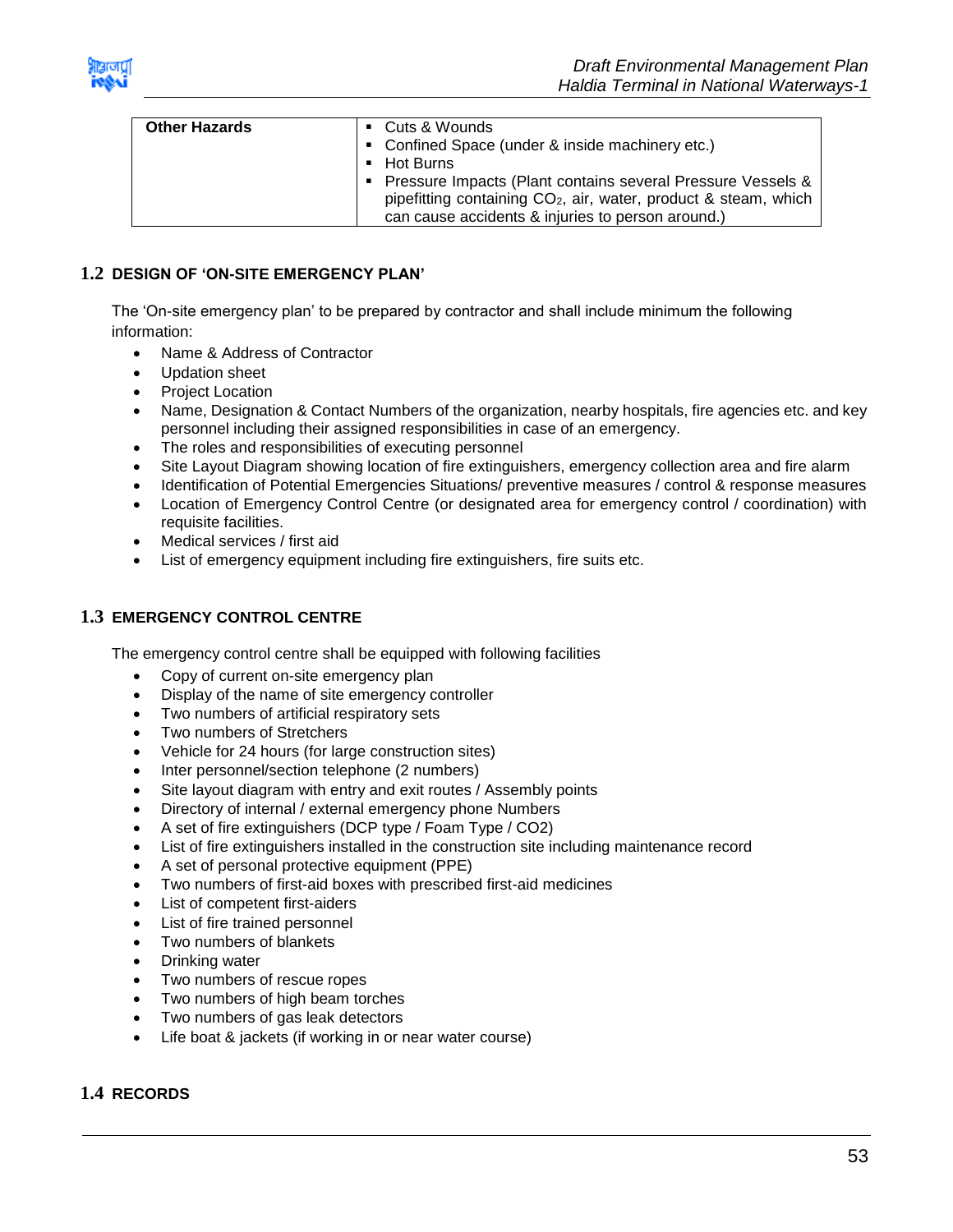| | |
|---|---|
| **Other Hazards** | ▪ Cuts & Wounds<br>▪ Confined Space (under & inside machinery etc.)<br>▪ Hot Burns<br>▪ Pressure Impacts (Plant contains several Pressure Vessels & pipefitting containing $CO_2$, air, water, product & steam, which can cause accidents & injuries to person around.) |

## 1.2 DESIGN OF 'ON-SITE EMERGENCY PLAN'

The 'On-site emergency plan' to be prepared by contractor and shall include minimum the following information:

- Name & Address of Contractor
- Updation sheet
- Project Location
- Name, Designation & Contact Numbers of the organization, nearby hospitals, fire agencies etc. and key personnel including their assigned responsibilities in case of an emergency.
- The roles and responsibilities of executing personnel
- Site Layout Diagram showing location of fire extinguishers, emergency collection area and fire alarm
- Identification of Potential Emergencies Situations/ preventive measures / control & response measures
- Location of Emergency Control Centre (or designated area for emergency control / coordination) with requisite facilities.
- Medical services / first aid
- List of emergency equipment including fire extinguishers, fire suits etc.

## 1.3 EMERGENCY CONTROL CENTRE

The emergency control centre shall be equipped with following facilities

- Copy of current on-site emergency plan
- Display of the name of site emergency controller
- Two numbers of artificial respiratory sets
- Two numbers of Stretchers
- Vehicle for 24 hours (for large construction sites)
- Inter personnel/section telephone (2 numbers)
- Site layout diagram with entry and exit routes / Assembly points
- Directory of internal / external emergency phone Numbers
- A set of fire extinguishers (DCP type / Foam Type / CO2)
- List of fire extinguishers installed in the construction site including maintenance record
- A set of personal protective equipment (PPE)
- Two numbers of first-aid boxes with prescribed first-aid medicines
- List of competent first-aiders
- List of fire trained personnel
- Two numbers of blankets
- Drinking water
- Two numbers of rescue ropes
- Two numbers of high beam torches
- Two numbers of gas leak detectors
- Life boat & jackets (if working in or near water course)

## 1.4 RECORDS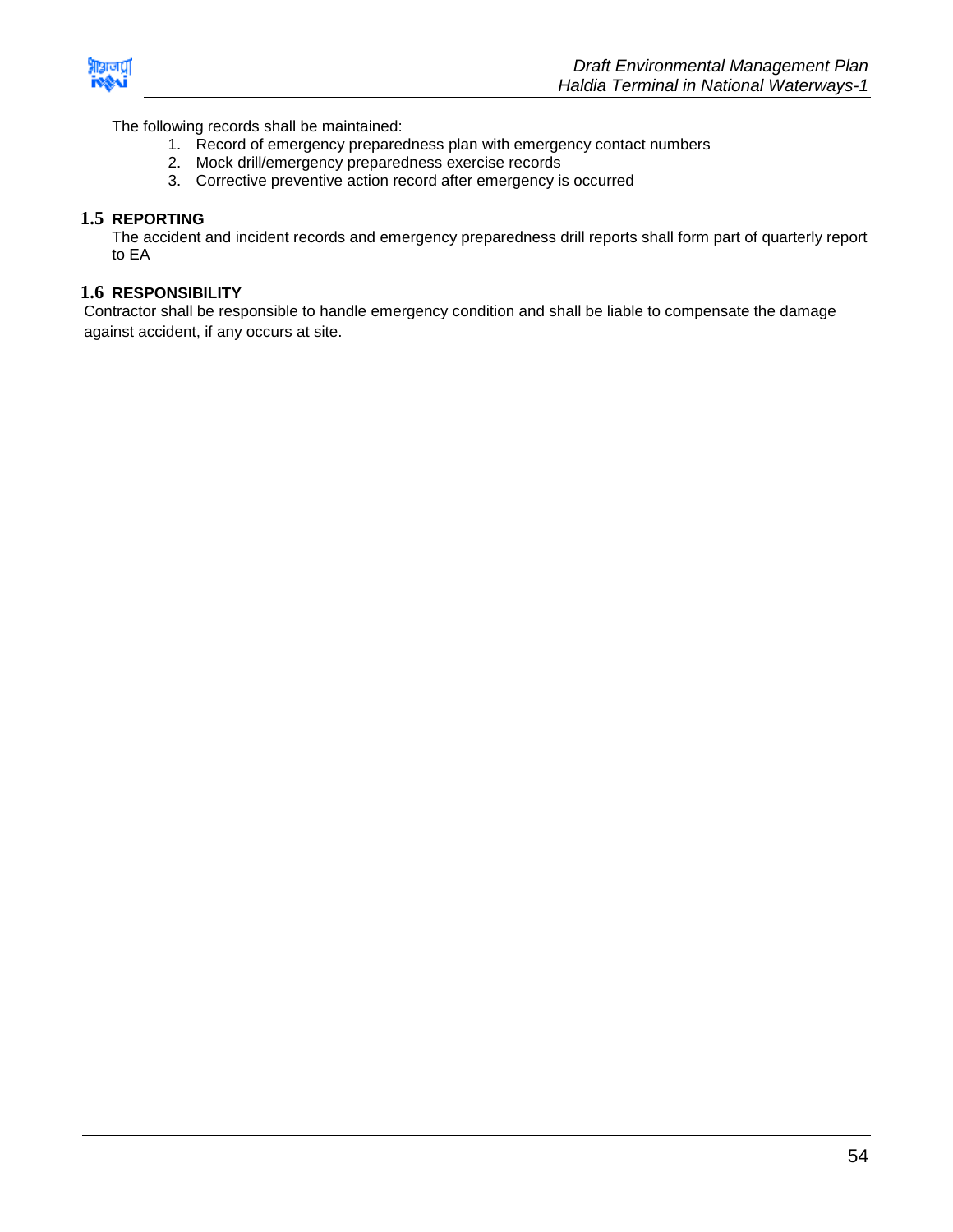The following records shall be maintained:

1. Record of emergency preparedness plan with emergency contact numbers
2. Mock drill/emergency preparedness exercise records
3. Corrective preventive action record after emergency is occurred

### 1.5 REPORTING

The accident and incident records and emergency preparedness drill reports shall form part of quarterly report to EA

### 1.6 RESPONSIBILITY

Contractor shall be responsible to handle emergency condition and shall be liable to compensate the damage against accident, if any occurs at site.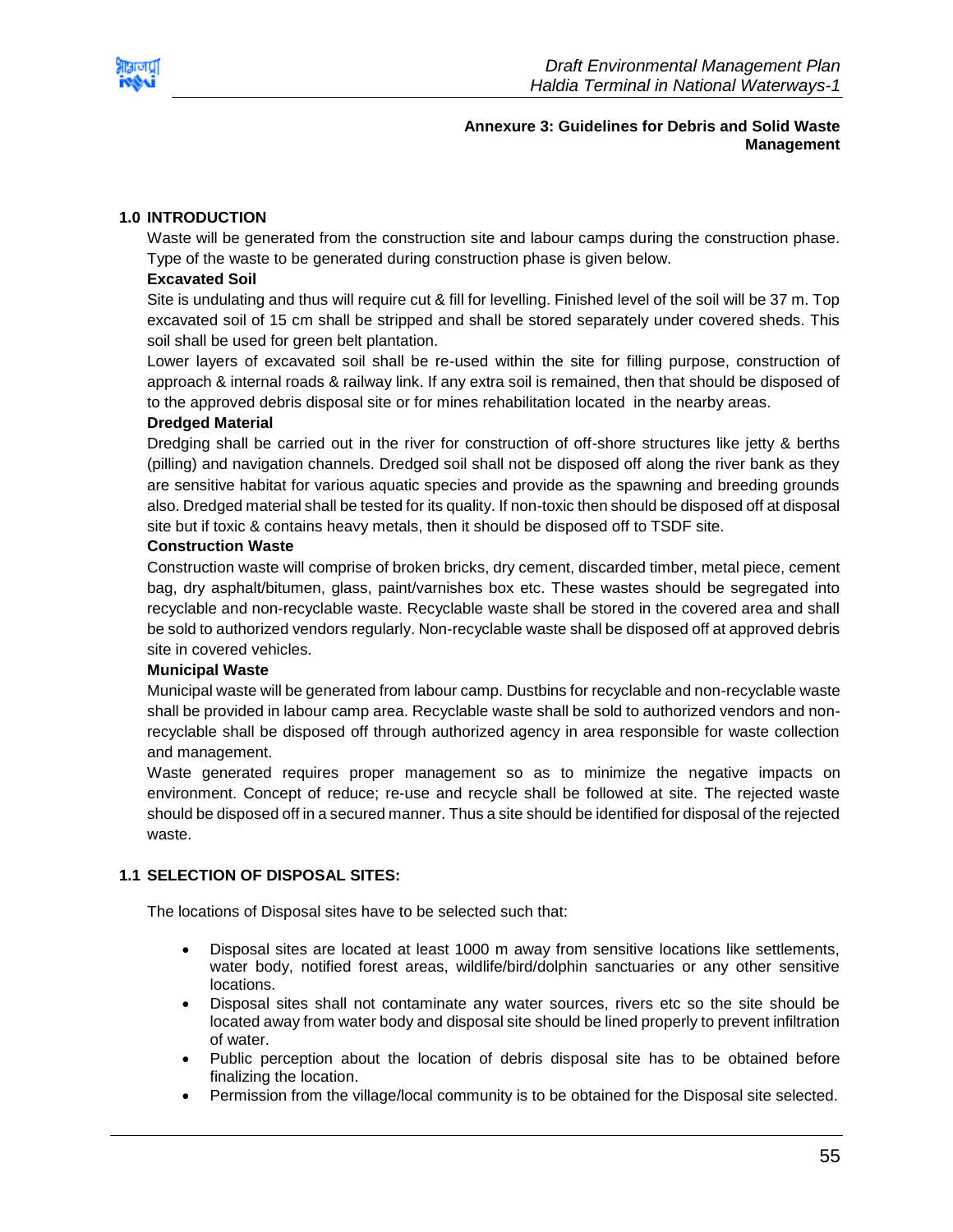**Annexure 3: Guidelines for Debris and Solid Waste Management**

## 1.0 INTRODUCTION

Waste will be generated from the construction site and labour camps during the construction phase. Type of the waste to be generated during construction phase is given below.

**Excavated Soil**

Site is undulating and thus will require cut & fill for levelling. Finished level of the soil will be 37 m. Top excavated soil of 15 cm shall be stripped and shall be stored separately under covered sheds. This soil shall be used for green belt plantation.

Lower layers of excavated soil shall be re-used within the site for filling purpose, construction of approach & internal roads & railway link. If any extra soil is remained, then that should be disposed of to the approved debris disposal site or for mines rehabilitation located in the nearby areas.

**Dredged Material**

Dredging shall be carried out in the river for construction of off-shore structures like jetty & berths (pilling) and navigation channels. Dredged soil shall not be disposed off along the river bank as they are sensitive habitat for various aquatic species and provide as the spawning and breeding grounds also. Dredged material shall be tested for its quality. If non-toxic then should be disposed off at disposal site but if toxic & contains heavy metals, then it should be disposed off to TSDF site.

**Construction Waste**

Construction waste will comprise of broken bricks, dry cement, discarded timber, metal piece, cement bag, dry asphalt/bitumen, glass, paint/varnishes box etc. These wastes should be segregated into recyclable and non-recyclable waste. Recyclable waste shall be stored in the covered area and shall be sold to authorized vendors regularly. Non-recyclable waste shall be disposed off at approved debris site in covered vehicles.

**Municipal Waste**

Municipal waste will be generated from labour camp. Dustbins for recyclable and non-recyclable waste shall be provided in labour camp area. Recyclable waste shall be sold to authorized vendors and non-recyclable shall be disposed off through authorized agency in area responsible for waste collection and management.

Waste generated requires proper management so as to minimize the negative impacts on environment. Concept of reduce; re-use and recycle shall be followed at site. The rejected waste should be disposed off in a secured manner. Thus a site should be identified for disposal of the rejected waste.

## 1.1 SELECTION OF DISPOSAL SITES:

The locations of Disposal sites have to be selected such that:

- Disposal sites are located at least 1000 m away from sensitive locations like settlements, water body, notified forest areas, wildlife/bird/dolphin sanctuaries or any other sensitive locations.
- Disposal sites shall not contaminate any water sources, rivers etc so the site should be located away from water body and disposal site should be lined properly to prevent infiltration of water.
- Public perception about the location of debris disposal site has to be obtained before finalizing the location.
- Permission from the village/local community is to be obtained for the Disposal site selected.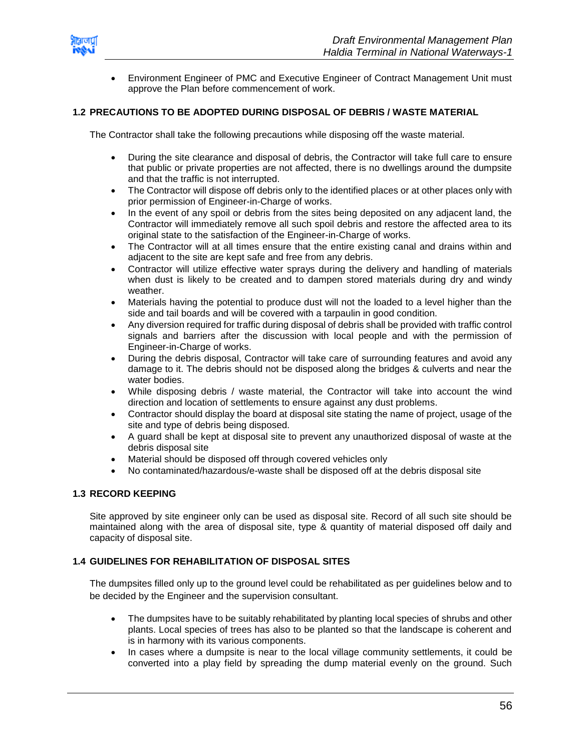- Environment Engineer of PMC and Executive Engineer of Contract Management Unit must approve the Plan before commencement of work.

## 1.2 PRECAUTIONS TO BE ADOPTED DURING DISPOSAL OF DEBRIS / WASTE MATERIAL

The Contractor shall take the following precautions while disposing off the waste material.

- During the site clearance and disposal of debris, the Contractor will take full care to ensure that public or private properties are not affected, there is no dwellings around the dumpsite and that the traffic is not interrupted.
- The Contractor will dispose off debris only to the identified places or at other places only with prior permission of Engineer-in-Charge of works.
- In the event of any spoil or debris from the sites being deposited on any adjacent land, the Contractor will immediately remove all such spoil debris and restore the affected area to its original state to the satisfaction of the Engineer-in-Charge of works.
- The Contractor will at all times ensure that the entire existing canal and drains within and adjacent to the site are kept safe and free from any debris.
- Contractor will utilize effective water sprays during the delivery and handling of materials when dust is likely to be created and to dampen stored materials during dry and windy weather.
- Materials having the potential to produce dust will not the loaded to a level higher than the side and tail boards and will be covered with a tarpaulin in good condition.
- Any diversion required for traffic during disposal of debris shall be provided with traffic control signals and barriers after the discussion with local people and with the permission of Engineer-in-Charge of works.
- During the debris disposal, Contractor will take care of surrounding features and avoid any damage to it. The debris should not be disposed along the bridges & culverts and near the water bodies.
- While disposing debris / waste material, the Contractor will take into account the wind direction and location of settlements to ensure against any dust problems.
- Contractor should display the board at disposal site stating the name of project, usage of the site and type of debris being disposed.
- A guard shall be kept at disposal site to prevent any unauthorized disposal of waste at the debris disposal site
- Material should be disposed off through covered vehicles only
- No contaminated/hazardous/e-waste shall be disposed off at the debris disposal site

## 1.3 RECORD KEEPING

Site approved by site engineer only can be used as disposal site. Record of all such site should be maintained along with the area of disposal site, type & quantity of material disposed off daily and capacity of disposal site.

## 1.4 GUIDELINES FOR REHABILITATION OF DISPOSAL SITES

The dumpsites filled only up to the ground level could be rehabilitated as per guidelines below and to be decided by the Engineer and the supervision consultant.

- The dumpsites have to be suitably rehabilitated by planting local species of shrubs and other plants. Local species of trees has also to be planted so that the landscape is coherent and is in harmony with its various components.
- In cases where a dumpsite is near to the local village community settlements, it could be converted into a play field by spreading the dump material evenly on the ground. Such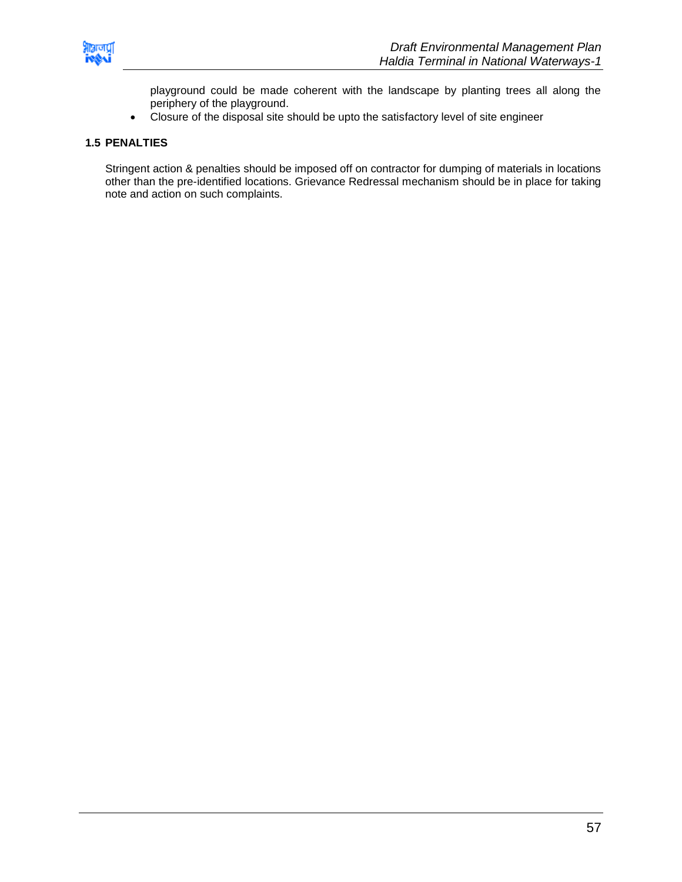playground could be made coherent with the landscape by planting trees all along the periphery of the playground.

- Closure of the disposal site should be upto the satisfactory level of site engineer

## 1.5 PENALTIES

Stringent action & penalties should be imposed off on contractor for dumping of materials in locations other than the pre-identified locations. Grievance Redressal mechanism should be in place for taking note and action on such complaints.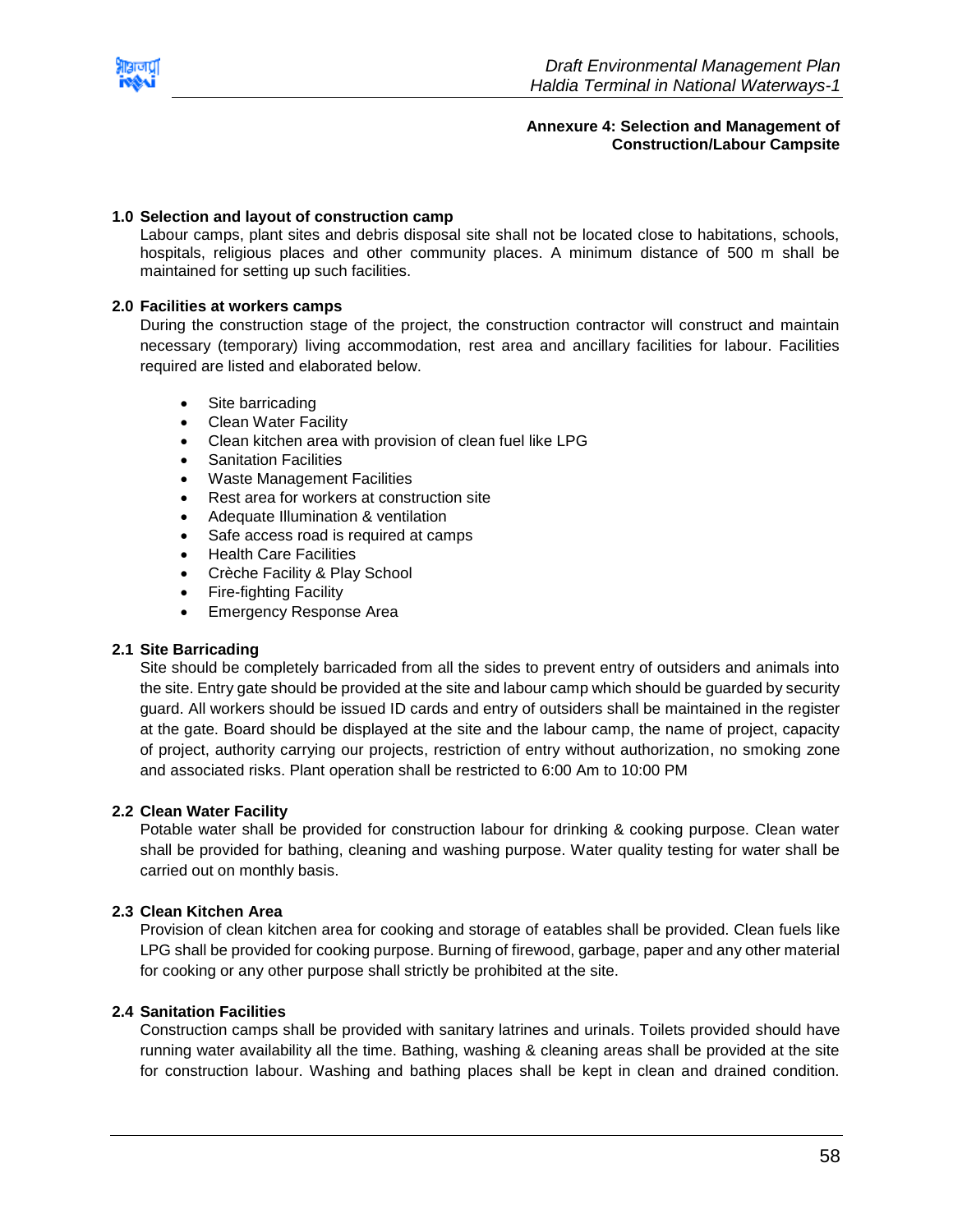**Annexure 4: Selection and Management of Construction/Labour Campsite**

### 1.0 Selection and layout of construction camp

Labour camps, plant sites and debris disposal site shall not be located close to habitations, schools, hospitals, religious places and other community places. A minimum distance of 500 m shall be maintained for setting up such facilities.

### 2.0 Facilities at workers camps

During the construction stage of the project, the construction contractor will construct and maintain necessary (temporary) living accommodation, rest area and ancillary facilities for labour. Facilities required are listed and elaborated below.

- Site barricading
- Clean Water Facility
- Clean kitchen area with provision of clean fuel like LPG
- Sanitation Facilities
- Waste Management Facilities
- Rest area for workers at construction site
- Adequate Illumination & ventilation
- Safe access road is required at camps
- Health Care Facilities
- Crèche Facility & Play School
- Fire-fighting Facility
- Emergency Response Area

### 2.1 Site Barricading

Site should be completely barricaded from all the sides to prevent entry of outsiders and animals into the site. Entry gate should be provided at the site and labour camp which should be guarded by security guard. All workers should be issued ID cards and entry of outsiders shall be maintained in the register at the gate. Board should be displayed at the site and the labour camp, the name of project, capacity of project, authority carrying our projects, restriction of entry without authorization, no smoking zone and associated risks. Plant operation shall be restricted to 6:00 Am to 10:00 PM

### 2.2 Clean Water Facility

Potable water shall be provided for construction labour for drinking & cooking purpose. Clean water shall be provided for bathing, cleaning and washing purpose. Water quality testing for water shall be carried out on monthly basis.

### 2.3 Clean Kitchen Area

Provision of clean kitchen area for cooking and storage of eatables shall be provided. Clean fuels like LPG shall be provided for cooking purpose. Burning of firewood, garbage, paper and any other material for cooking or any other purpose shall strictly be prohibited at the site.

### 2.4 Sanitation Facilities

Construction camps shall be provided with sanitary latrines and urinals. Toilets provided should have running water availability all the time. Bathing, washing & cleaning areas shall be provided at the site for construction labour. Washing and bathing places shall be kept in clean and drained condition.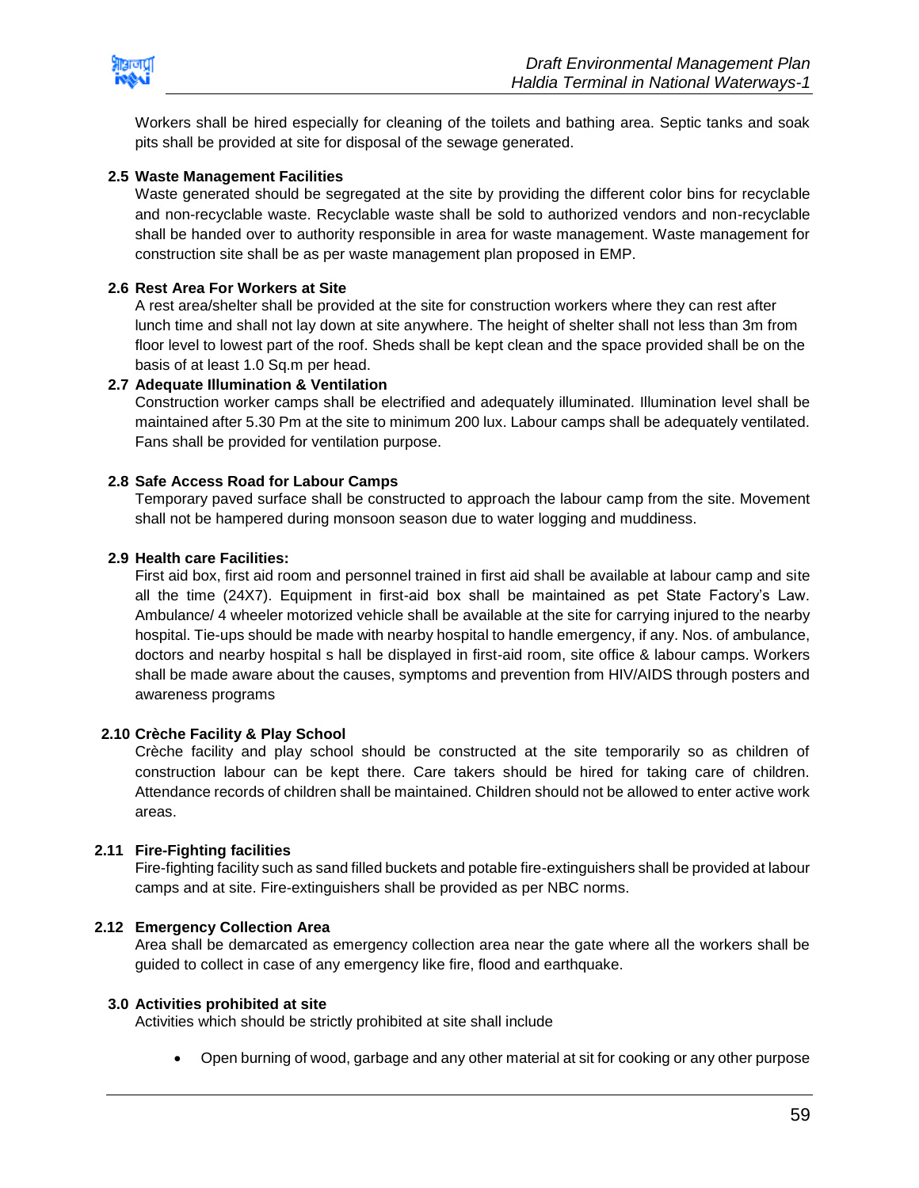Workers shall be hired especially for cleaning of the toilets and bathing area. Septic tanks and soak pits shall be provided at site for disposal of the sewage generated.

### 2.5 Waste Management Facilities

Waste generated should be segregated at the site by providing the different color bins for recyclable and non-recyclable waste. Recyclable waste shall be sold to authorized vendors and non-recyclable shall be handed over to authority responsible in area for waste management. Waste management for construction site shall be as per waste management plan proposed in EMP.

### 2.6 Rest Area For Workers at Site

A rest area/shelter shall be provided at the site for construction workers where they can rest after lunch time and shall not lay down at site anywhere. The height of shelter shall not less than 3m from floor level to lowest part of the roof. Sheds shall be kept clean and the space provided shall be on the basis of at least 1.0 Sq.m per head.

### 2.7 Adequate Illumination & Ventilation

Construction worker camps shall be electrified and adequately illuminated. Illumination level shall be maintained after 5.30 Pm at the site to minimum 200 lux. Labour camps shall be adequately ventilated. Fans shall be provided for ventilation purpose.

### 2.8 Safe Access Road for Labour Camps

Temporary paved surface shall be constructed to approach the labour camp from the site. Movement shall not be hampered during monsoon season due to water logging and muddiness.

### 2.9 Health care Facilities:

First aid box, first aid room and personnel trained in first aid shall be available at labour camp and site all the time (24X7). Equipment in first-aid box shall be maintained as pet State Factory's Law. Ambulance/ 4 wheeler motorized vehicle shall be available at the site for carrying injured to the nearby hospital. Tie-ups should be made with nearby hospital to handle emergency, if any. Nos. of ambulance, doctors and nearby hospital s hall be displayed in first-aid room, site office & labour camps. Workers shall be made aware about the causes, symptoms and prevention from HIV/AIDS through posters and awareness programs

### 2.10 Crèche Facility & Play School

Crèche facility and play school should be constructed at the site temporarily so as children of construction labour can be kept there. Care takers should be hired for taking care of children. Attendance records of children shall be maintained. Children should not be allowed to enter active work areas.

### 2.11 Fire-Fighting facilities

Fire-fighting facility such as sand filled buckets and potable fire-extinguishers shall be provided at labour camps and at site. Fire-extinguishers shall be provided as per NBC norms.

### 2.12 Emergency Collection Area

Area shall be demarcated as emergency collection area near the gate where all the workers shall be guided to collect in case of any emergency like fire, flood and earthquake.

## 3.0 Activities prohibited at site

Activities which should be strictly prohibited at site shall include

- Open burning of wood, garbage and any other material at sit for cooking or any other purpose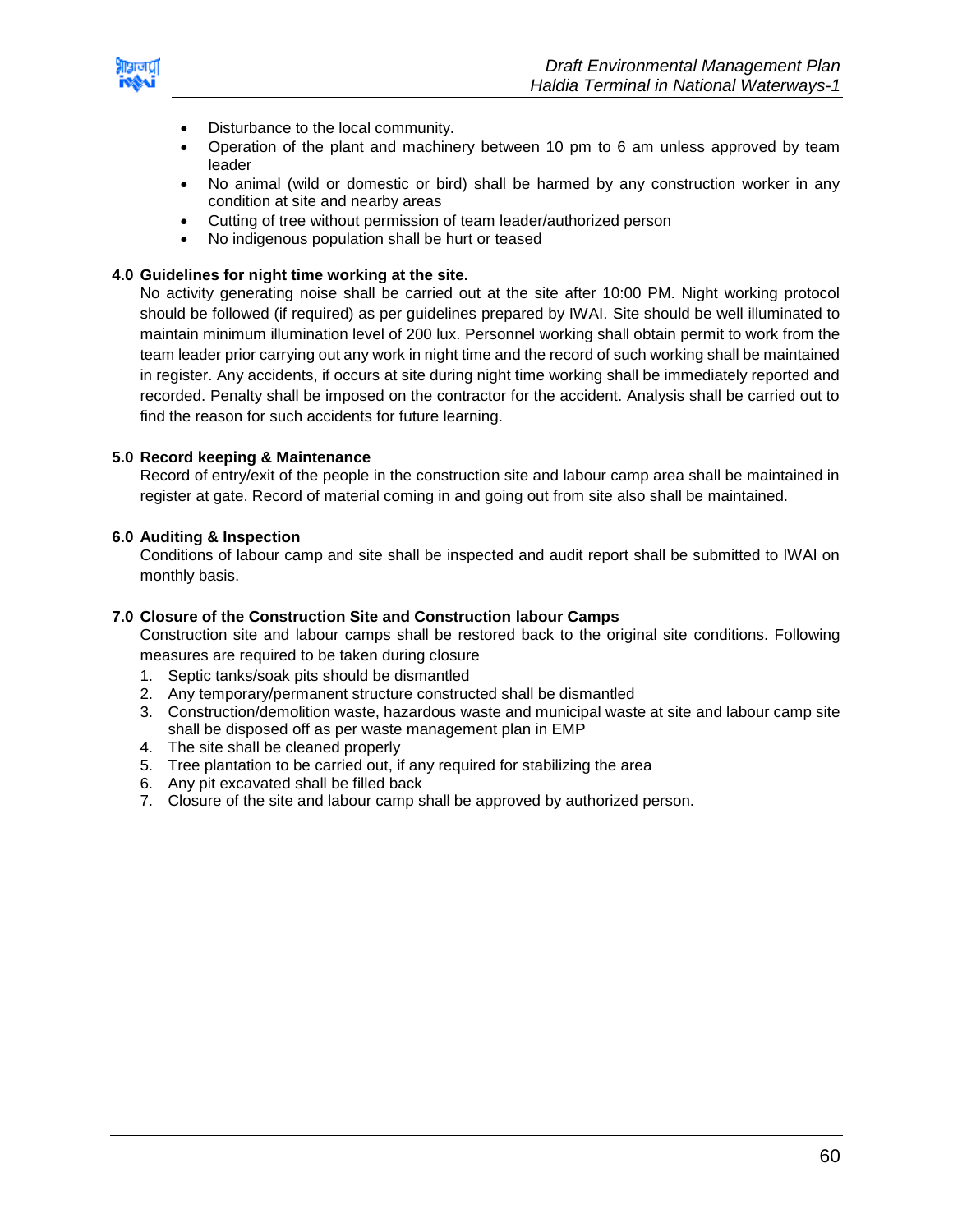- Disturbance to the local community.
- Operation of the plant and machinery between 10 pm to 6 am unless approved by team leader
- No animal (wild or domestic or bird) shall be harmed by any construction worker in any condition at site and nearby areas
- Cutting of tree without permission of team leader/authorized person
- No indigenous population shall be hurt or teased

### 4.0 Guidelines for night time working at the site.

No activity generating noise shall be carried out at the site after 10:00 PM. Night working protocol should be followed (if required) as per guidelines prepared by IWAI. Site should be well illuminated to maintain minimum illumination level of 200 lux. Personnel working shall obtain permit to work from the team leader prior carrying out any work in night time and the record of such working shall be maintained in register. Any accidents, if occurs at site during night time working shall be immediately reported and recorded. Penalty shall be imposed on the contractor for the accident. Analysis shall be carried out to find the reason for such accidents for future learning.

### 5.0 Record keeping & Maintenance

Record of entry/exit of the people in the construction site and labour camp area shall be maintained in register at gate. Record of material coming in and going out from site also shall be maintained.

### 6.0 Auditing & Inspection

Conditions of labour camp and site shall be inspected and audit report shall be submitted to IWAI on monthly basis.

### 7.0 Closure of the Construction Site and Construction labour Camps

Construction site and labour camps shall be restored back to the original site conditions. Following measures are required to be taken during closure

1. Septic tanks/soak pits should be dismantled
2. Any temporary/permanent structure constructed shall be dismantled
3. Construction/demolition waste, hazardous waste and municipal waste at site and labour camp site shall be disposed off as per waste management plan in EMP
4. The site shall be cleaned properly
5. Tree plantation to be carried out, if any required for stabilizing the area
6. Any pit excavated shall be filled back
7. Closure of the site and labour camp shall be approved by authorized person.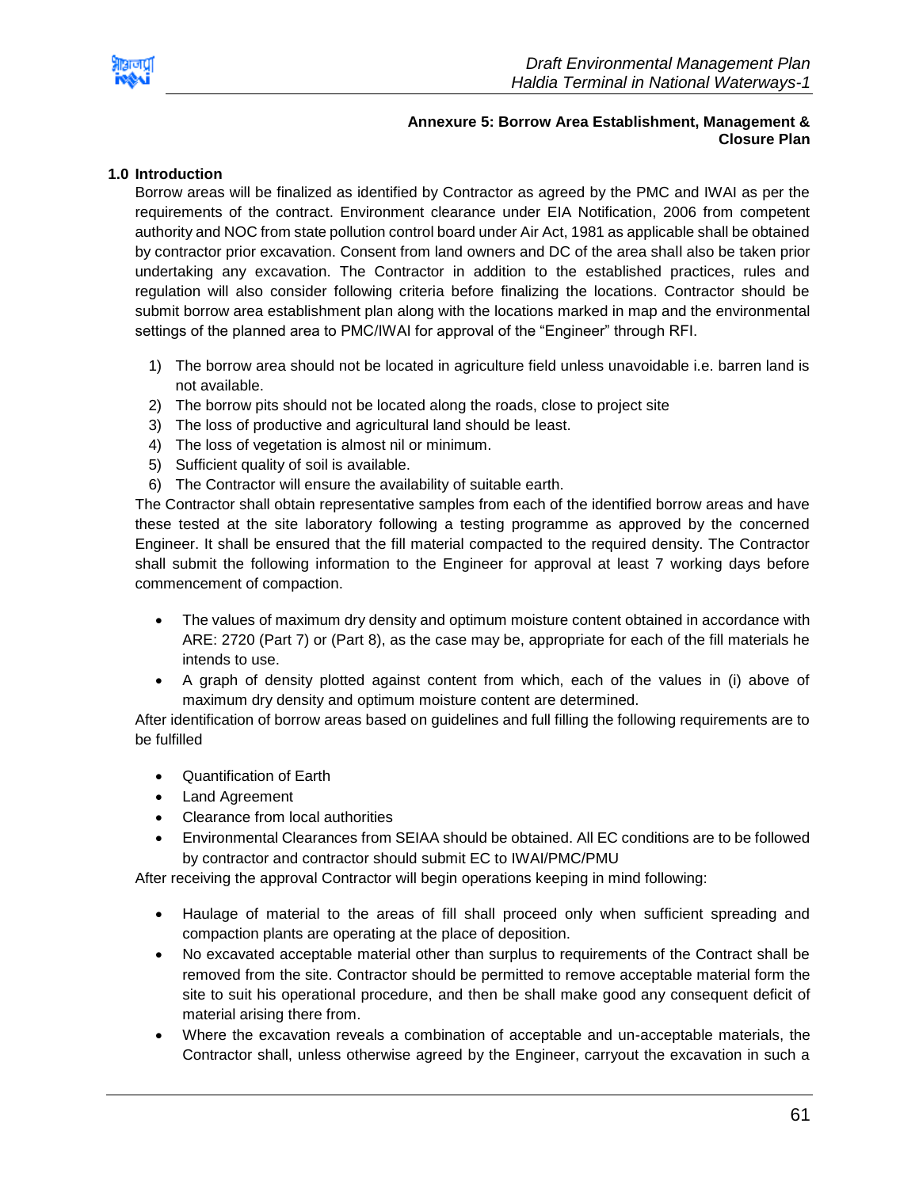**Annexure 5: Borrow Area Establishment, Management & Closure Plan**

## 1.0 Introduction

Borrow areas will be finalized as identified by Contractor as agreed by the PMC and IWAI as per the requirements of the contract. Environment clearance under EIA Notification, 2006 from competent authority and NOC from state pollution control board under Air Act, 1981 as applicable shall be obtained by contractor prior excavation. Consent from land owners and DC of the area shall also be taken prior undertaking any excavation. The Contractor in addition to the established practices, rules and regulation will also consider following criteria before finalizing the locations. Contractor should be submit borrow area establishment plan along with the locations marked in map and the environmental settings of the planned area to PMC/IWAI for approval of the "Engineer" through RFI.

1) The borrow area should not be located in agriculture field unless unavoidable i.e. barren land is not available.
2) The borrow pits should not be located along the roads, close to project site
3) The loss of productive and agricultural land should be least.
4) The loss of vegetation is almost nil or minimum.
5) Sufficient quality of soil is available.
6) The Contractor will ensure the availability of suitable earth.

The Contractor shall obtain representative samples from each of the identified borrow areas and have these tested at the site laboratory following a testing programme as approved by the concerned Engineer. It shall be ensured that the fill material compacted to the required density. The Contractor shall submit the following information to the Engineer for approval at least 7 working days before commencement of compaction.

- The values of maximum dry density and optimum moisture content obtained in accordance with ARE: 2720 (Part 7) or (Part 8), as the case may be, appropriate for each of the fill materials he intends to use.
- A graph of density plotted against content from which, each of the values in (i) above of maximum dry density and optimum moisture content are determined.

After identification of borrow areas based on guidelines and full filling the following requirements are to be fulfilled

- Quantification of Earth
- Land Agreement
- Clearance from local authorities
- Environmental Clearances from SEIAA should be obtained. All EC conditions are to be followed by contractor and contractor should submit EC to IWAI/PMC/PMU

After receiving the approval Contractor will begin operations keeping in mind following:

- Haulage of material to the areas of fill shall proceed only when sufficient spreading and compaction plants are operating at the place of deposition.
- No excavated acceptable material other than surplus to requirements of the Contract shall be removed from the site. Contractor should be permitted to remove acceptable material form the site to suit his operational procedure, and then be shall make good any consequent deficit of material arising there from.
- Where the excavation reveals a combination of acceptable and un-acceptable materials, the Contractor shall, unless otherwise agreed by the Engineer, carryout the excavation in such a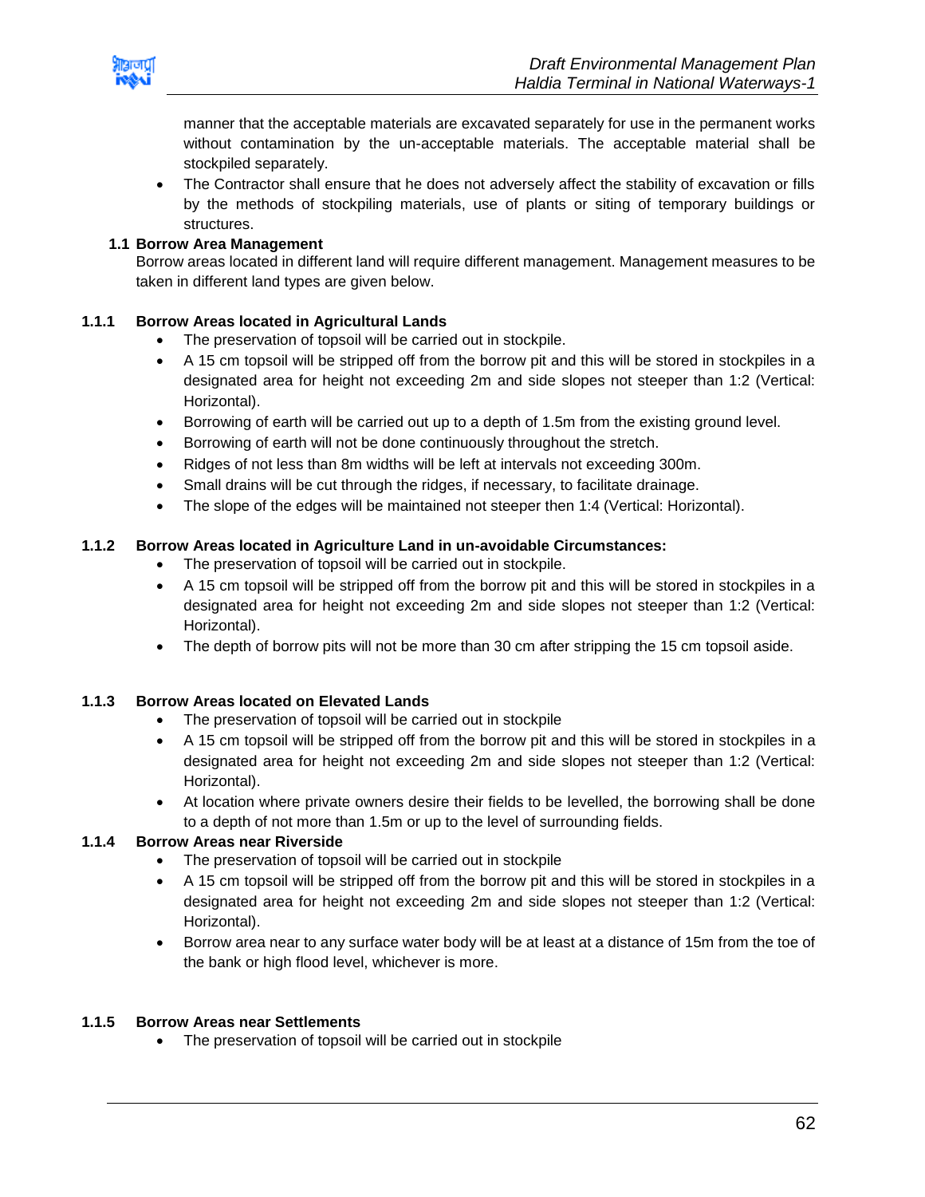manner that the acceptable materials are excavated separately for use in the permanent works without contamination by the un-acceptable materials. The acceptable material shall be stockpiled separately.

- The Contractor shall ensure that he does not adversely affect the stability of excavation or fills by the methods of stockpiling materials, use of plants or siting of temporary buildings or structures.

## 1.1 Borrow Area Management

Borrow areas located in different land will require different management. Management measures to be taken in different land types are given below.

### 1.1.1 Borrow Areas located in Agricultural Lands

- The preservation of topsoil will be carried out in stockpile.
- A 15 cm topsoil will be stripped off from the borrow pit and this will be stored in stockpiles in a designated area for height not exceeding 2m and side slopes not steeper than 1:2 (Vertical: Horizontal).
- Borrowing of earth will be carried out up to a depth of 1.5m from the existing ground level.
- Borrowing of earth will not be done continuously throughout the stretch.
- Ridges of not less than 8m widths will be left at intervals not exceeding 300m.
- Small drains will be cut through the ridges, if necessary, to facilitate drainage.
- The slope of the edges will be maintained not steeper then 1:4 (Vertical: Horizontal).

### 1.1.2 Borrow Areas located in Agriculture Land in un-avoidable Circumstances:

- The preservation of topsoil will be carried out in stockpile.
- A 15 cm topsoil will be stripped off from the borrow pit and this will be stored in stockpiles in a designated area for height not exceeding 2m and side slopes not steeper than 1:2 (Vertical: Horizontal).
- The depth of borrow pits will not be more than 30 cm after stripping the 15 cm topsoil aside.

### 1.1.3 Borrow Areas located on Elevated Lands

- The preservation of topsoil will be carried out in stockpile
- A 15 cm topsoil will be stripped off from the borrow pit and this will be stored in stockpiles in a designated area for height not exceeding 2m and side slopes not steeper than 1:2 (Vertical: Horizontal).
- At location where private owners desire their fields to be levelled, the borrowing shall be done to a depth of not more than 1.5m or up to the level of surrounding fields.

### 1.1.4 Borrow Areas near Riverside

- The preservation of topsoil will be carried out in stockpile
- A 15 cm topsoil will be stripped off from the borrow pit and this will be stored in stockpiles in a designated area for height not exceeding 2m and side slopes not steeper than 1:2 (Vertical: Horizontal).
- Borrow area near to any surface water body will be at least at a distance of 15m from the toe of the bank or high flood level, whichever is more.

### 1.1.5 Borrow Areas near Settlements

- The preservation of topsoil will be carried out in stockpile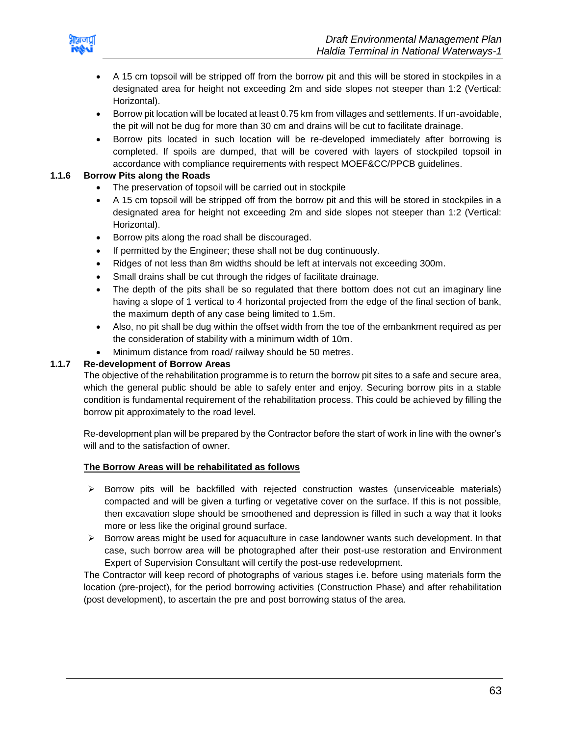- A 15 cm topsoil will be stripped off from the borrow pit and this will be stored in stockpiles in a designated area for height not exceeding 2m and side slopes not steeper than 1:2 (Vertical: Horizontal).
- Borrow pit location will be located at least 0.75 km from villages and settlements. If un-avoidable, the pit will not be dug for more than 30 cm and drains will be cut to facilitate drainage.
- Borrow pits located in such location will be re-developed immediately after borrowing is completed. If spoils are dumped, that will be covered with layers of stockpiled topsoil in accordance with compliance requirements with respect MOEF&CC/PPCB guidelines.

### 1.1.6 Borrow Pits along the Roads

- The preservation of topsoil will be carried out in stockpile
- A 15 cm topsoil will be stripped off from the borrow pit and this will be stored in stockpiles in a designated area for height not exceeding 2m and side slopes not steeper than 1:2 (Vertical: Horizontal).
- Borrow pits along the road shall be discouraged.
- If permitted by the Engineer; these shall not be dug continuously.
- Ridges of not less than 8m widths should be left at intervals not exceeding 300m.
- Small drains shall be cut through the ridges of facilitate drainage.
- The depth of the pits shall be so regulated that there bottom does not cut an imaginary line having a slope of 1 vertical to 4 horizontal projected from the edge of the final section of bank, the maximum depth of any case being limited to 1.5m.
- Also, no pit shall be dug within the offset width from the toe of the embankment required as per the consideration of stability with a minimum width of 10m.
- Minimum distance from road/ railway should be 50 metres.

### 1.1.7 Re-development of Borrow Areas

The objective of the rehabilitation programme is to return the borrow pit sites to a safe and secure area, which the general public should be able to safely enter and enjoy. Securing borrow pits in a stable condition is fundamental requirement of the rehabilitation process. This could be achieved by filling the borrow pit approximately to the road level.

Re-development plan will be prepared by the Contractor before the start of work in line with the owner's will and to the satisfaction of owner.

**<u>The Borrow Areas will be rehabilitated as follows</u>**

- Borrow pits will be backfilled with rejected construction wastes (unserviceable materials) compacted and will be given a turfing or vegetative cover on the surface. If this is not possible, then excavation slope should be smoothened and depression is filled in such a way that it looks more or less like the original ground surface.
- Borrow areas might be used for aquaculture in case landowner wants such development. In that case, such borrow area will be photographed after their post-use restoration and Environment Expert of Supervision Consultant will certify the post-use redevelopment.

The Contractor will keep record of photographs of various stages i.e. before using materials form the location (pre-project), for the period borrowing activities (Construction Phase) and after rehabilitation (post development), to ascertain the pre and post borrowing status of the area.